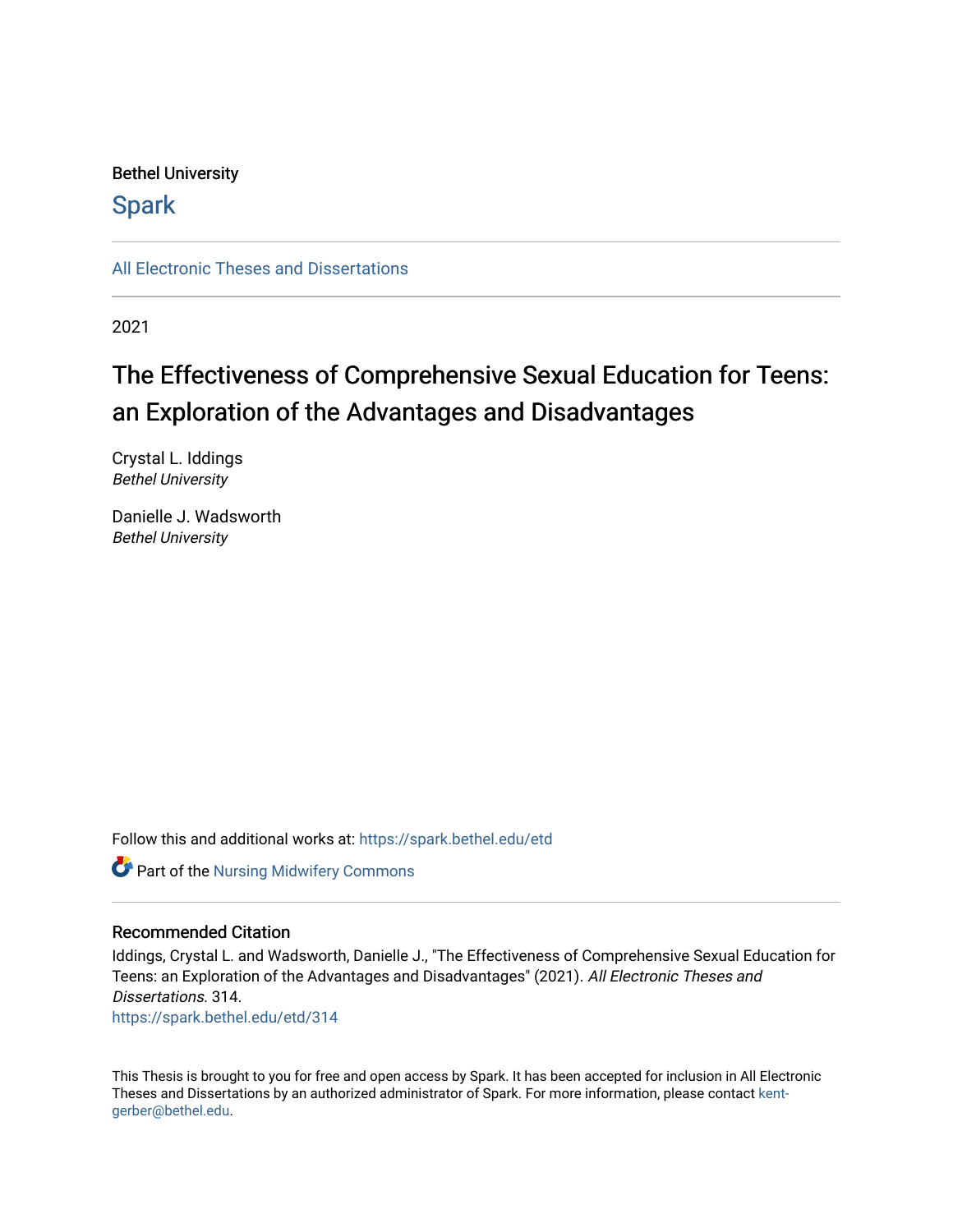Bethel University

Spark

All Electronic Theses and Dissertations

2021

# The Effectiveness of Comprehensive Sexual Education for Teens: an Exploration of the Advantages and Disadvantages

Crystal L. Iddings
*Bethel University*

Danielle J. Wadsworth
*Bethel University*

Follow this and additional works at: https://spark.bethel.edu/etd

Part of the Nursing Midwifery Commons

### Recommended Citation

Iddings, Crystal L. and Wadsworth, Danielle J., "The Effectiveness of Comprehensive Sexual Education for Teens: an Exploration of the Advantages and Disadvantages" (2021). *All Electronic Theses and Dissertations*. 314.
https://spark.bethel.edu/etd/314

This Thesis is brought to you for free and open access by Spark. It has been accepted for inclusion in All Electronic Theses and Dissertations by an authorized administrator of Spark. For more information, please contact kent-gerber@bethel.edu.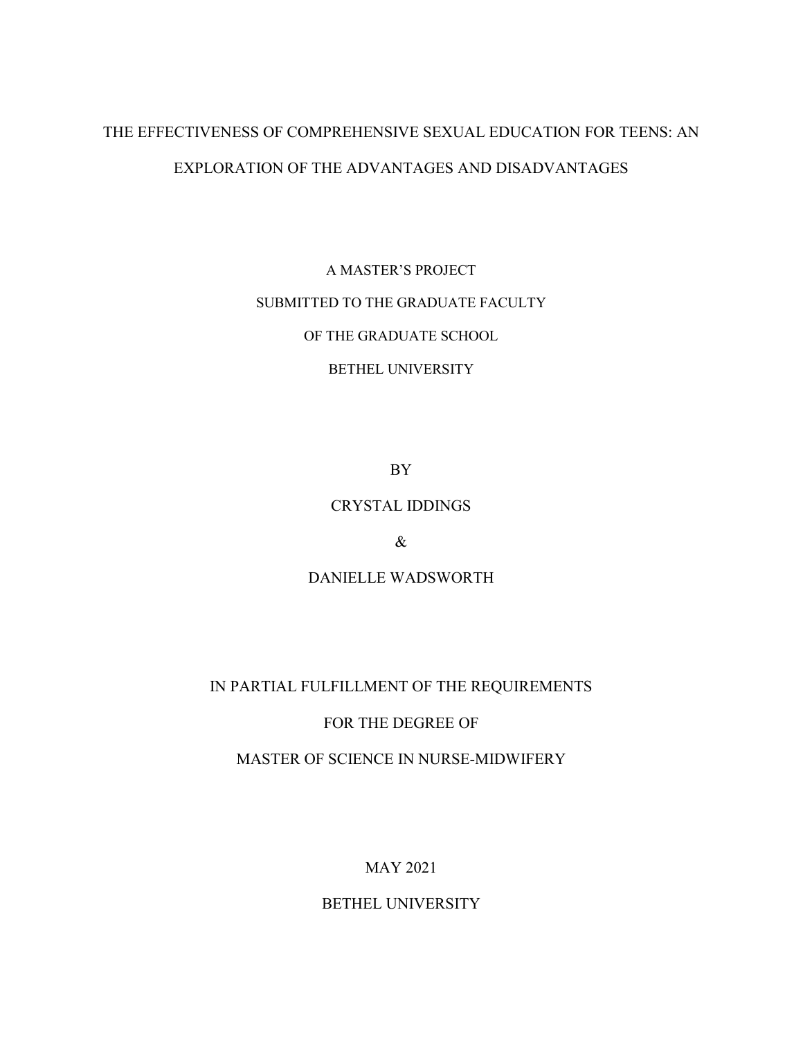# THE EFFECTIVENESS OF COMPREHENSIVE SEXUAL EDUCATION FOR TEENS: AN EXPLORATION OF THE ADVANTAGES AND DISADVANTAGES

A MASTER'S PROJECT

SUBMITTED TO THE GRADUATE FACULTY

OF THE GRADUATE SCHOOL

BETHEL UNIVERSITY

BY

CRYSTAL IDDINGS

&

DANIELLE WADSWORTH

IN PARTIAL FULFILLMENT OF THE REQUIREMENTS

FOR THE DEGREE OF

MASTER OF SCIENCE IN NURSE-MIDWIFERY

MAY 2021

BETHEL UNIVERSITY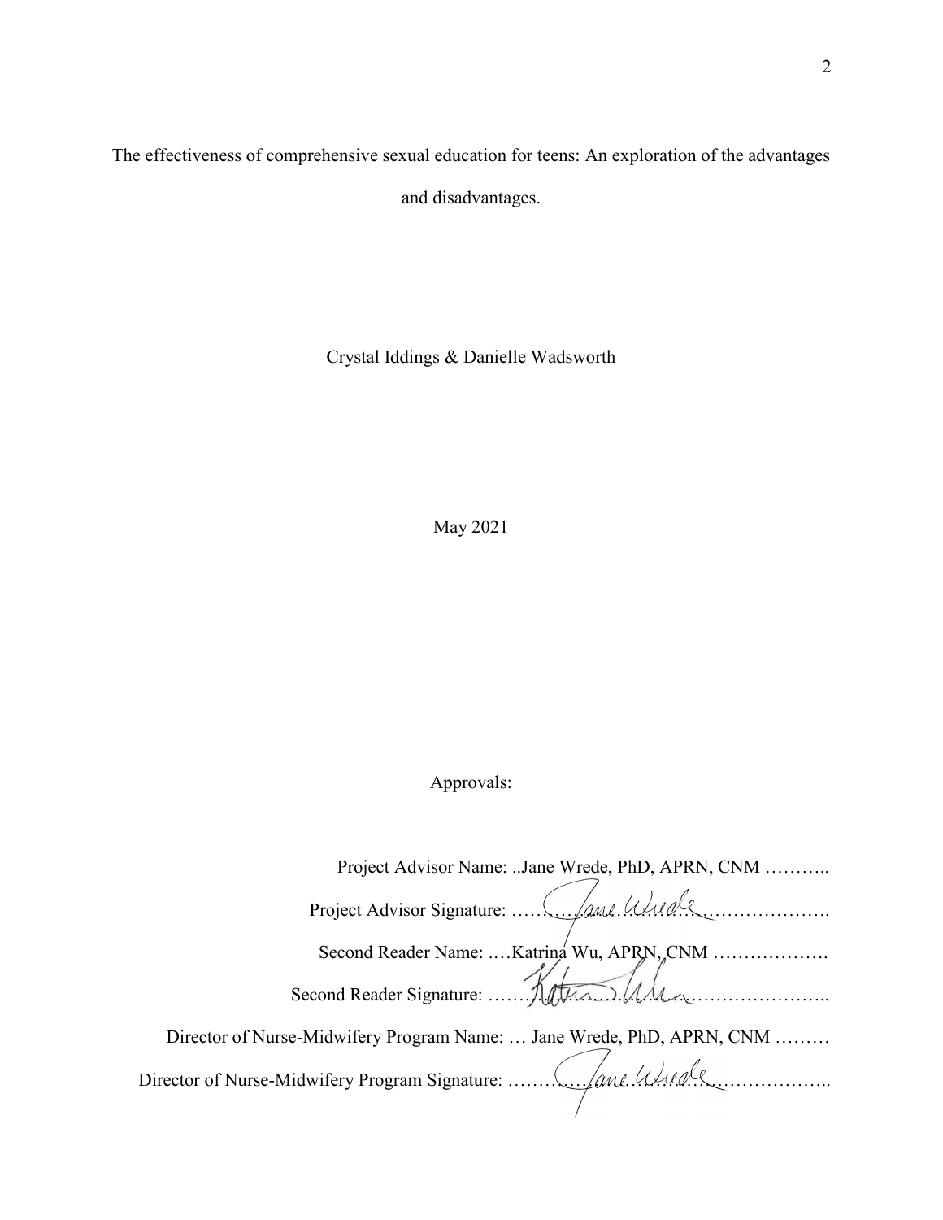The effectiveness of comprehensive sexual education for teens: An exploration of the advantages and disadvantages.

Crystal Iddings & Danielle Wadsworth

May 2021

Approvals:

Project Advisor Name: ..Jane Wrede, PhD, APRN, CNM ………..

Project Advisor Signature: ……Jane Wrede…………………….

Second Reader Name: .…Katrina Wu, APRN, CNM ……………….

Second Reader Signature: ……Katrina Wu……………………..

Director of Nurse-Midwifery Program Name: … Jane Wrede, PhD, APRN, CNM ………

Director of Nurse-Midwifery Program Signature: ……Jane Wrede………………..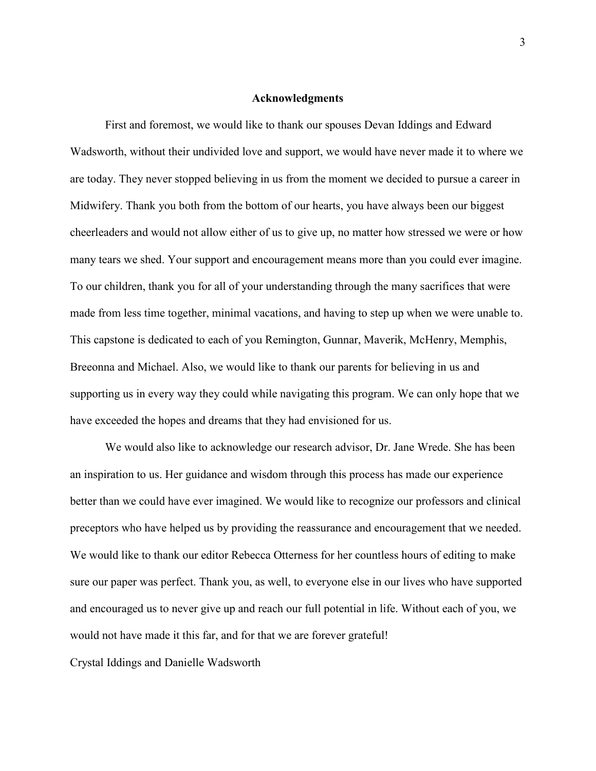# Acknowledgments

First and foremost, we would like to thank our spouses Devan Iddings and Edward Wadsworth, without their undivided love and support, we would have never made it to where we are today. They never stopped believing in us from the moment we decided to pursue a career in Midwifery. Thank you both from the bottom of our hearts, you have always been our biggest cheerleaders and would not allow either of us to give up, no matter how stressed we were or how many tears we shed. Your support and encouragement means more than you could ever imagine. To our children, thank you for all of your understanding through the many sacrifices that were made from less time together, minimal vacations, and having to step up when we were unable to. This capstone is dedicated to each of you Remington, Gunnar, Maverik, McHenry, Memphis, Breeonna and Michael. Also, we would like to thank our parents for believing in us and supporting us in every way they could while navigating this program. We can only hope that we have exceeded the hopes and dreams that they had envisioned for us.

We would also like to acknowledge our research advisor, Dr. Jane Wrede. She has been an inspiration to us. Her guidance and wisdom through this process has made our experience better than we could have ever imagined. We would like to recognize our professors and clinical preceptors who have helped us by providing the reassurance and encouragement that we needed. We would like to thank our editor Rebecca Otterness for her countless hours of editing to make sure our paper was perfect. Thank you, as well, to everyone else in our lives who have supported and encouraged us to never give up and reach our full potential in life. Without each of you, we would not have made it this far, and for that we are forever grateful!

Crystal Iddings and Danielle Wadsworth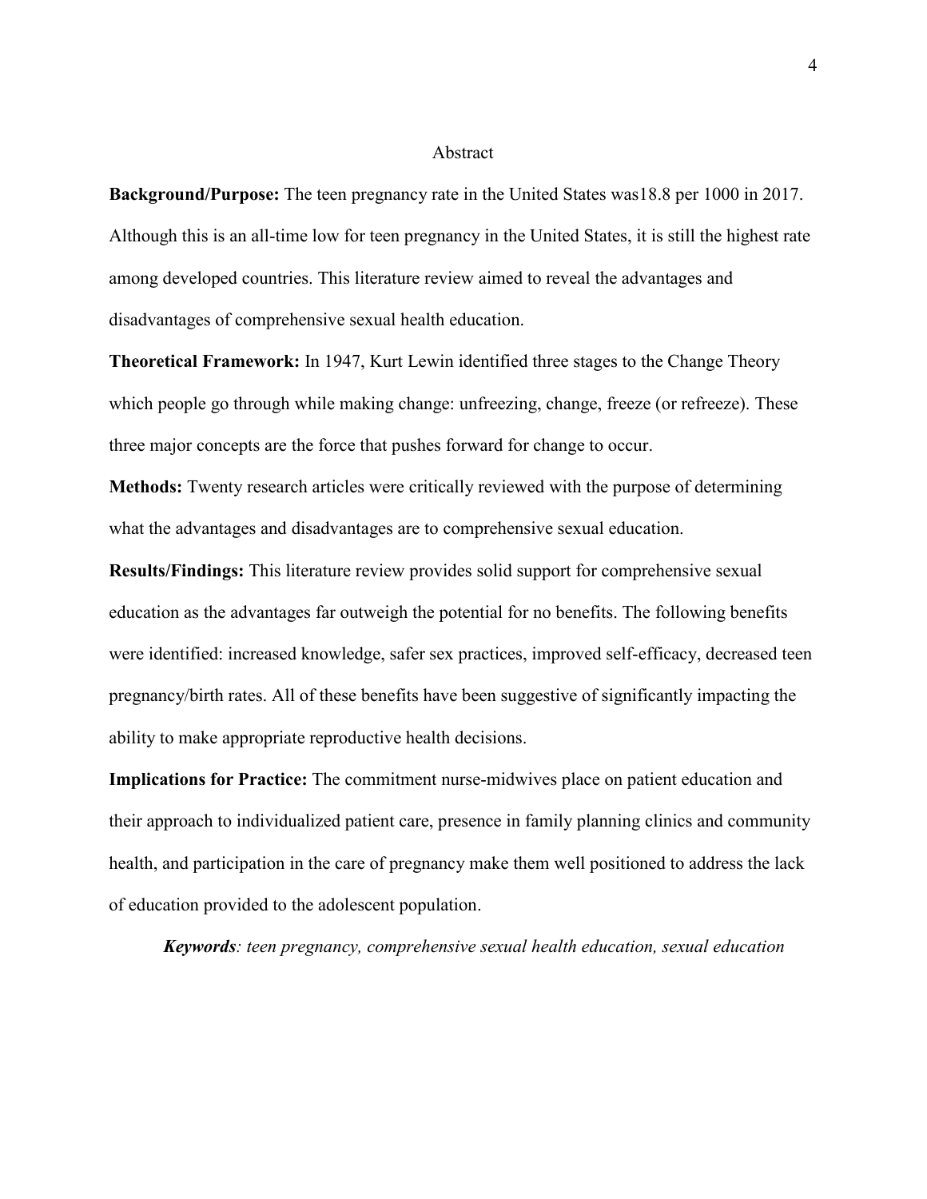# Abstract

**Background/Purpose:** The teen pregnancy rate in the United States was18.8 per 1000 in 2017. Although this is an all-time low for teen pregnancy in the United States, it is still the highest rate among developed countries. This literature review aimed to reveal the advantages and disadvantages of comprehensive sexual health education.

**Theoretical Framework:** In 1947, Kurt Lewin identified three stages to the Change Theory which people go through while making change: unfreezing, change, freeze (or refreeze). These three major concepts are the force that pushes forward for change to occur.

**Methods:** Twenty research articles were critically reviewed with the purpose of determining what the advantages and disadvantages are to comprehensive sexual education.

**Results/Findings:** This literature review provides solid support for comprehensive sexual education as the advantages far outweigh the potential for no benefits. The following benefits were identified: increased knowledge, safer sex practices, improved self-efficacy, decreased teen pregnancy/birth rates. All of these benefits have been suggestive of significantly impacting the ability to make appropriate reproductive health decisions.

**Implications for Practice:** The commitment nurse-midwives place on patient education and their approach to individualized patient care, presence in family planning clinics and community health, and participation in the care of pregnancy make them well positioned to address the lack of education provided to the adolescent population.

***Keywords**: teen pregnancy, comprehensive sexual health education, sexual education*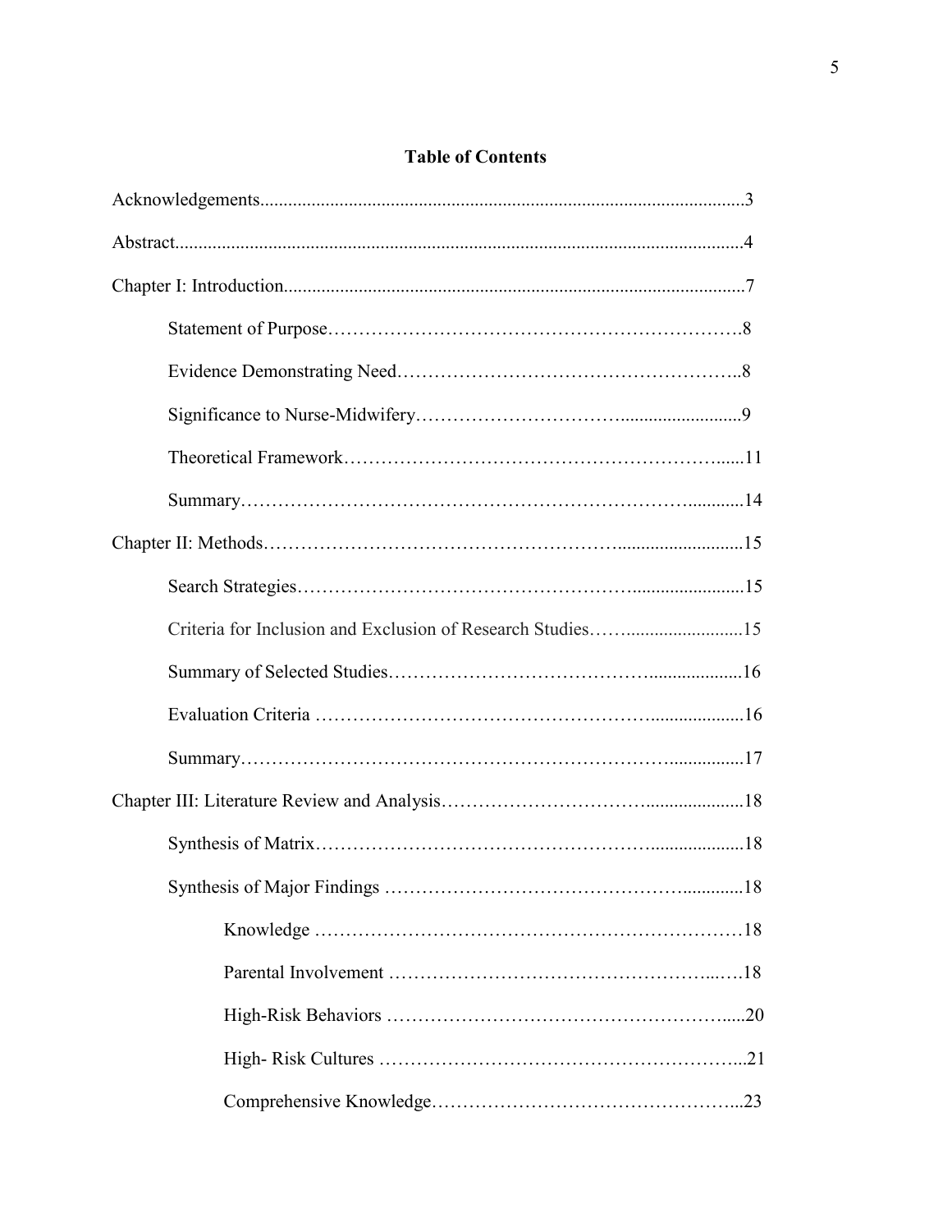**Table of Contents**

Acknowledgements.......................................................................................................3

Abstract........................................................................................................................4

Chapter I: Introduction.................................................................................................7

Statement of Purpose……………………………………………………….8

Evidence Demonstrating Need……………………………………………..8

Significance to Nurse-Midwifery…………………………..........................9

Theoretical Framework…………………………………………………......11

Summary……………………………………………………………............14

Chapter II: Methods……………………………………………............................15

Search Strategies………………………………………….........................15

Criteria for Inclusion and Exclusion of Research Studies……........................15

Summary of Selected Studies………………………………….....................16

Evaluation Criteria ………………………………………….....................16

Summary…………………………………………………………................17

Chapter III: Literature Review and Analysis…………………….....................18

Synthesis of Matrix……………………………………………....................18

Synthesis of Major Findings ……………………………………..............18

Knowledge ……………………………………………………………18

Parental Involvement …………………………………………...….18

High-Risk Behaviors ……………………………………………......20

High- Risk Cultures ……………………………………………….....21

Comprehensive Knowledge…………………………………………...23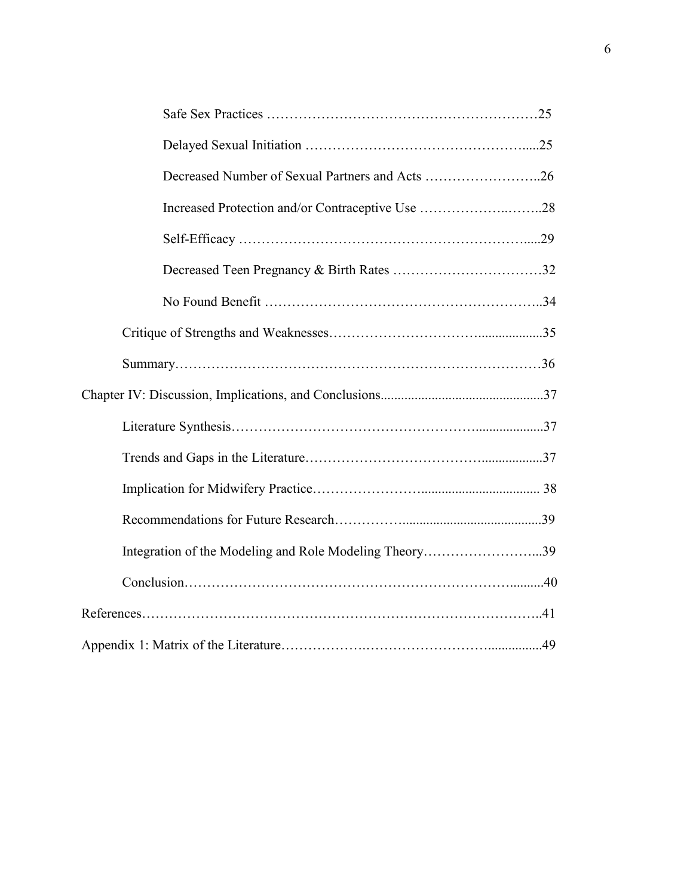Safe Sex Practices ……………………………………………………25

Delayed Sexual Initiation …………………………………………....25

Decreased Number of Sexual Partners and Acts ……………………..26

Increased Protection and/or Contraceptive Use ………………..……..28

Self-Efficacy ………………………………………………………....29

Decreased Teen Pregnancy & Birth Rates ……………………………32

No Found Benefit …………………………………………………..34

Critique of Strengths and Weaknesses………………………….................35

Summary……………………………………………………………………36

Chapter IV: Discussion, Implications, and Conclusions................................................37

Literature Synthesis……………………………………………....................37

Trends and Gaps in the Literature………………………………..................37

Implication for Midwifery Practice……………………................................... 38

Recommendations for Future Research……………........................................39

Integration of the Modeling and Role Modeling Theory……………………...39

Conclusion……………………………………………………………..........40

References……………………………………………………………………………..41

Appendix 1: Matrix of the Literature……………….……………………................49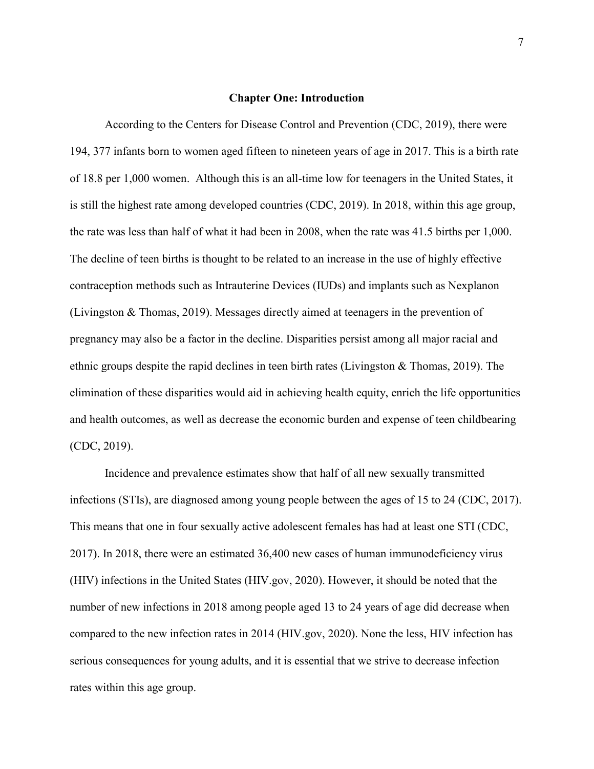# Chapter One: Introduction

According to the Centers for Disease Control and Prevention (CDC, 2019), there were 194, 377 infants born to women aged fifteen to nineteen years of age in 2017. This is a birth rate of 18.8 per 1,000 women. Although this is an all-time low for teenagers in the United States, it is still the highest rate among developed countries (CDC, 2019). In 2018, within this age group, the rate was less than half of what it had been in 2008, when the rate was 41.5 births per 1,000. The decline of teen births is thought to be related to an increase in the use of highly effective contraception methods such as Intrauterine Devices (IUDs) and implants such as Nexplanon (Livingston & Thomas, 2019). Messages directly aimed at teenagers in the prevention of pregnancy may also be a factor in the decline. Disparities persist among all major racial and ethnic groups despite the rapid declines in teen birth rates (Livingston & Thomas, 2019). The elimination of these disparities would aid in achieving health equity, enrich the life opportunities and health outcomes, as well as decrease the economic burden and expense of teen childbearing (CDC, 2019).

Incidence and prevalence estimates show that half of all new sexually transmitted infections (STIs), are diagnosed among young people between the ages of 15 to 24 (CDC, 2017). This means that one in four sexually active adolescent females has had at least one STI (CDC, 2017). In 2018, there were an estimated 36,400 new cases of human immunodeficiency virus (HIV) infections in the United States (HIV.gov, 2020). However, it should be noted that the number of new infections in 2018 among people aged 13 to 24 years of age did decrease when compared to the new infection rates in 2014 (HIV.gov, 2020). None the less, HIV infection has serious consequences for young adults, and it is essential that we strive to decrease infection rates within this age group.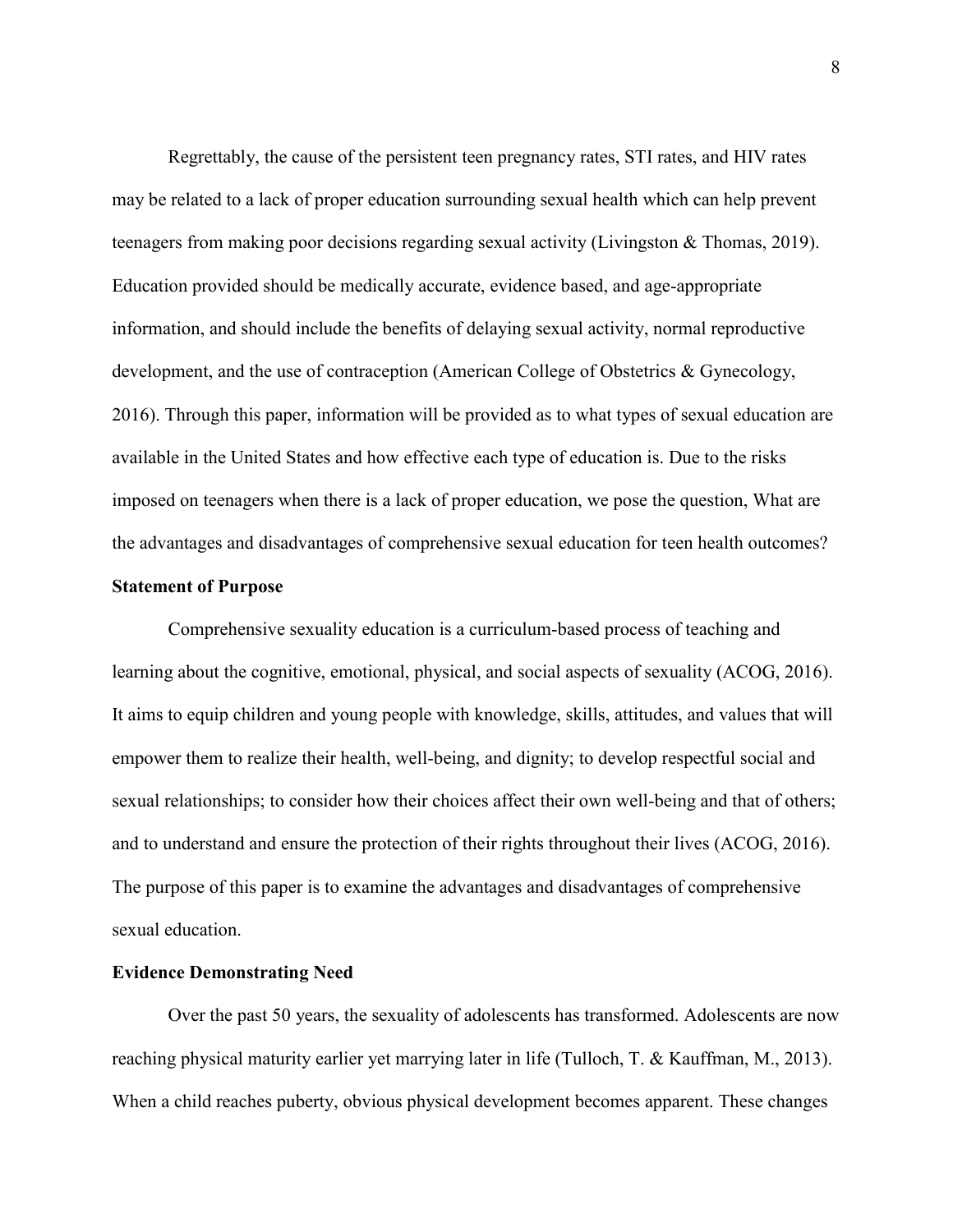Regrettably, the cause of the persistent teen pregnancy rates, STI rates, and HIV rates may be related to a lack of proper education surrounding sexual health which can help prevent teenagers from making poor decisions regarding sexual activity (Livingston & Thomas, 2019). Education provided should be medically accurate, evidence based, and age-appropriate information, and should include the benefits of delaying sexual activity, normal reproductive development, and the use of contraception (American College of Obstetrics & Gynecology, 2016). Through this paper, information will be provided as to what types of sexual education are available in the United States and how effective each type of education is. Due to the risks imposed on teenagers when there is a lack of proper education, we pose the question, What are the advantages and disadvantages of comprehensive sexual education for teen health outcomes?

**Statement of Purpose**

Comprehensive sexuality education is a curriculum-based process of teaching and learning about the cognitive, emotional, physical, and social aspects of sexuality (ACOG, 2016). It aims to equip children and young people with knowledge, skills, attitudes, and values that will empower them to realize their health, well-being, and dignity; to develop respectful social and sexual relationships; to consider how their choices affect their own well-being and that of others; and to understand and ensure the protection of their rights throughout their lives (ACOG, 2016). The purpose of this paper is to examine the advantages and disadvantages of comprehensive sexual education.

**Evidence Demonstrating Need**

Over the past 50 years, the sexuality of adolescents has transformed. Adolescents are now reaching physical maturity earlier yet marrying later in life (Tulloch, T. & Kauffman, M., 2013). When a child reaches puberty, obvious physical development becomes apparent. These changes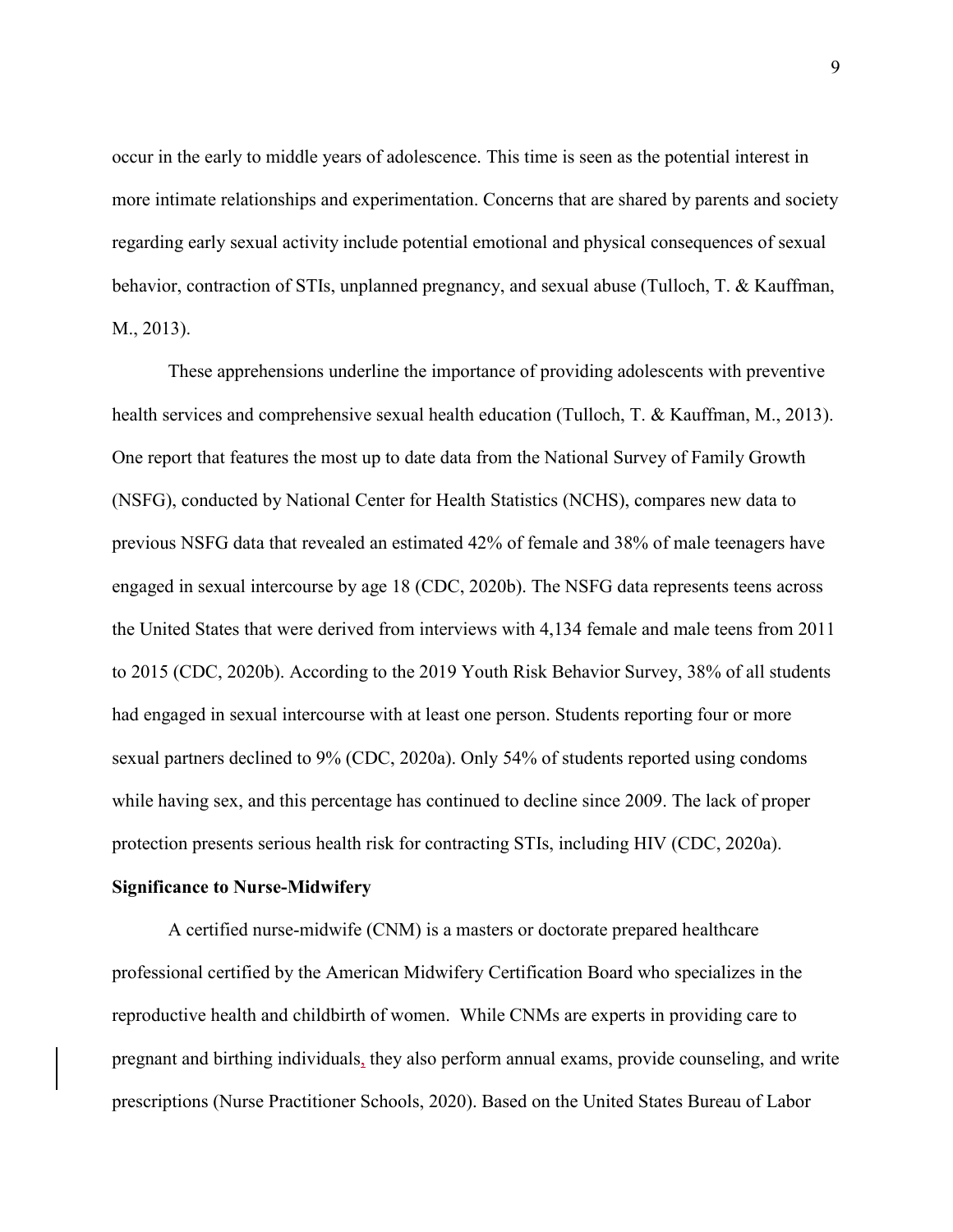occur in the early to middle years of adolescence. This time is seen as the potential interest in more intimate relationships and experimentation. Concerns that are shared by parents and society regarding early sexual activity include potential emotional and physical consequences of sexual behavior, contraction of STIs, unplanned pregnancy, and sexual abuse (Tulloch, T. & Kauffman, M., 2013).

These apprehensions underline the importance of providing adolescents with preventive health services and comprehensive sexual health education (Tulloch, T. & Kauffman, M., 2013). One report that features the most up to date data from the National Survey of Family Growth (NSFG), conducted by National Center for Health Statistics (NCHS), compares new data to previous NSFG data that revealed an estimated 42% of female and 38% of male teenagers have engaged in sexual intercourse by age 18 (CDC, 2020b). The NSFG data represents teens across the United States that were derived from interviews with 4,134 female and male teens from 2011 to 2015 (CDC, 2020b). According to the 2019 Youth Risk Behavior Survey, 38% of all students had engaged in sexual intercourse with at least one person. Students reporting four or more sexual partners declined to 9% (CDC, 2020a). Only 54% of students reported using condoms while having sex, and this percentage has continued to decline since 2009. The lack of proper protection presents serious health risk for contracting STIs, including HIV (CDC, 2020a).

**Significance to Nurse-Midwifery**

A certified nurse-midwife (CNM) is a masters or doctorate prepared healthcare professional certified by the American Midwifery Certification Board who specializes in the reproductive health and childbirth of women. While CNMs are experts in providing care to pregnant and birthing individuals, they also perform annual exams, provide counseling, and write prescriptions (Nurse Practitioner Schools, 2020). Based on the United States Bureau of Labor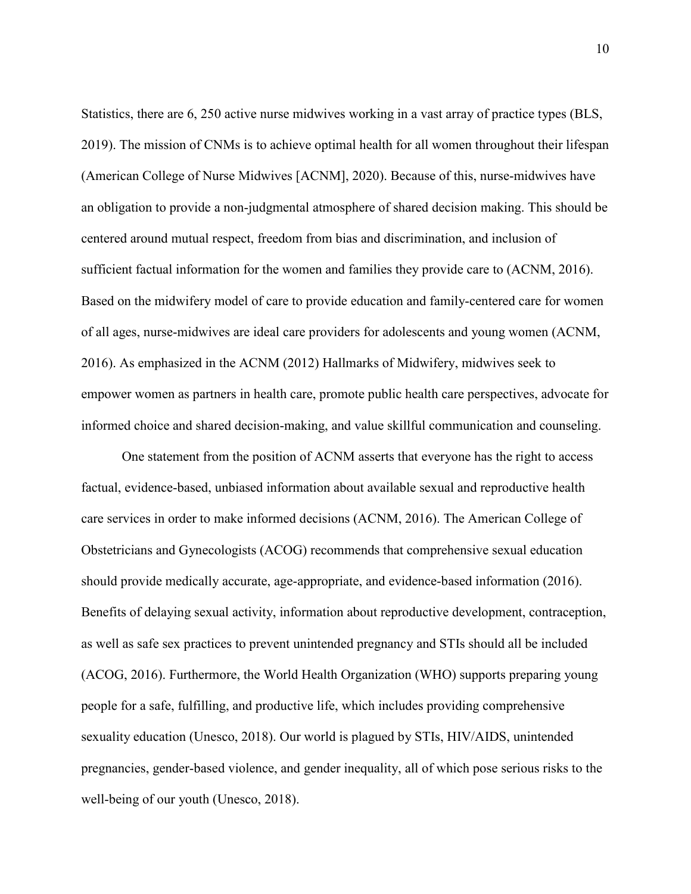Statistics, there are 6, 250 active nurse midwives working in a vast array of practice types (BLS, 2019). The mission of CNMs is to achieve optimal health for all women throughout their lifespan (American College of Nurse Midwives [ACNM], 2020). Because of this, nurse-midwives have an obligation to provide a non-judgmental atmosphere of shared decision making. This should be centered around mutual respect, freedom from bias and discrimination, and inclusion of sufficient factual information for the women and families they provide care to (ACNM, 2016). Based on the midwifery model of care to provide education and family-centered care for women of all ages, nurse-midwives are ideal care providers for adolescents and young women (ACNM, 2016). As emphasized in the ACNM (2012) Hallmarks of Midwifery, midwives seek to empower women as partners in health care, promote public health care perspectives, advocate for informed choice and shared decision-making, and value skillful communication and counseling.

One statement from the position of ACNM asserts that everyone has the right to access factual, evidence-based, unbiased information about available sexual and reproductive health care services in order to make informed decisions (ACNM, 2016). The American College of Obstetricians and Gynecologists (ACOG) recommends that comprehensive sexual education should provide medically accurate, age-appropriate, and evidence-based information (2016). Benefits of delaying sexual activity, information about reproductive development, contraception, as well as safe sex practices to prevent unintended pregnancy and STIs should all be included (ACOG, 2016). Furthermore, the World Health Organization (WHO) supports preparing young people for a safe, fulfilling, and productive life, which includes providing comprehensive sexuality education (Unesco, 2018). Our world is plagued by STIs, HIV/AIDS, unintended pregnancies, gender-based violence, and gender inequality, all of which pose serious risks to the well-being of our youth (Unesco, 2018).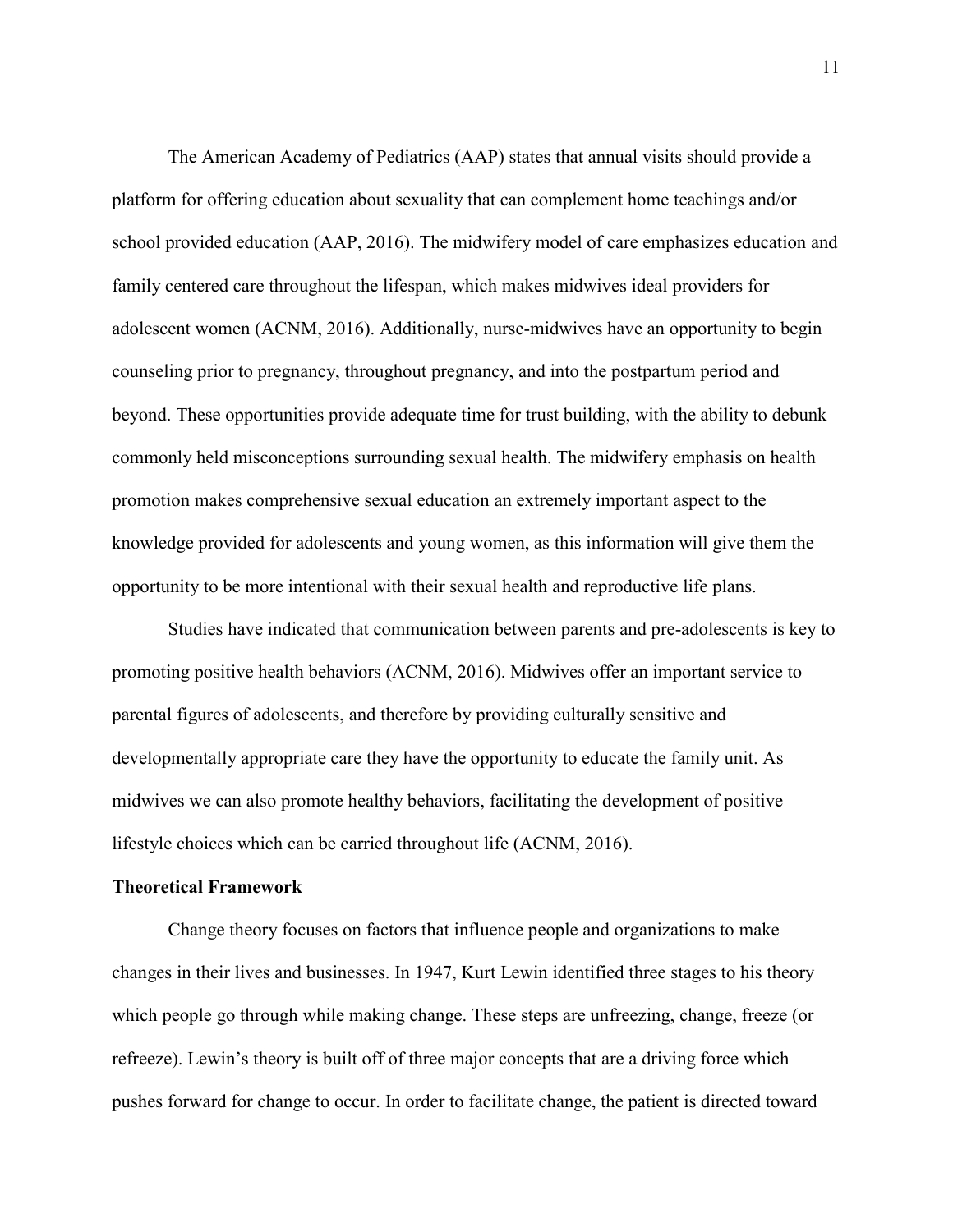The American Academy of Pediatrics (AAP) states that annual visits should provide a platform for offering education about sexuality that can complement home teachings and/or school provided education (AAP, 2016). The midwifery model of care emphasizes education and family centered care throughout the lifespan, which makes midwives ideal providers for adolescent women (ACNM, 2016). Additionally, nurse-midwives have an opportunity to begin counseling prior to pregnancy, throughout pregnancy, and into the postpartum period and beyond. These opportunities provide adequate time for trust building, with the ability to debunk commonly held misconceptions surrounding sexual health. The midwifery emphasis on health promotion makes comprehensive sexual education an extremely important aspect to the knowledge provided for adolescents and young women, as this information will give them the opportunity to be more intentional with their sexual health and reproductive life plans.

Studies have indicated that communication between parents and pre-adolescents is key to promoting positive health behaviors (ACNM, 2016). Midwives offer an important service to parental figures of adolescents, and therefore by providing culturally sensitive and developmentally appropriate care they have the opportunity to educate the family unit. As midwives we can also promote healthy behaviors, facilitating the development of positive lifestyle choices which can be carried throughout life (ACNM, 2016).

**Theoretical Framework**

Change theory focuses on factors that influence people and organizations to make changes in their lives and businesses. In 1947, Kurt Lewin identified three stages to his theory which people go through while making change. These steps are unfreezing, change, freeze (or refreeze). Lewin's theory is built off of three major concepts that are a driving force which pushes forward for change to occur. In order to facilitate change, the patient is directed toward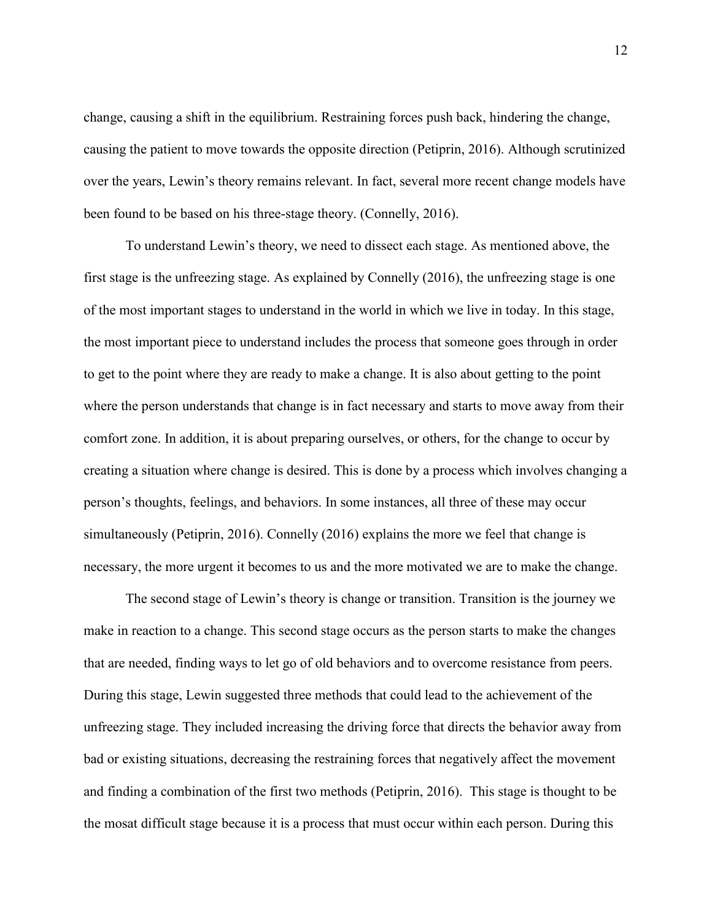change, causing a shift in the equilibrium. Restraining forces push back, hindering the change, causing the patient to move towards the opposite direction (Petiprin, 2016). Although scrutinized over the years, Lewin's theory remains relevant. In fact, several more recent change models have been found to be based on his three-stage theory. (Connelly, 2016).

To understand Lewin's theory, we need to dissect each stage. As mentioned above, the first stage is the unfreezing stage. As explained by Connelly (2016), the unfreezing stage is one of the most important stages to understand in the world in which we live in today. In this stage, the most important piece to understand includes the process that someone goes through in order to get to the point where they are ready to make a change. It is also about getting to the point where the person understands that change is in fact necessary and starts to move away from their comfort zone. In addition, it is about preparing ourselves, or others, for the change to occur by creating a situation where change is desired. This is done by a process which involves changing a person's thoughts, feelings, and behaviors. In some instances, all three of these may occur simultaneously (Petiprin, 2016). Connelly (2016) explains the more we feel that change is necessary, the more urgent it becomes to us and the more motivated we are to make the change.

The second stage of Lewin's theory is change or transition. Transition is the journey we make in reaction to a change. This second stage occurs as the person starts to make the changes that are needed, finding ways to let go of old behaviors and to overcome resistance from peers. During this stage, Lewin suggested three methods that could lead to the achievement of the unfreezing stage. They included increasing the driving force that directs the behavior away from bad or existing situations, decreasing the restraining forces that negatively affect the movement and finding a combination of the first two methods (Petiprin, 2016). This stage is thought to be the mosat difficult stage because it is a process that must occur within each person. During this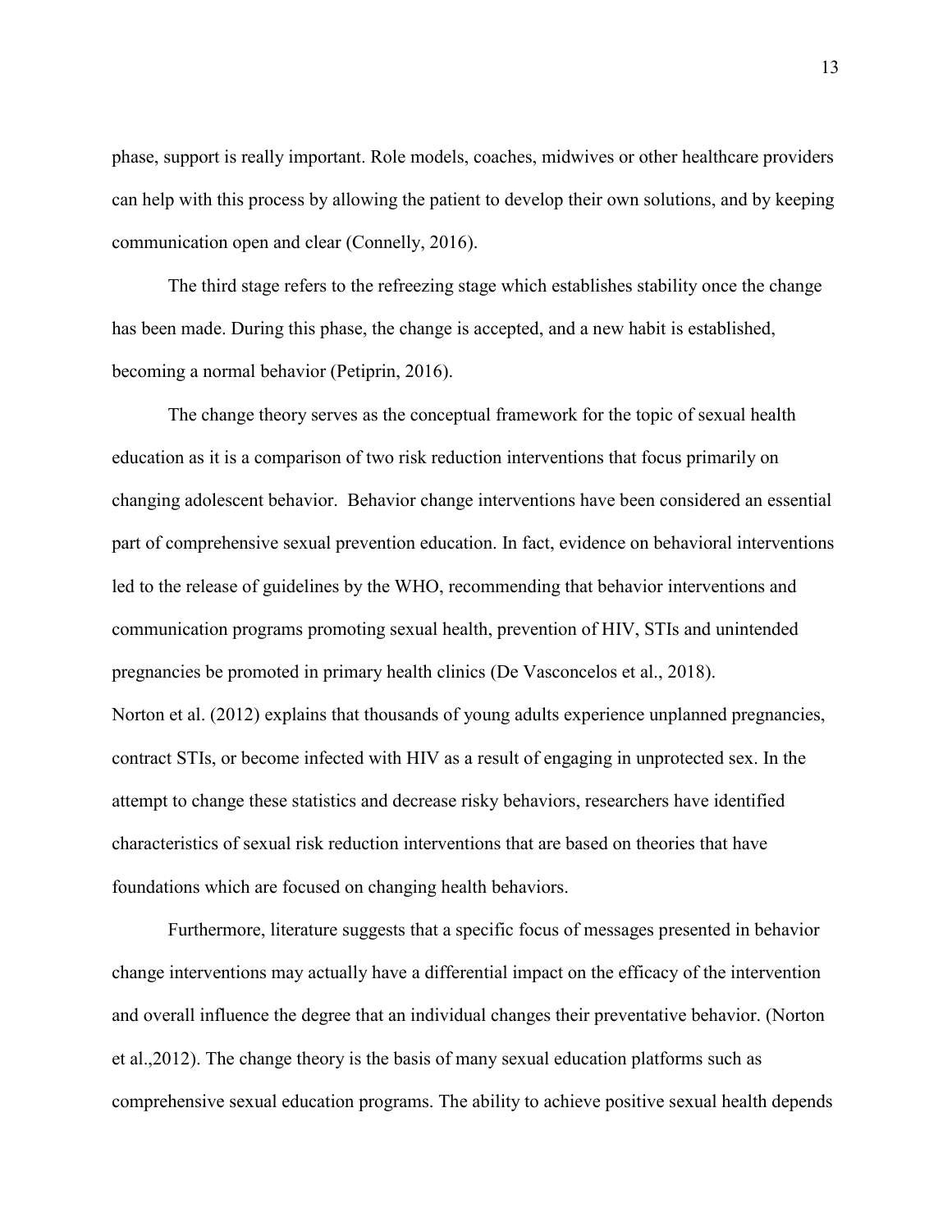phase, support is really important. Role models, coaches, midwives or other healthcare providers can help with this process by allowing the patient to develop their own solutions, and by keeping communication open and clear (Connelly, 2016).

The third stage refers to the refreezing stage which establishes stability once the change has been made. During this phase, the change is accepted, and a new habit is established, becoming a normal behavior (Petiprin, 2016).

The change theory serves as the conceptual framework for the topic of sexual health education as it is a comparison of two risk reduction interventions that focus primarily on changing adolescent behavior. Behavior change interventions have been considered an essential part of comprehensive sexual prevention education. In fact, evidence on behavioral interventions led to the release of guidelines by the WHO, recommending that behavior interventions and communication programs promoting sexual health, prevention of HIV, STIs and unintended pregnancies be promoted in primary health clinics (De Vasconcelos et al., 2018).

Norton et al. (2012) explains that thousands of young adults experience unplanned pregnancies, contract STIs, or become infected with HIV as a result of engaging in unprotected sex. In the attempt to change these statistics and decrease risky behaviors, researchers have identified characteristics of sexual risk reduction interventions that are based on theories that have foundations which are focused on changing health behaviors.

Furthermore, literature suggests that a specific focus of messages presented in behavior change interventions may actually have a differential impact on the efficacy of the intervention and overall influence the degree that an individual changes their preventative behavior. (Norton et al.,2012). The change theory is the basis of many sexual education platforms such as comprehensive sexual education programs. The ability to achieve positive sexual health depends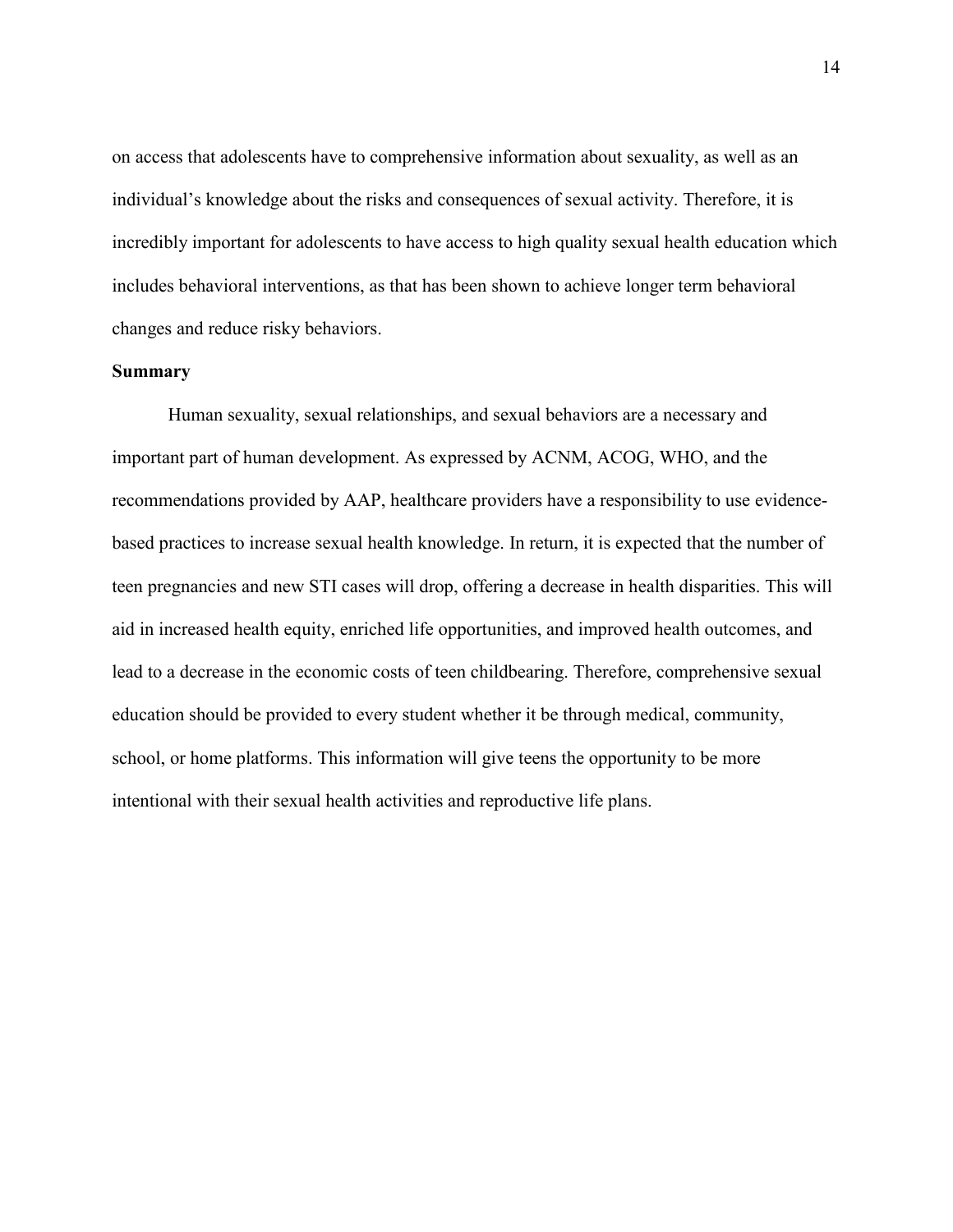on access that adolescents have to comprehensive information about sexuality, as well as an individual's knowledge about the risks and consequences of sexual activity. Therefore, it is incredibly important for adolescents to have access to high quality sexual health education which includes behavioral interventions, as that has been shown to achieve longer term behavioral changes and reduce risky behaviors.

**Summary**

Human sexuality, sexual relationships, and sexual behaviors are a necessary and important part of human development. As expressed by ACNM, ACOG, WHO, and the recommendations provided by AAP, healthcare providers have a responsibility to use evidence-based practices to increase sexual health knowledge. In return, it is expected that the number of teen pregnancies and new STI cases will drop, offering a decrease in health disparities. This will aid in increased health equity, enriched life opportunities, and improved health outcomes, and lead to a decrease in the economic costs of teen childbearing. Therefore, comprehensive sexual education should be provided to every student whether it be through medical, community, school, or home platforms. This information will give teens the opportunity to be more intentional with their sexual health activities and reproductive life plans.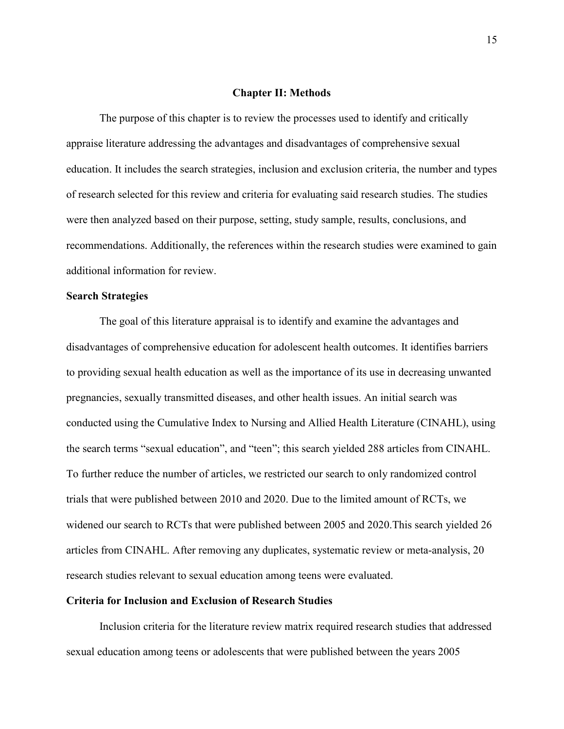# Chapter II: Methods

The purpose of this chapter is to review the processes used to identify and critically appraise literature addressing the advantages and disadvantages of comprehensive sexual education. It includes the search strategies, inclusion and exclusion criteria, the number and types of research selected for this review and criteria for evaluating said research studies. The studies were then analyzed based on their purpose, setting, study sample, results, conclusions, and recommendations. Additionally, the references within the research studies were examined to gain additional information for review.

## Search Strategies

The goal of this literature appraisal is to identify and examine the advantages and disadvantages of comprehensive education for adolescent health outcomes. It identifies barriers to providing sexual health education as well as the importance of its use in decreasing unwanted pregnancies, sexually transmitted diseases, and other health issues. An initial search was conducted using the Cumulative Index to Nursing and Allied Health Literature (CINAHL), using the search terms "sexual education", and "teen"; this search yielded 288 articles from CINAHL. To further reduce the number of articles, we restricted our search to only randomized control trials that were published between 2010 and 2020. Due to the limited amount of RCTs, we widened our search to RCTs that were published between 2005 and 2020.This search yielded 26 articles from CINAHL. After removing any duplicates, systematic review or meta-analysis, 20 research studies relevant to sexual education among teens were evaluated.

## Criteria for Inclusion and Exclusion of Research Studies

Inclusion criteria for the literature review matrix required research studies that addressed sexual education among teens or adolescents that were published between the years 2005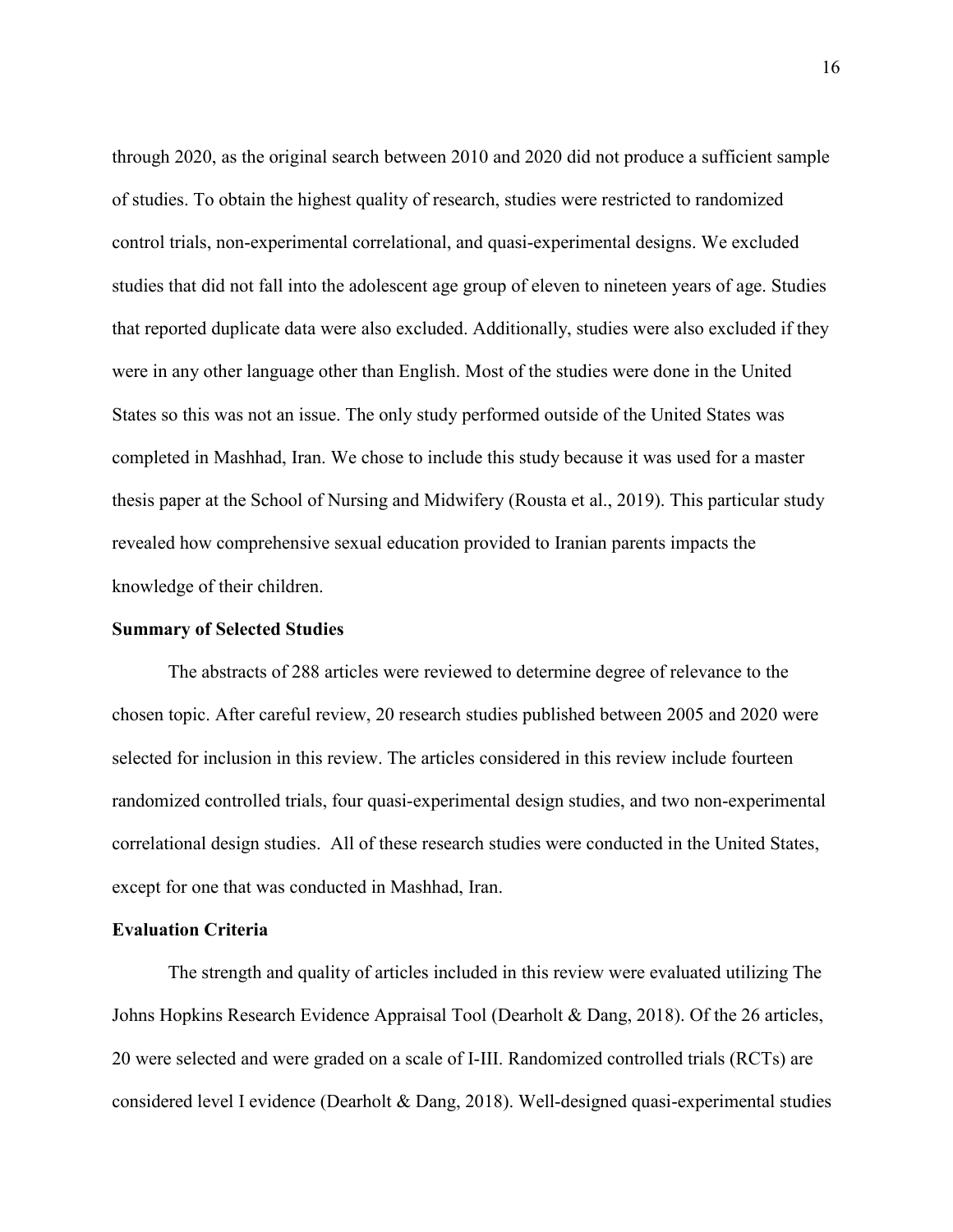through 2020, as the original search between 2010 and 2020 did not produce a sufficient sample of studies. To obtain the highest quality of research, studies were restricted to randomized control trials, non-experimental correlational, and quasi-experimental designs. We excluded studies that did not fall into the adolescent age group of eleven to nineteen years of age. Studies that reported duplicate data were also excluded. Additionally, studies were also excluded if they were in any other language other than English. Most of the studies were done in the United States so this was not an issue. The only study performed outside of the United States was completed in Mashhad, Iran. We chose to include this study because it was used for a master thesis paper at the School of Nursing and Midwifery (Rousta et al., 2019). This particular study revealed how comprehensive sexual education provided to Iranian parents impacts the knowledge of their children.

**Summary of Selected Studies**

The abstracts of 288 articles were reviewed to determine degree of relevance to the chosen topic. After careful review, 20 research studies published between 2005 and 2020 were selected for inclusion in this review. The articles considered in this review include fourteen randomized controlled trials, four quasi-experimental design studies, and two non-experimental correlational design studies. All of these research studies were conducted in the United States, except for one that was conducted in Mashhad, Iran.

**Evaluation Criteria**

The strength and quality of articles included in this review were evaluated utilizing The Johns Hopkins Research Evidence Appraisal Tool (Dearholt & Dang, 2018). Of the 26 articles, 20 were selected and were graded on a scale of I-III. Randomized controlled trials (RCTs) are considered level I evidence (Dearholt & Dang, 2018). Well-designed quasi-experimental studies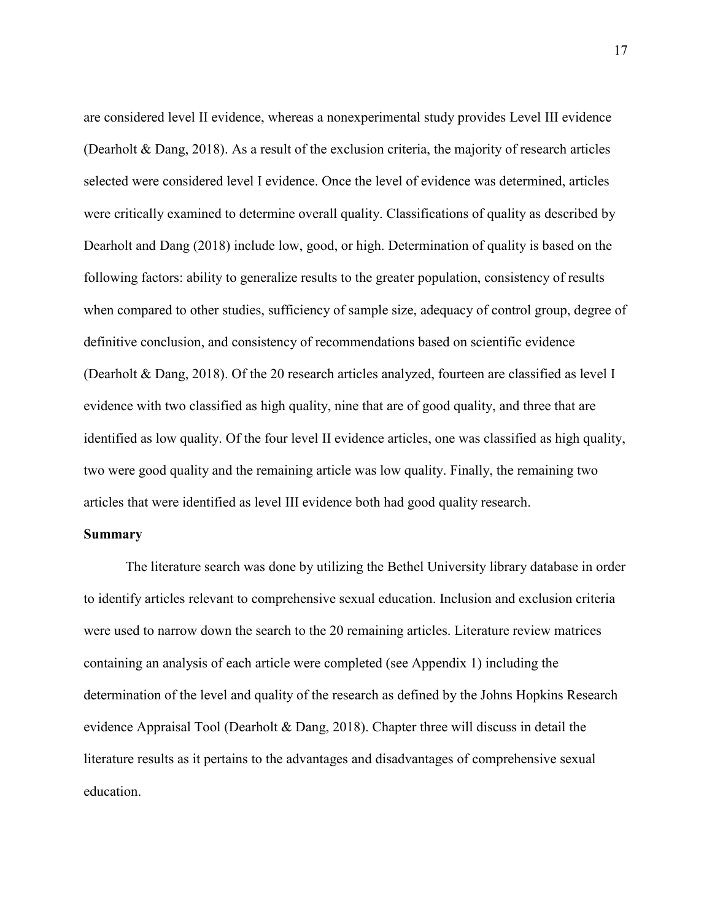are considered level II evidence, whereas a nonexperimental study provides Level III evidence (Dearholt & Dang, 2018). As a result of the exclusion criteria, the majority of research articles selected were considered level I evidence. Once the level of evidence was determined, articles were critically examined to determine overall quality. Classifications of quality as described by Dearholt and Dang (2018) include low, good, or high. Determination of quality is based on the following factors: ability to generalize results to the greater population, consistency of results when compared to other studies, sufficiency of sample size, adequacy of control group, degree of definitive conclusion, and consistency of recommendations based on scientific evidence (Dearholt & Dang, 2018). Of the 20 research articles analyzed, fourteen are classified as level I evidence with two classified as high quality, nine that are of good quality, and three that are identified as low quality. Of the four level II evidence articles, one was classified as high quality, two were good quality and the remaining article was low quality. Finally, the remaining two articles that were identified as level III evidence both had good quality research.

**Summary**

The literature search was done by utilizing the Bethel University library database in order to identify articles relevant to comprehensive sexual education. Inclusion and exclusion criteria were used to narrow down the search to the 20 remaining articles. Literature review matrices containing an analysis of each article were completed (see Appendix 1) including the determination of the level and quality of the research as defined by the Johns Hopkins Research evidence Appraisal Tool (Dearholt & Dang, 2018). Chapter three will discuss in detail the literature results as it pertains to the advantages and disadvantages of comprehensive sexual education.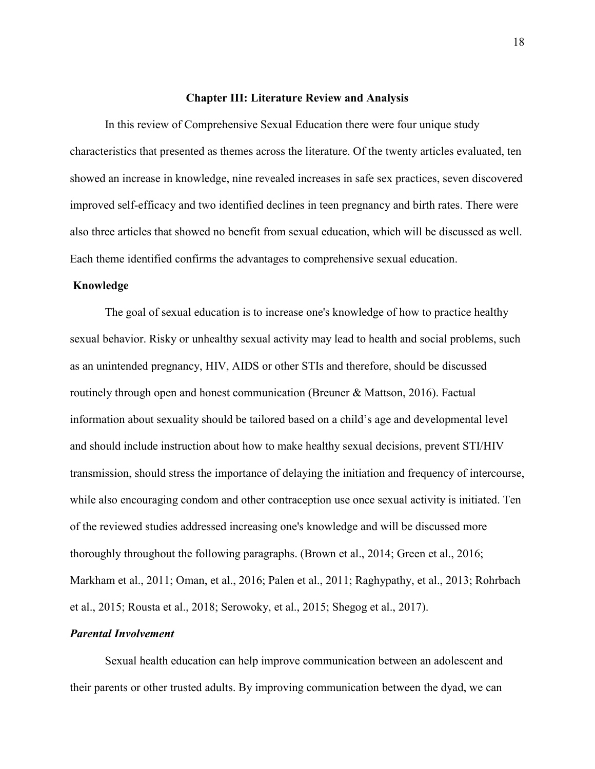# Chapter III: Literature Review and Analysis

In this review of Comprehensive Sexual Education there were four unique study characteristics that presented as themes across the literature. Of the twenty articles evaluated, ten showed an increase in knowledge, nine revealed increases in safe sex practices, seven discovered improved self-efficacy and two identified declines in teen pregnancy and birth rates. There were also three articles that showed no benefit from sexual education, which will be discussed as well. Each theme identified confirms the advantages to comprehensive sexual education.

## Knowledge

The goal of sexual education is to increase one's knowledge of how to practice healthy sexual behavior. Risky or unhealthy sexual activity may lead to health and social problems, such as an unintended pregnancy, HIV, AIDS or other STIs and therefore, should be discussed routinely through open and honest communication (Breuner & Mattson, 2016). Factual information about sexuality should be tailored based on a child's age and developmental level and should include instruction about how to make healthy sexual decisions, prevent STI/HIV transmission, should stress the importance of delaying the initiation and frequency of intercourse, while also encouraging condom and other contraception use once sexual activity is initiated. Ten of the reviewed studies addressed increasing one's knowledge and will be discussed more thoroughly throughout the following paragraphs. (Brown et al., 2014; Green et al., 2016; Markham et al., 2011; Oman, et al., 2016; Palen et al., 2011; Raghypathy, et al., 2013; Rohrbach et al., 2015; Rousta et al., 2018; Serowoky, et al., 2015; Shegog et al., 2017).

### *Parental Involvement*

Sexual health education can help improve communication between an adolescent and their parents or other trusted adults. By improving communication between the dyad, we can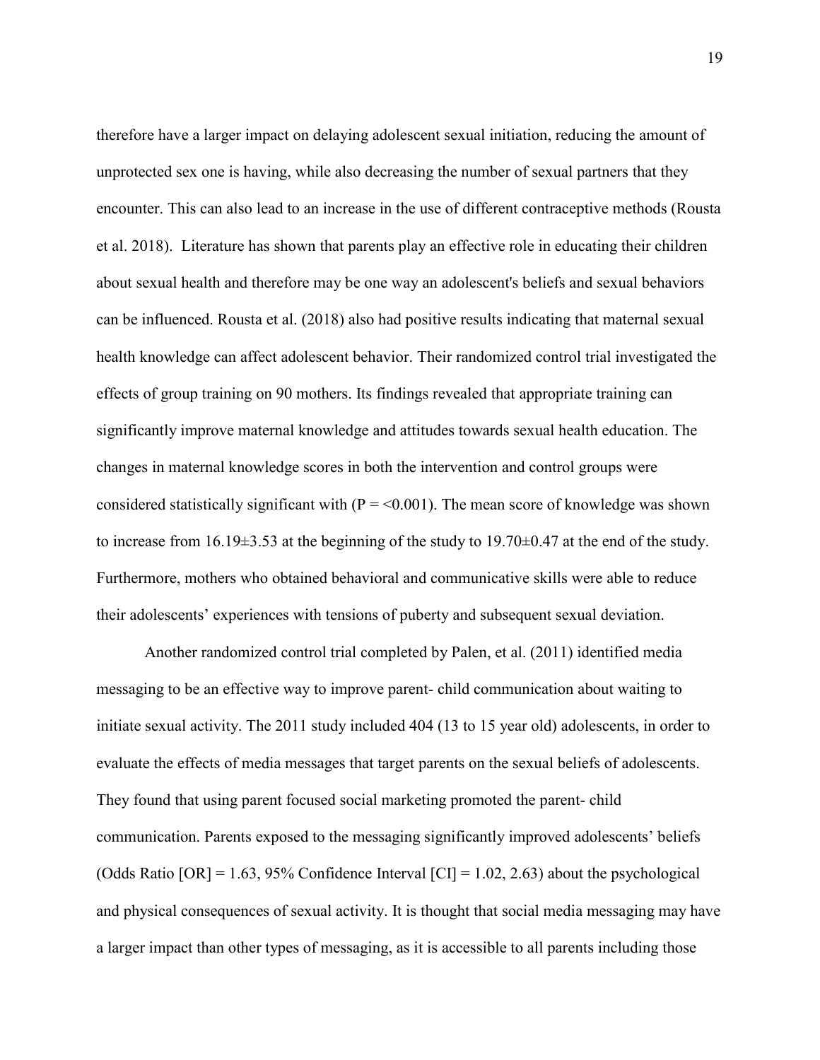therefore have a larger impact on delaying adolescent sexual initiation, reducing the amount of unprotected sex one is having, while also decreasing the number of sexual partners that they encounter. This can also lead to an increase in the use of different contraceptive methods (Rousta et al. 2018). Literature has shown that parents play an effective role in educating their children about sexual health and therefore may be one way an adolescent's beliefs and sexual behaviors can be influenced. Rousta et al. (2018) also had positive results indicating that maternal sexual health knowledge can affect adolescent behavior. Their randomized control trial investigated the effects of group training on 90 mothers. Its findings revealed that appropriate training can significantly improve maternal knowledge and attitudes towards sexual health education. The changes in maternal knowledge scores in both the intervention and control groups were considered statistically significant with ($P = <0.001$). The mean score of knowledge was shown to increase from $16.19 \pm 3.53$ at the beginning of the study to $19.70 \pm 0.47$ at the end of the study. Furthermore, mothers who obtained behavioral and communicative skills were able to reduce their adolescents' experiences with tensions of puberty and subsequent sexual deviation.

Another randomized control trial completed by Palen, et al. (2011) identified media messaging to be an effective way to improve parent- child communication about waiting to initiate sexual activity. The 2011 study included 404 (13 to 15 year old) adolescents, in order to evaluate the effects of media messages that target parents on the sexual beliefs of adolescents. They found that using parent focused social marketing promoted the parent- child communication. Parents exposed to the messaging significantly improved adolescents' beliefs (Odds Ratio [OR] = 1.63, 95% Confidence Interval [CI] = 1.02, 2.63) about the psychological and physical consequences of sexual activity. It is thought that social media messaging may have a larger impact than other types of messaging, as it is accessible to all parents including those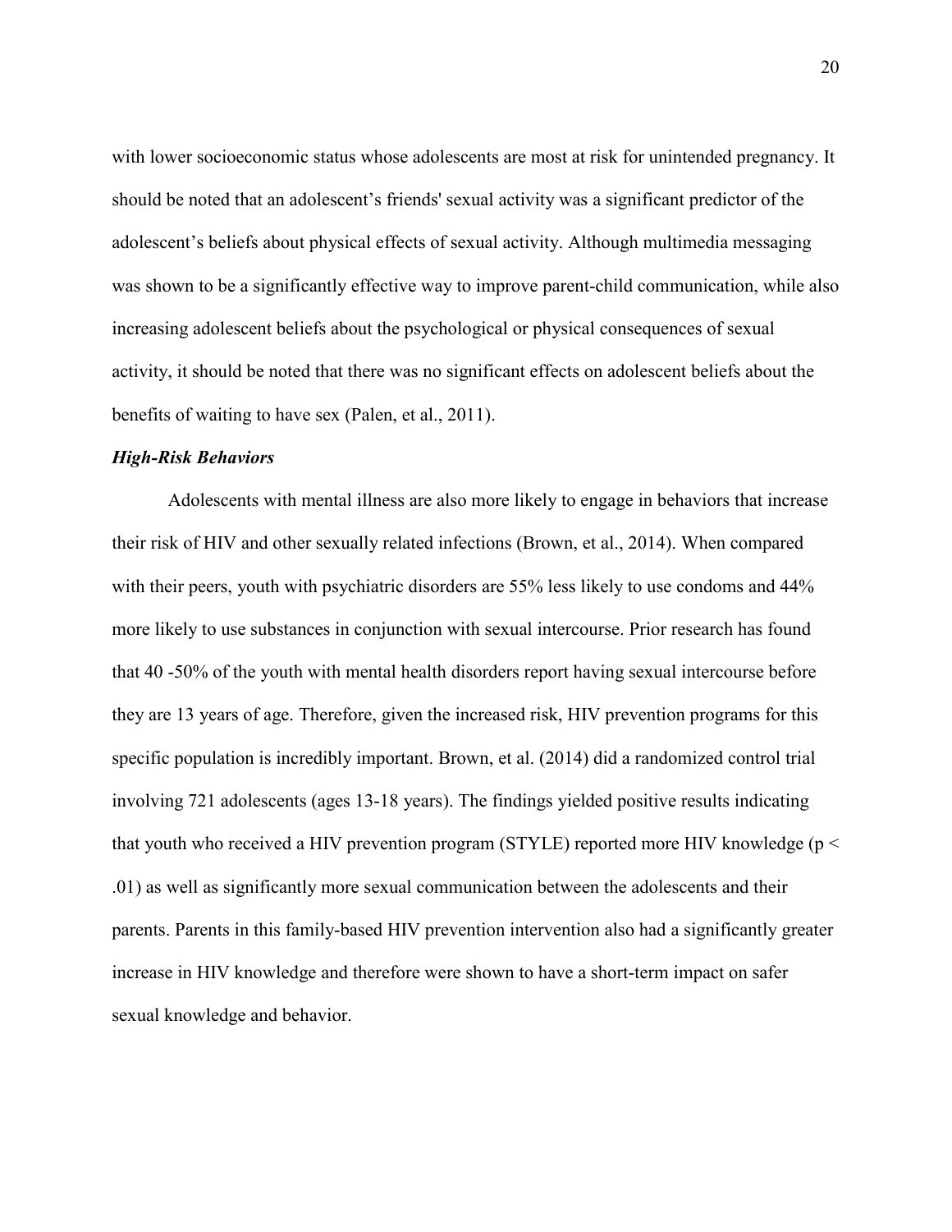with lower socioeconomic status whose adolescents are most at risk for unintended pregnancy. It should be noted that an adolescent's friends' sexual activity was a significant predictor of the adolescent's beliefs about physical effects of sexual activity. Although multimedia messaging was shown to be a significantly effective way to improve parent-child communication, while also increasing adolescent beliefs about the psychological or physical consequences of sexual activity, it should be noted that there was no significant effects on adolescent beliefs about the benefits of waiting to have sex (Palen, et al., 2011).

### ***High-Risk Behaviors***

Adolescents with mental illness are also more likely to engage in behaviors that increase their risk of HIV and other sexually related infections (Brown, et al., 2014). When compared with their peers, youth with psychiatric disorders are 55% less likely to use condoms and 44% more likely to use substances in conjunction with sexual intercourse. Prior research has found that 40 -50% of the youth with mental health disorders report having sexual intercourse before they are 13 years of age. Therefore, given the increased risk, HIV prevention programs for this specific population is incredibly important. Brown, et al. (2014) did a randomized control trial involving 721 adolescents (ages 13-18 years). The findings yielded positive results indicating that youth who received a HIV prevention program (STYLE) reported more HIV knowledge ($p < .01$) as well as significantly more sexual communication between the adolescents and their parents. Parents in this family-based HIV prevention intervention also had a significantly greater increase in HIV knowledge and therefore were shown to have a short-term impact on safer sexual knowledge and behavior.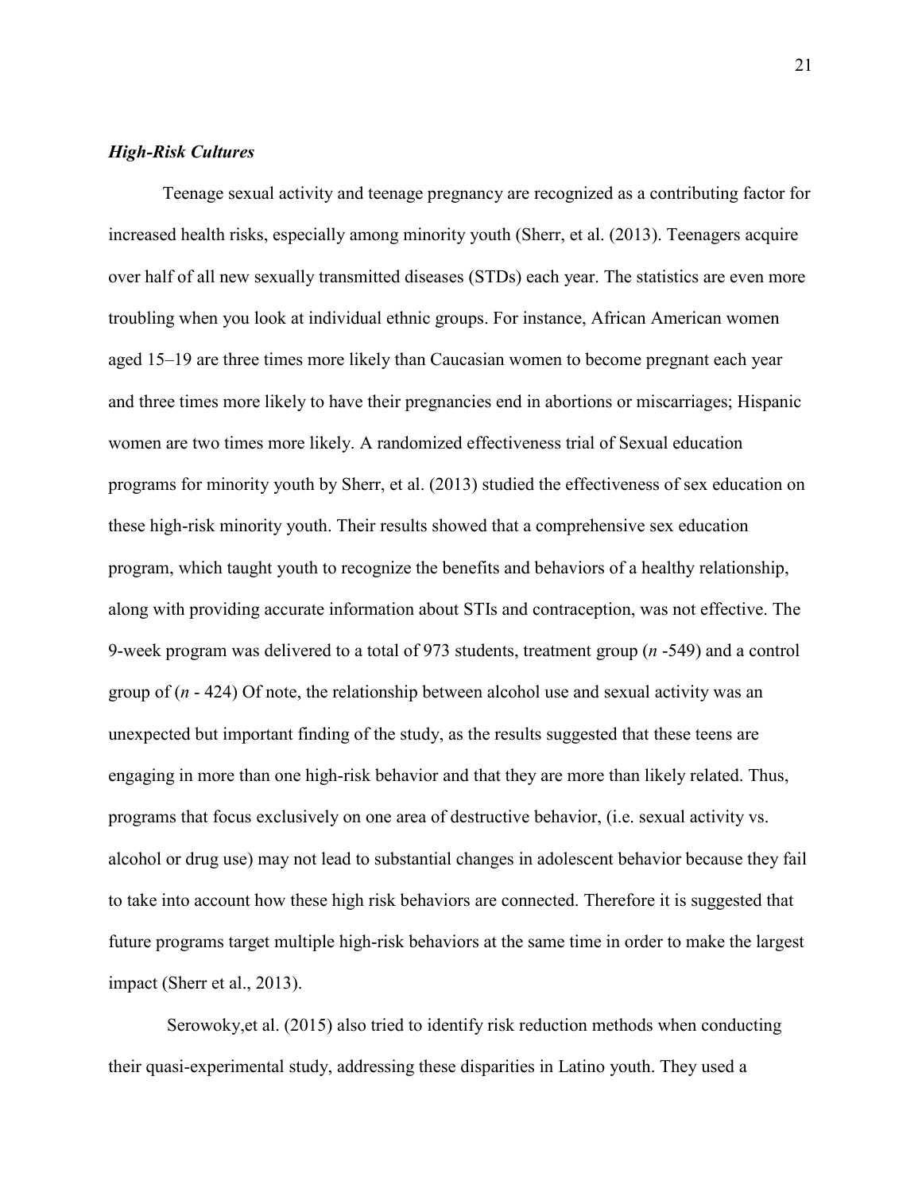### *High-Risk Cultures*

Teenage sexual activity and teenage pregnancy are recognized as a contributing factor for increased health risks, especially among minority youth (Sherr, et al. (2013). Teenagers acquire over half of all new sexually transmitted diseases (STDs) each year. The statistics are even more troubling when you look at individual ethnic groups. For instance, African American women aged 15–19 are three times more likely than Caucasian women to become pregnant each year and three times more likely to have their pregnancies end in abortions or miscarriages; Hispanic women are two times more likely. A randomized effectiveness trial of Sexual education programs for minority youth by Sherr, et al. (2013) studied the effectiveness of sex education on these high-risk minority youth. Their results showed that a comprehensive sex education program, which taught youth to recognize the benefits and behaviors of a healthy relationship, along with providing accurate information about STIs and contraception, was not effective. The 9-week program was delivered to a total of 973 students, treatment group (*n* -549) and a control group of (*n* - 424) Of note, the relationship between alcohol use and sexual activity was an unexpected but important finding of the study, as the results suggested that these teens are engaging in more than one high-risk behavior and that they are more than likely related. Thus, programs that focus exclusively on one area of destructive behavior, (i.e. sexual activity vs. alcohol or drug use) may not lead to substantial changes in adolescent behavior because they fail to take into account how these high risk behaviors are connected. Therefore it is suggested that future programs target multiple high-risk behaviors at the same time in order to make the largest impact (Sherr et al., 2013).

Serowoky,et al. (2015) also tried to identify risk reduction methods when conducting their quasi-experimental study, addressing these disparities in Latino youth. They used a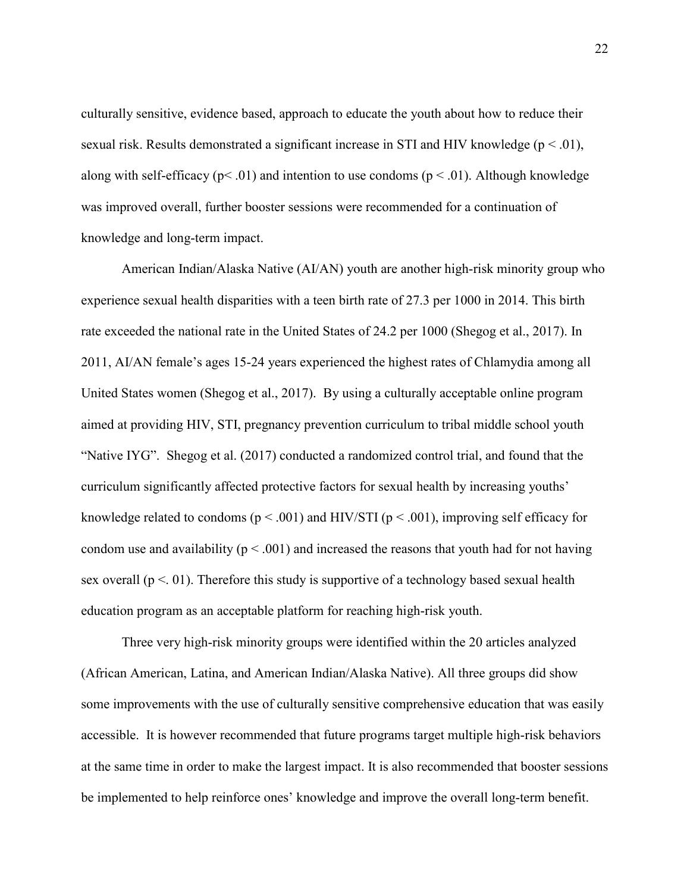culturally sensitive, evidence based, approach to educate the youth about how to reduce their sexual risk. Results demonstrated a significant increase in STI and HIV knowledge ($p < .01$), along with self-efficacy ($p < .01$) and intention to use condoms ($p < .01$). Although knowledge was improved overall, further booster sessions were recommended for a continuation of knowledge and long-term impact.

American Indian/Alaska Native (AI/AN) youth are another high-risk minority group who experience sexual health disparities with a teen birth rate of 27.3 per 1000 in 2014. This birth rate exceeded the national rate in the United States of 24.2 per 1000 (Shegog et al., 2017). In 2011, AI/AN female's ages 15-24 years experienced the highest rates of Chlamydia among all United States women (Shegog et al., 2017). By using a culturally acceptable online program aimed at providing HIV, STI, pregnancy prevention curriculum to tribal middle school youth "Native IYG". Shegog et al. (2017) conducted a randomized control trial, and found that the curriculum significantly affected protective factors for sexual health by increasing youths' knowledge related to condoms ($p < .001$) and HIV/STI ($p < .001$), improving self efficacy for condom use and availability ($p < .001$) and increased the reasons that youth had for not having sex overall ($p <. 01$). Therefore this study is supportive of a technology based sexual health education program as an acceptable platform for reaching high-risk youth.

Three very high-risk minority groups were identified within the 20 articles analyzed (African American, Latina, and American Indian/Alaska Native). All three groups did show some improvements with the use of culturally sensitive comprehensive education that was easily accessible. It is however recommended that future programs target multiple high-risk behaviors at the same time in order to make the largest impact. It is also recommended that booster sessions be implemented to help reinforce ones' knowledge and improve the overall long-term benefit.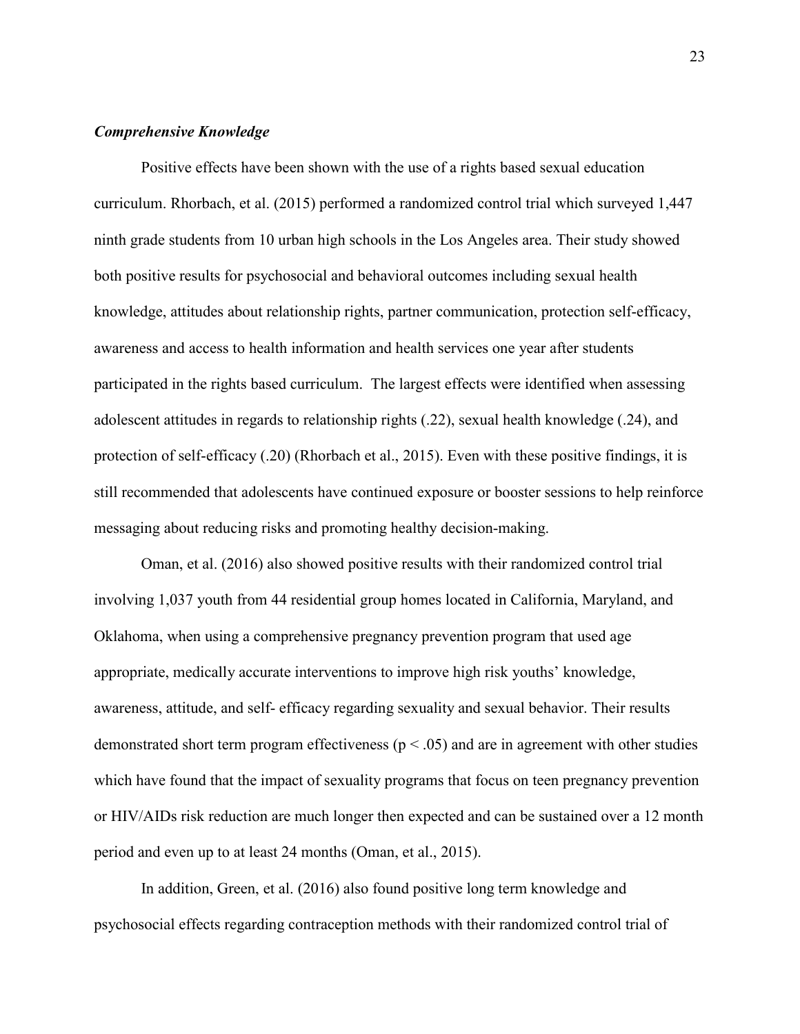### *Comprehensive Knowledge*

Positive effects have been shown with the use of a rights based sexual education curriculum. Rhorbach, et al. (2015) performed a randomized control trial which surveyed 1,447 ninth grade students from 10 urban high schools in the Los Angeles area. Their study showed both positive results for psychosocial and behavioral outcomes including sexual health knowledge, attitudes about relationship rights, partner communication, protection self-efficacy, awareness and access to health information and health services one year after students participated in the rights based curriculum. The largest effects were identified when assessing adolescent attitudes in regards to relationship rights (.22), sexual health knowledge (.24), and protection of self-efficacy (.20) (Rhorbach et al., 2015). Even with these positive findings, it is still recommended that adolescents have continued exposure or booster sessions to help reinforce messaging about reducing risks and promoting healthy decision-making.

Oman, et al. (2016) also showed positive results with their randomized control trial involving 1,037 youth from 44 residential group homes located in California, Maryland, and Oklahoma, when using a comprehensive pregnancy prevention program that used age appropriate, medically accurate interventions to improve high risk youths' knowledge, awareness, attitude, and self- efficacy regarding sexuality and sexual behavior. Their results demonstrated short term program effectiveness ($p < .05$) and are in agreement with other studies which have found that the impact of sexuality programs that focus on teen pregnancy prevention or HIV/AIDs risk reduction are much longer then expected and can be sustained over a 12 month period and even up to at least 24 months (Oman, et al., 2015).

In addition, Green, et al. (2016) also found positive long term knowledge and psychosocial effects regarding contraception methods with their randomized control trial of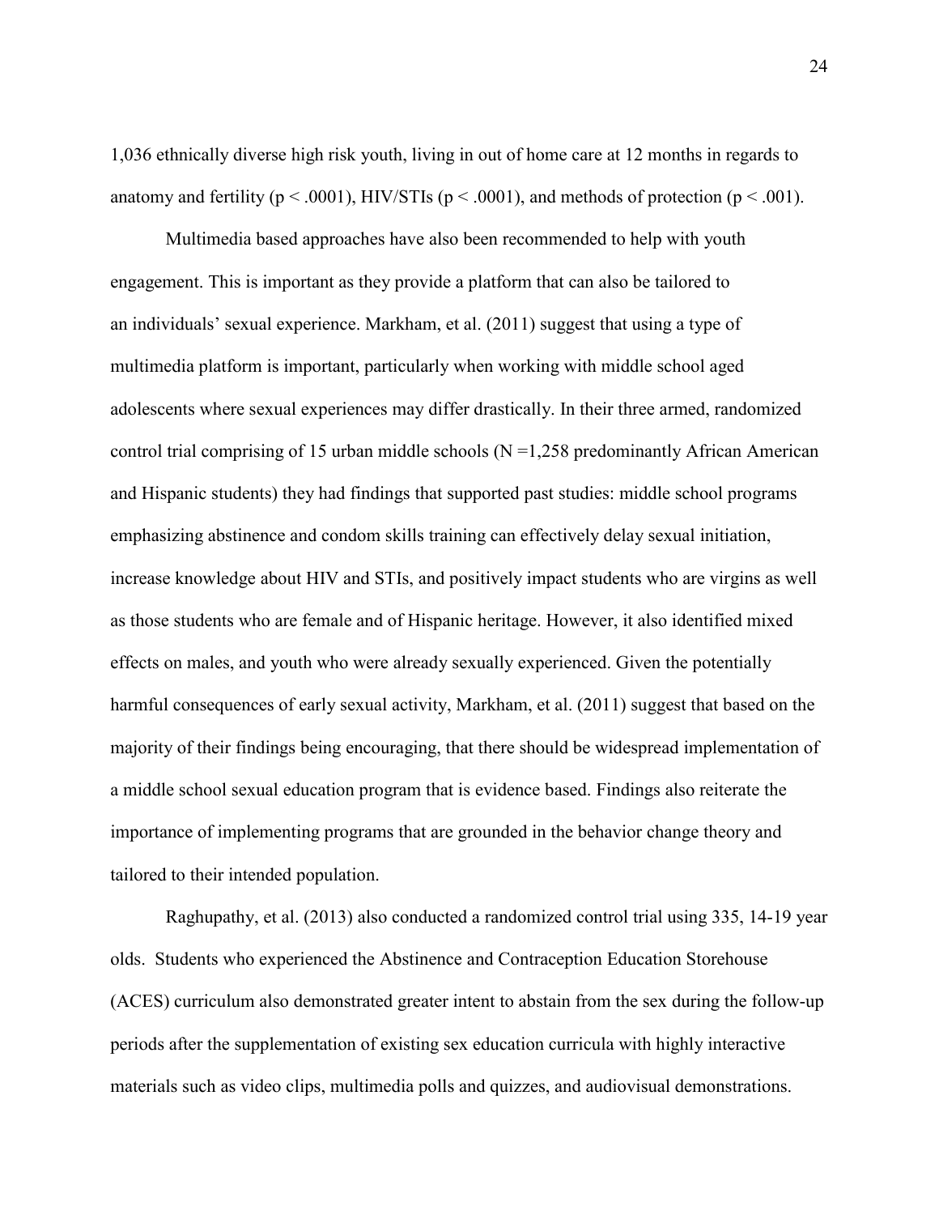1,036 ethnically diverse high risk youth, living in out of home care at 12 months in regards to anatomy and fertility ($p < .0001$), HIV/STIs ($p < .0001$), and methods of protection ($p < .001$).

Multimedia based approaches have also been recommended to help with youth engagement. This is important as they provide a platform that can also be tailored to an individuals' sexual experience. Markham, et al. (2011) suggest that using a type of multimedia platform is important, particularly when working with middle school aged adolescents where sexual experiences may differ drastically. In their three armed, randomized control trial comprising of 15 urban middle schools ($N = 1,258$ predominantly African American and Hispanic students) they had findings that supported past studies: middle school programs emphasizing abstinence and condom skills training can effectively delay sexual initiation, increase knowledge about HIV and STIs, and positively impact students who are virgins as well as those students who are female and of Hispanic heritage. However, it also identified mixed effects on males, and youth who were already sexually experienced. Given the potentially harmful consequences of early sexual activity, Markham, et al. (2011) suggest that based on the majority of their findings being encouraging, that there should be widespread implementation of a middle school sexual education program that is evidence based. Findings also reiterate the importance of implementing programs that are grounded in the behavior change theory and tailored to their intended population.

Raghupathy, et al. (2013) also conducted a randomized control trial using 335, 14-19 year olds. Students who experienced the Abstinence and Contraception Education Storehouse (ACES) curriculum also demonstrated greater intent to abstain from the sex during the follow-up periods after the supplementation of existing sex education curricula with highly interactive materials such as video clips, multimedia polls and quizzes, and audiovisual demonstrations.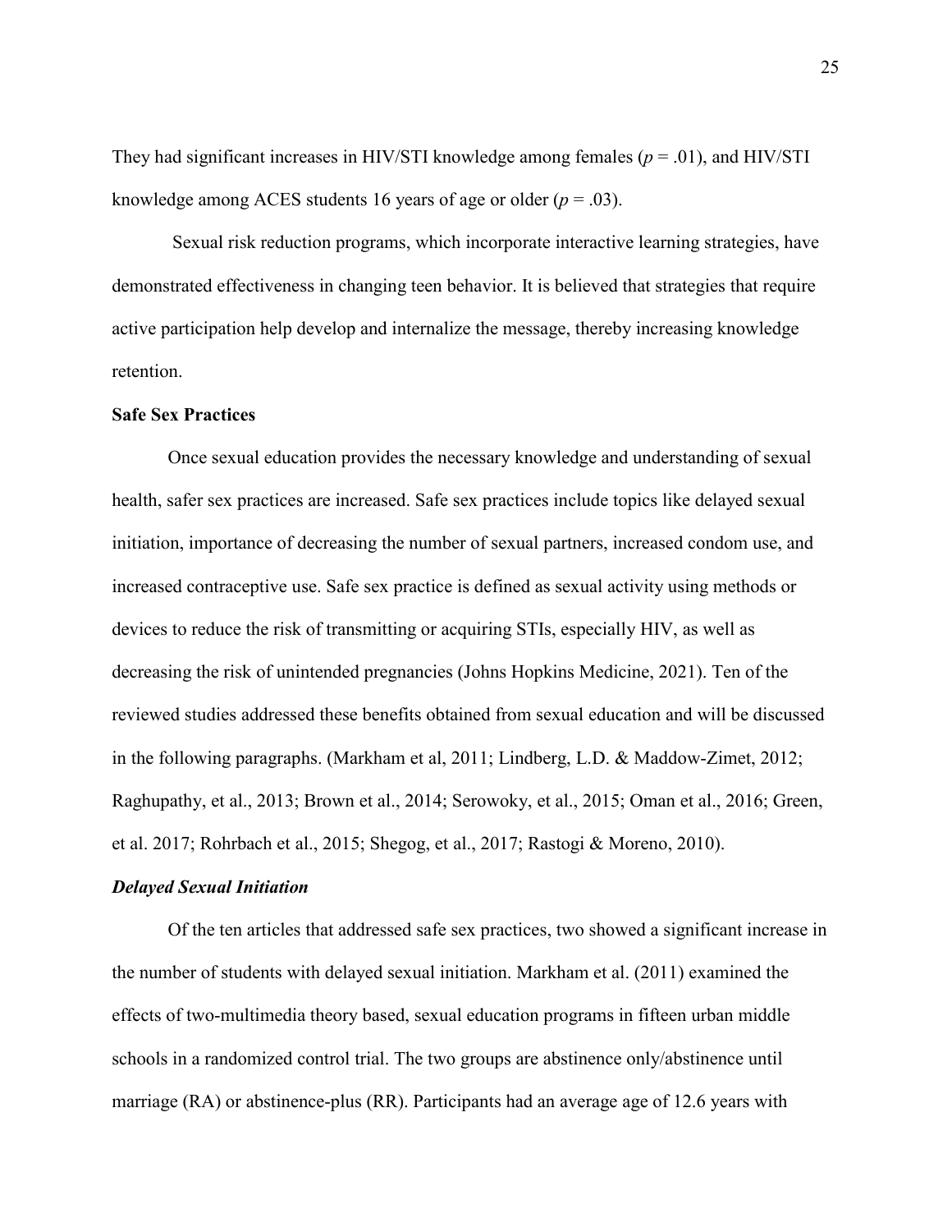They had significant increases in HIV/STI knowledge among females ($p = .01$), and HIV/STI knowledge among ACES students 16 years of age or older ($p = .03$).

Sexual risk reduction programs, which incorporate interactive learning strategies, have demonstrated effectiveness in changing teen behavior. It is believed that strategies that require active participation help develop and internalize the message, thereby increasing knowledge retention.

**Safe Sex Practices**

Once sexual education provides the necessary knowledge and understanding of sexual health, safer sex practices are increased. Safe sex practices include topics like delayed sexual initiation, importance of decreasing the number of sexual partners, increased condom use, and increased contraceptive use. Safe sex practice is defined as sexual activity using methods or devices to reduce the risk of transmitting or acquiring STIs, especially HIV, as well as decreasing the risk of unintended pregnancies (Johns Hopkins Medicine, 2021). Ten of the reviewed studies addressed these benefits obtained from sexual education and will be discussed in the following paragraphs. (Markham et al, 2011; Lindberg, L.D. & Maddow-Zimet, 2012; Raghupathy, et al., 2013; Brown et al., 2014; Serowoky, et al., 2015; Oman et al., 2016; Green, et al. 2017; Rohrbach et al., 2015; Shegog, et al., 2017; Rastogi & Moreno, 2010).

***Delayed Sexual Initiation***

Of the ten articles that addressed safe sex practices, two showed a significant increase in the number of students with delayed sexual initiation. Markham et al. (2011) examined the effects of two-multimedia theory based, sexual education programs in fifteen urban middle schools in a randomized control trial. The two groups are abstinence only/abstinence until marriage (RA) or abstinence-plus (RR). Participants had an average age of 12.6 years with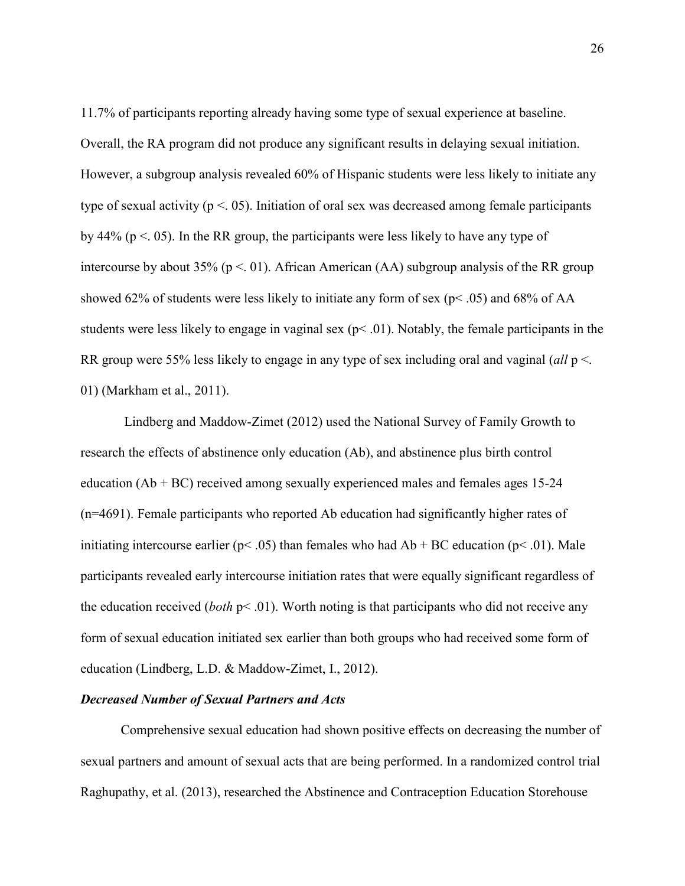11.7% of participants reporting already having some type of sexual experience at baseline. Overall, the RA program did not produce any significant results in delaying sexual initiation. However, a subgroup analysis revealed 60% of Hispanic students were less likely to initiate any type of sexual activity ($p < .05$). Initiation of oral sex was decreased among female participants by 44% ($p < .05$). In the RR group, the participants were less likely to have any type of intercourse by about 35% ($p < .01$). African American (AA) subgroup analysis of the RR group showed 62% of students were less likely to initiate any form of sex ($p < .05$) and 68% of AA students were less likely to engage in vaginal sex ($p < .01$). Notably, the female participants in the RR group were 55% less likely to engage in any type of sex including oral and vaginal (*all* $p < .01$) (Markham et al., 2011).

Lindberg and Maddow-Zimet (2012) used the National Survey of Family Growth to research the effects of abstinence only education (Ab), and abstinence plus birth control education (Ab + BC) received among sexually experienced males and females ages 15-24 (n=4691). Female participants who reported Ab education had significantly higher rates of initiating intercourse earlier ($p < .05$) than females who had Ab + BC education ($p < .01$). Male participants revealed early intercourse initiation rates that were equally significant regardless of the education received (*both* $p < .01$). Worth noting is that participants who did not receive any form of sexual education initiated sex earlier than both groups who had received some form of education (Lindberg, L.D. & Maddow-Zimet, I., 2012).

### *Decreased Number of Sexual Partners and Acts*

Comprehensive sexual education had shown positive effects on decreasing the number of sexual partners and amount of sexual acts that are being performed. In a randomized control trial Raghupathy, et al. (2013), researched the Abstinence and Contraception Education Storehouse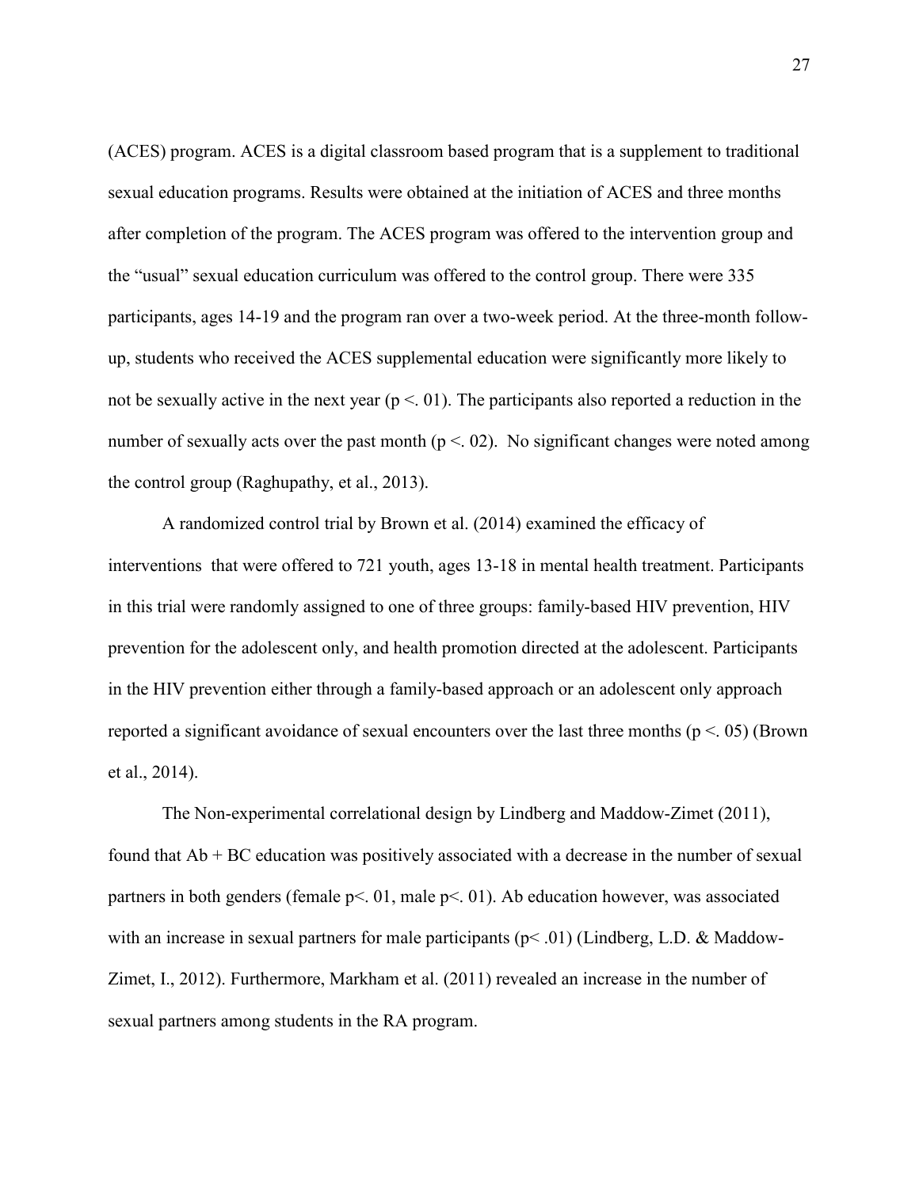(ACES) program. ACES is a digital classroom based program that is a supplement to traditional sexual education programs. Results were obtained at the initiation of ACES and three months after completion of the program. The ACES program was offered to the intervention group and the "usual" sexual education curriculum was offered to the control group. There were 335 participants, ages 14-19 and the program ran over a two-week period. At the three-month follow-up, students who received the ACES supplemental education were significantly more likely to not be sexually active in the next year ($p <. 01$). The participants also reported a reduction in the number of sexually acts over the past month ($p <. 02$). No significant changes were noted among the control group (Raghupathy, et al., 2013).

A randomized control trial by Brown et al. (2014) examined the efficacy of interventions that were offered to 721 youth, ages 13-18 in mental health treatment. Participants in this trial were randomly assigned to one of three groups: family-based HIV prevention, HIV prevention for the adolescent only, and health promotion directed at the adolescent. Participants in the HIV prevention either through a family-based approach or an adolescent only approach reported a significant avoidance of sexual encounters over the last three months ($p <. 05$) (Brown et al., 2014).

The Non-experimental correlational design by Lindberg and Maddow-Zimet (2011), found that Ab + BC education was positively associated with a decrease in the number of sexual partners in both genders (female $p<. 01$, male $p<. 01$). Ab education however, was associated with an increase in sexual partners for male participants ($p< .01$) (Lindberg, L.D. & Maddow-Zimet, I., 2012). Furthermore, Markham et al. (2011) revealed an increase in the number of sexual partners among students in the RA program.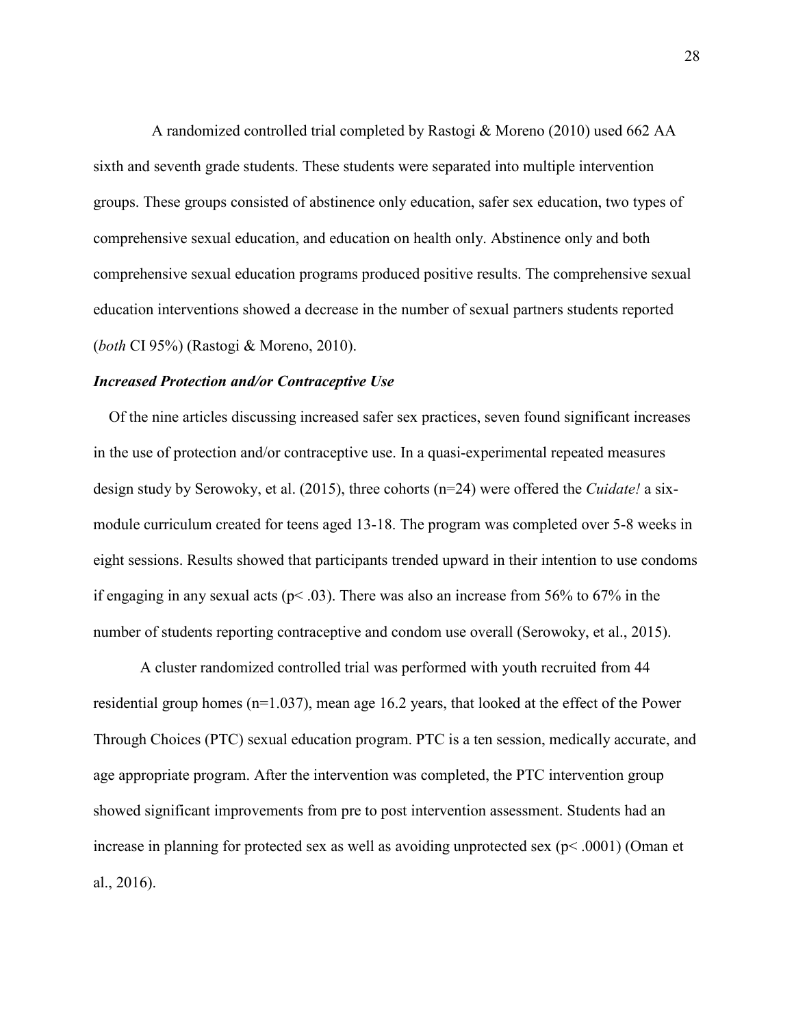A randomized controlled trial completed by Rastogi & Moreno (2010) used 662 AA sixth and seventh grade students. These students were separated into multiple intervention groups. These groups consisted of abstinence only education, safer sex education, two types of comprehensive sexual education, and education on health only. Abstinence only and both comprehensive sexual education programs produced positive results. The comprehensive sexual education interventions showed a decrease in the number of sexual partners students reported (*both* CI 95%) (Rastogi & Moreno, 2010).

### *Increased Protection and/or Contraceptive Use*

Of the nine articles discussing increased safer sex practices, seven found significant increases in the use of protection and/or contraceptive use. In a quasi-experimental repeated measures design study by Serowoky, et al. (2015), three cohorts (n=24) were offered the *Cuidate!* a six-module curriculum created for teens aged 13-18. The program was completed over 5-8 weeks in eight sessions. Results showed that participants trended upward in their intention to use condoms if engaging in any sexual acts ($p < .03$). There was also an increase from 56% to 67% in the number of students reporting contraceptive and condom use overall (Serowoky, et al., 2015).

A cluster randomized controlled trial was performed with youth recruited from 44 residential group homes (n=1.037), mean age 16.2 years, that looked at the effect of the Power Through Choices (PTC) sexual education program. PTC is a ten session, medically accurate, and age appropriate program. After the intervention was completed, the PTC intervention group showed significant improvements from pre to post intervention assessment. Students had an increase in planning for protected sex as well as avoiding unprotected sex ($p < .0001$) (Oman et al., 2016).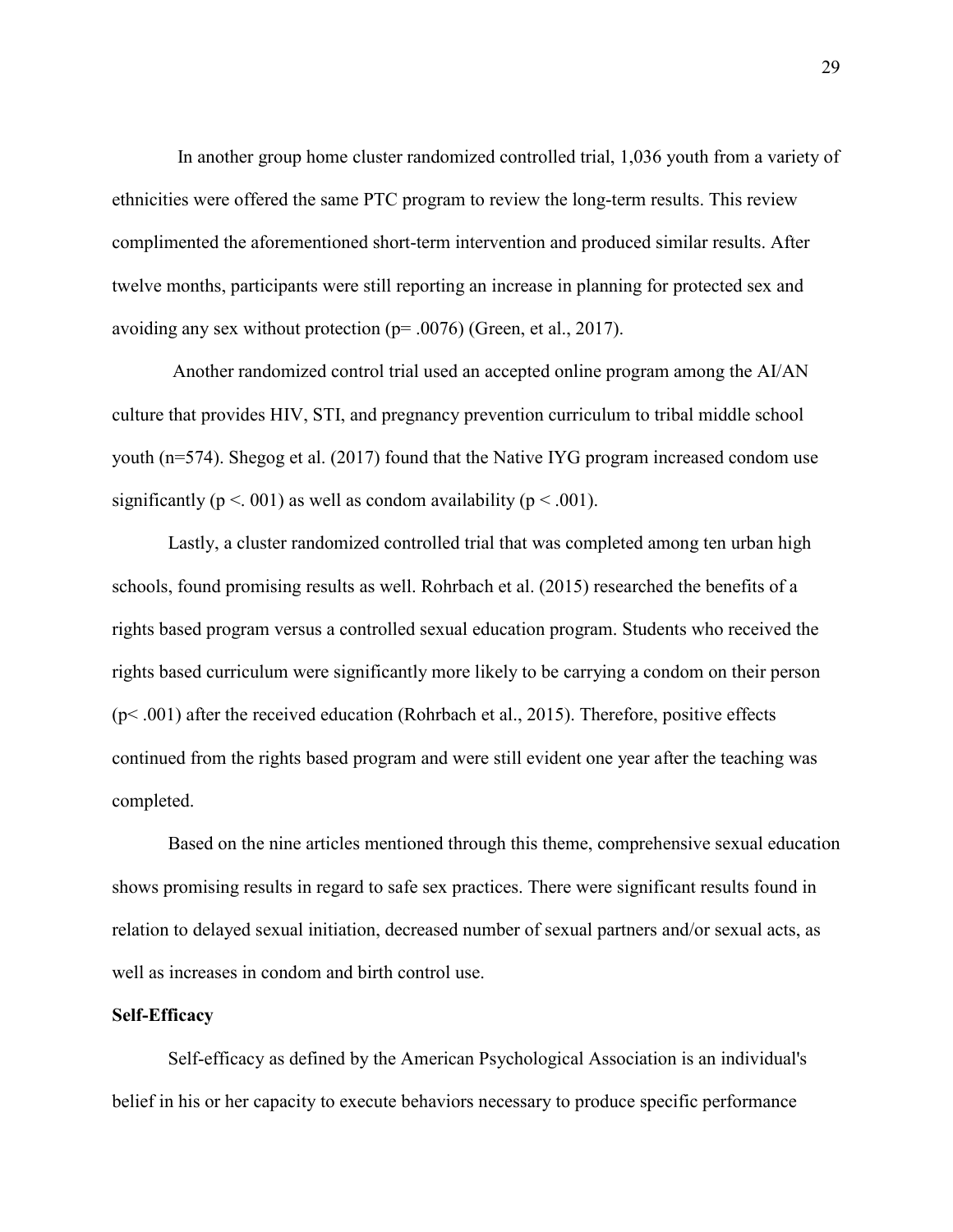In another group home cluster randomized controlled trial, 1,036 youth from a variety of ethnicities were offered the same PTC program to review the long-term results. This review complimented the aforementioned short-term intervention and produced similar results. After twelve months, participants were still reporting an increase in planning for protected sex and avoiding any sex without protection ($p = .0076$) (Green, et al., 2017).

Another randomized control trial used an accepted online program among the AI/AN culture that provides HIV, STI, and pregnancy prevention curriculum to tribal middle school youth (n=574). Shegog et al. (2017) found that the Native IYG program increased condom use significantly ($p < .001$) as well as condom availability ($p < .001$).

Lastly, a cluster randomized controlled trial that was completed among ten urban high schools, found promising results as well. Rohrbach et al. (2015) researched the benefits of a rights based program versus a controlled sexual education program. Students who received the rights based curriculum were significantly more likely to be carrying a condom on their person ($p < .001$) after the received education (Rohrbach et al., 2015). Therefore, positive effects continued from the rights based program and were still evident one year after the teaching was completed.

Based on the nine articles mentioned through this theme, comprehensive sexual education shows promising results in regard to safe sex practices. There were significant results found in relation to delayed sexual initiation, decreased number of sexual partners and/or sexual acts, as well as increases in condom and birth control use.

**Self-Efficacy**

Self-efficacy as defined by the American Psychological Association is an individual's belief in his or her capacity to execute behaviors necessary to produce specific performance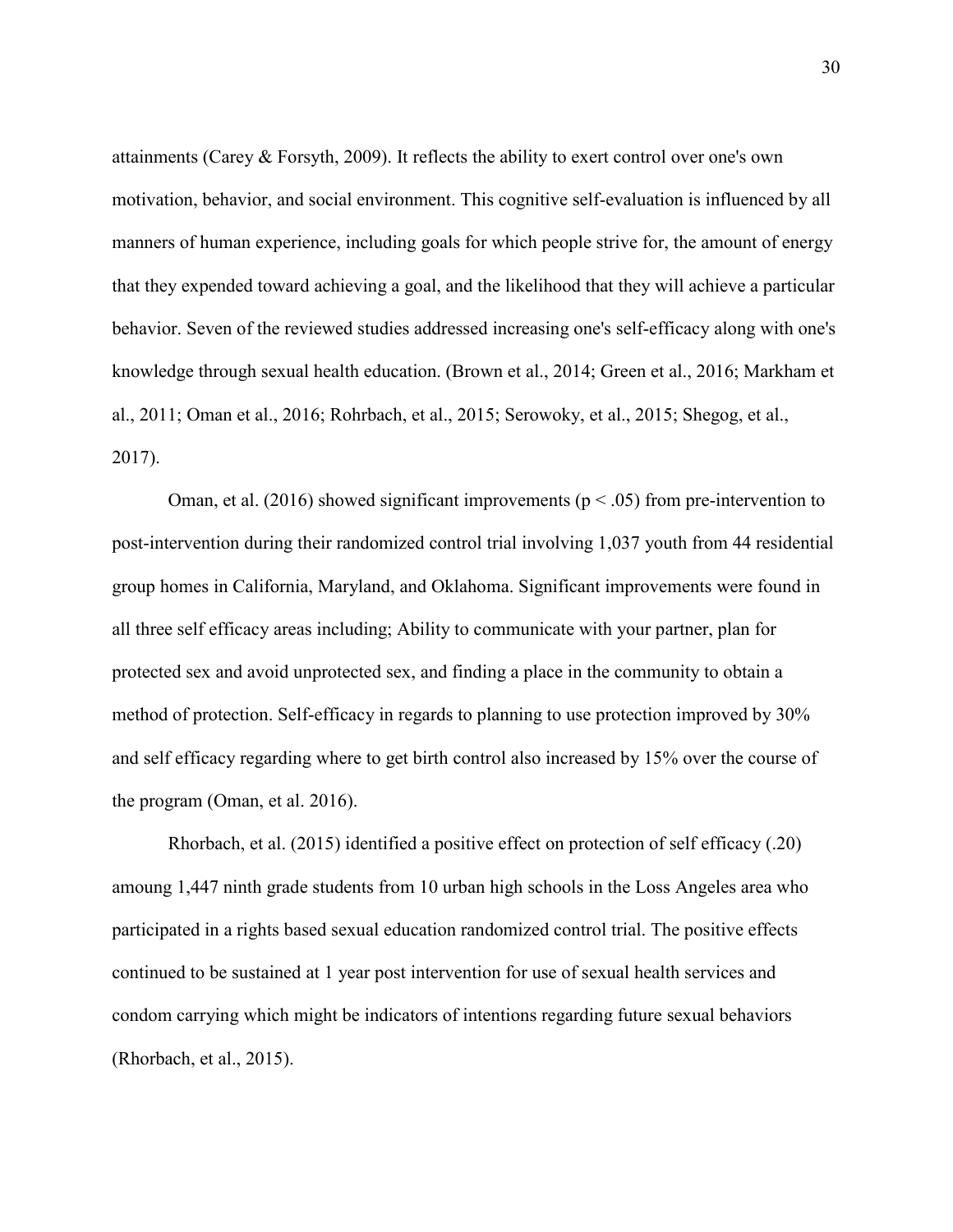attainments (Carey & Forsyth, 2009). It reflects the ability to exert control over one's own motivation, behavior, and social environment. This cognitive self-evaluation is influenced by all manners of human experience, including goals for which people strive for, the amount of energy that they expended toward achieving a goal, and the likelihood that they will achieve a particular behavior. Seven of the reviewed studies addressed increasing one's self-efficacy along with one's knowledge through sexual health education. (Brown et al., 2014; Green et al., 2016; Markham et al., 2011; Oman et al., 2016; Rohrbach, et al., 2015; Serowoky, et al., 2015; Shegog, et al., 2017).

Oman, et al. (2016) showed significant improvements ($p < .05$) from pre-intervention to post-intervention during their randomized control trial involving 1,037 youth from 44 residential group homes in California, Maryland, and Oklahoma. Significant improvements were found in all three self efficacy areas including; Ability to communicate with your partner, plan for protected sex and avoid unprotected sex, and finding a place in the community to obtain a method of protection. Self-efficacy in regards to planning to use protection improved by 30% and self efficacy regarding where to get birth control also increased by 15% over the course of the program (Oman, et al. 2016).

Rhorbach, et al. (2015) identified a positive effect on protection of self efficacy (.20) amoung 1,447 ninth grade students from 10 urban high schools in the Loss Angeles area who participated in a rights based sexual education randomized control trial. The positive effects continued to be sustained at 1 year post intervention for use of sexual health services and condom carrying which might be indicators of intentions regarding future sexual behaviors (Rhorbach, et al., 2015).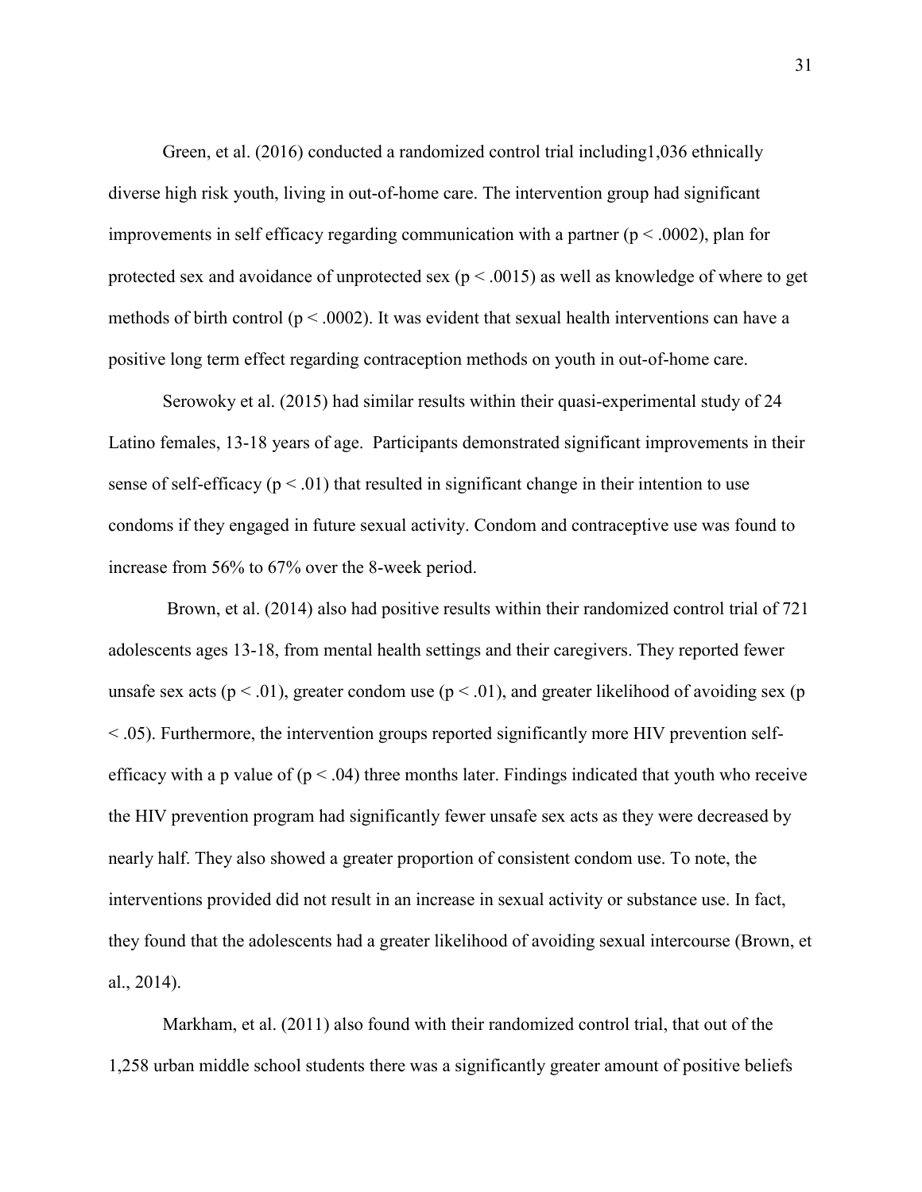Green, et al. (2016) conducted a randomized control trial including1,036 ethnically diverse high risk youth, living in out-of-home care. The intervention group had significant improvements in self efficacy regarding communication with a partner ($p < .0002$), plan for protected sex and avoidance of unprotected sex ($p < .0015$) as well as knowledge of where to get methods of birth control ($p < .0002$). It was evident that sexual health interventions can have a positive long term effect regarding contraception methods on youth in out-of-home care.

Serowoky et al. (2015) had similar results within their quasi-experimental study of 24 Latino females, 13-18 years of age. Participants demonstrated significant improvements in their sense of self-efficacy ($p < .01$) that resulted in significant change in their intention to use condoms if they engaged in future sexual activity. Condom and contraceptive use was found to increase from 56% to 67% over the 8-week period.

Brown, et al. (2014) also had positive results within their randomized control trial of 721 adolescents ages 13-18, from mental health settings and their caregivers. They reported fewer unsafe sex acts ($p < .01$), greater condom use ($p < .01$), and greater likelihood of avoiding sex ($p < .05$). Furthermore, the intervention groups reported significantly more HIV prevention self-efficacy with a p value of ($p < .04$) three months later. Findings indicated that youth who receive the HIV prevention program had significantly fewer unsafe sex acts as they were decreased by nearly half. They also showed a greater proportion of consistent condom use. To note, the interventions provided did not result in an increase in sexual activity or substance use. In fact, they found that the adolescents had a greater likelihood of avoiding sexual intercourse (Brown, et al., 2014).

Markham, et al. (2011) also found with their randomized control trial, that out of the 1,258 urban middle school students there was a significantly greater amount of positive beliefs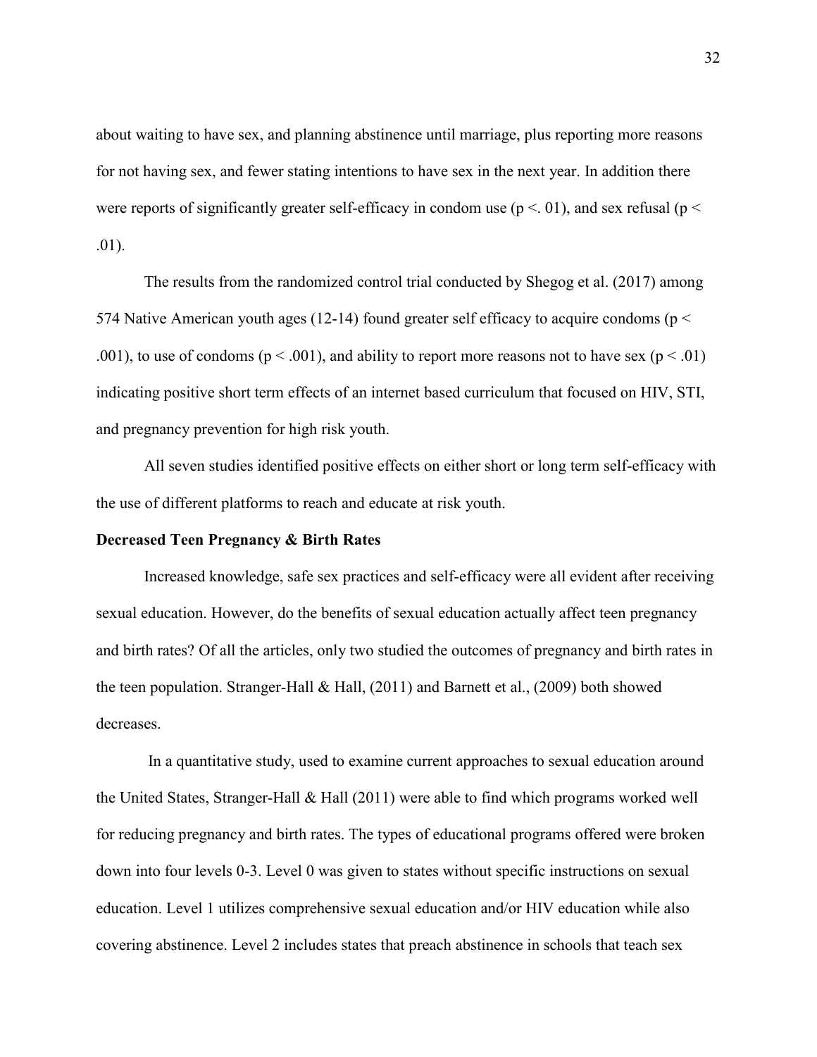about waiting to have sex, and planning abstinence until marriage, plus reporting more reasons for not having sex, and fewer stating intentions to have sex in the next year. In addition there were reports of significantly greater self-efficacy in condom use ($p < .01$), and sex refusal ($p < .01$).

The results from the randomized control trial conducted by Shegog et al. (2017) among 574 Native American youth ages (12-14) found greater self efficacy to acquire condoms ($p < .001$), to use of condoms ($p < .001$), and ability to report more reasons not to have sex ($p < .01$) indicating positive short term effects of an internet based curriculum that focused on HIV, STI, and pregnancy prevention for high risk youth.

All seven studies identified positive effects on either short or long term self-efficacy with the use of different platforms to reach and educate at risk youth.

**Decreased Teen Pregnancy & Birth Rates**

Increased knowledge, safe sex practices and self-efficacy were all evident after receiving sexual education. However, do the benefits of sexual education actually affect teen pregnancy and birth rates? Of all the articles, only two studied the outcomes of pregnancy and birth rates in the teen population. Stranger-Hall & Hall, (2011) and Barnett et al., (2009) both showed decreases.

In a quantitative study, used to examine current approaches to sexual education around the United States, Stranger-Hall & Hall (2011) were able to find which programs worked well for reducing pregnancy and birth rates. The types of educational programs offered were broken down into four levels 0-3. Level 0 was given to states without specific instructions on sexual education. Level 1 utilizes comprehensive sexual education and/or HIV education while also covering abstinence. Level 2 includes states that preach abstinence in schools that teach sex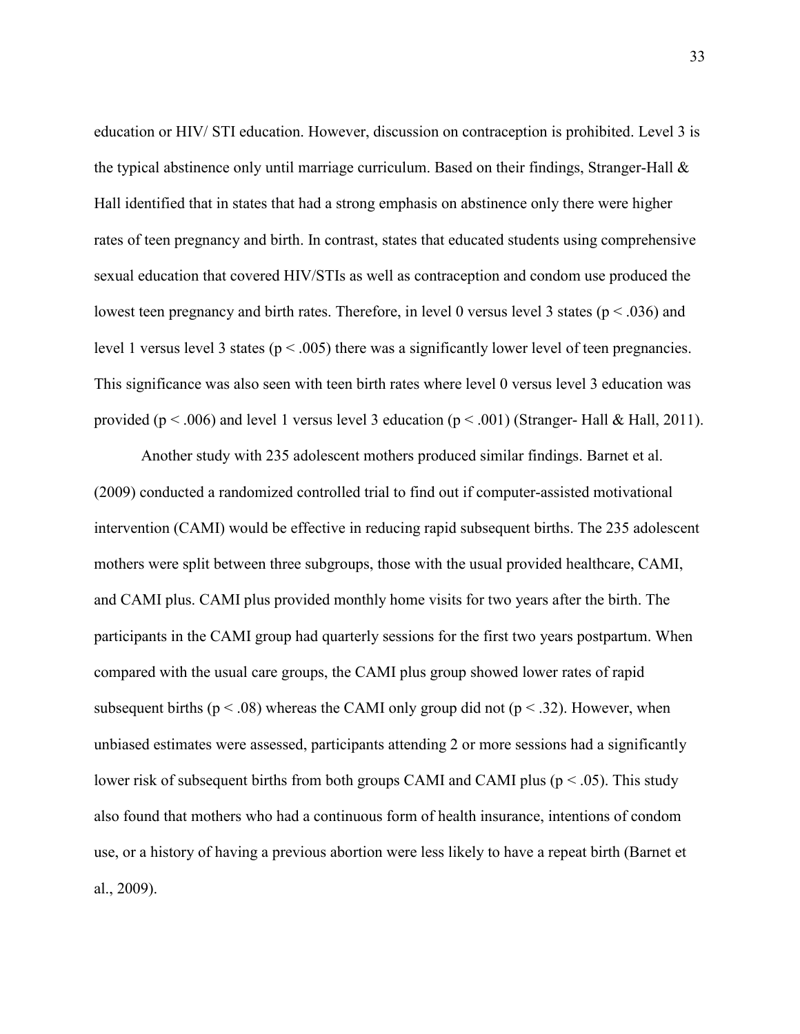education or HIV/ STI education. However, discussion on contraception is prohibited. Level 3 is the typical abstinence only until marriage curriculum. Based on their findings, Stranger-Hall & Hall identified that in states that had a strong emphasis on abstinence only there were higher rates of teen pregnancy and birth. In contrast, states that educated students using comprehensive sexual education that covered HIV/STIs as well as contraception and condom use produced the lowest teen pregnancy and birth rates. Therefore, in level 0 versus level 3 states ($p < .036$) and level 1 versus level 3 states ($p < .005$) there was a significantly lower level of teen pregnancies. This significance was also seen with teen birth rates where level 0 versus level 3 education was provided ($p < .006$) and level 1 versus level 3 education ($p < .001$) (Stranger- Hall & Hall, 2011).

Another study with 235 adolescent mothers produced similar findings. Barnet et al. (2009) conducted a randomized controlled trial to find out if computer-assisted motivational intervention (CAMI) would be effective in reducing rapid subsequent births. The 235 adolescent mothers were split between three subgroups, those with the usual provided healthcare, CAMI, and CAMI plus. CAMI plus provided monthly home visits for two years after the birth. The participants in the CAMI group had quarterly sessions for the first two years postpartum. When compared with the usual care groups, the CAMI plus group showed lower rates of rapid subsequent births ($p < .08$) whereas the CAMI only group did not ($p < .32$). However, when unbiased estimates were assessed, participants attending 2 or more sessions had a significantly lower risk of subsequent births from both groups CAMI and CAMI plus ($p < .05$). This study also found that mothers who had a continuous form of health insurance, intentions of condom use, or a history of having a previous abortion were less likely to have a repeat birth (Barnet et al., 2009).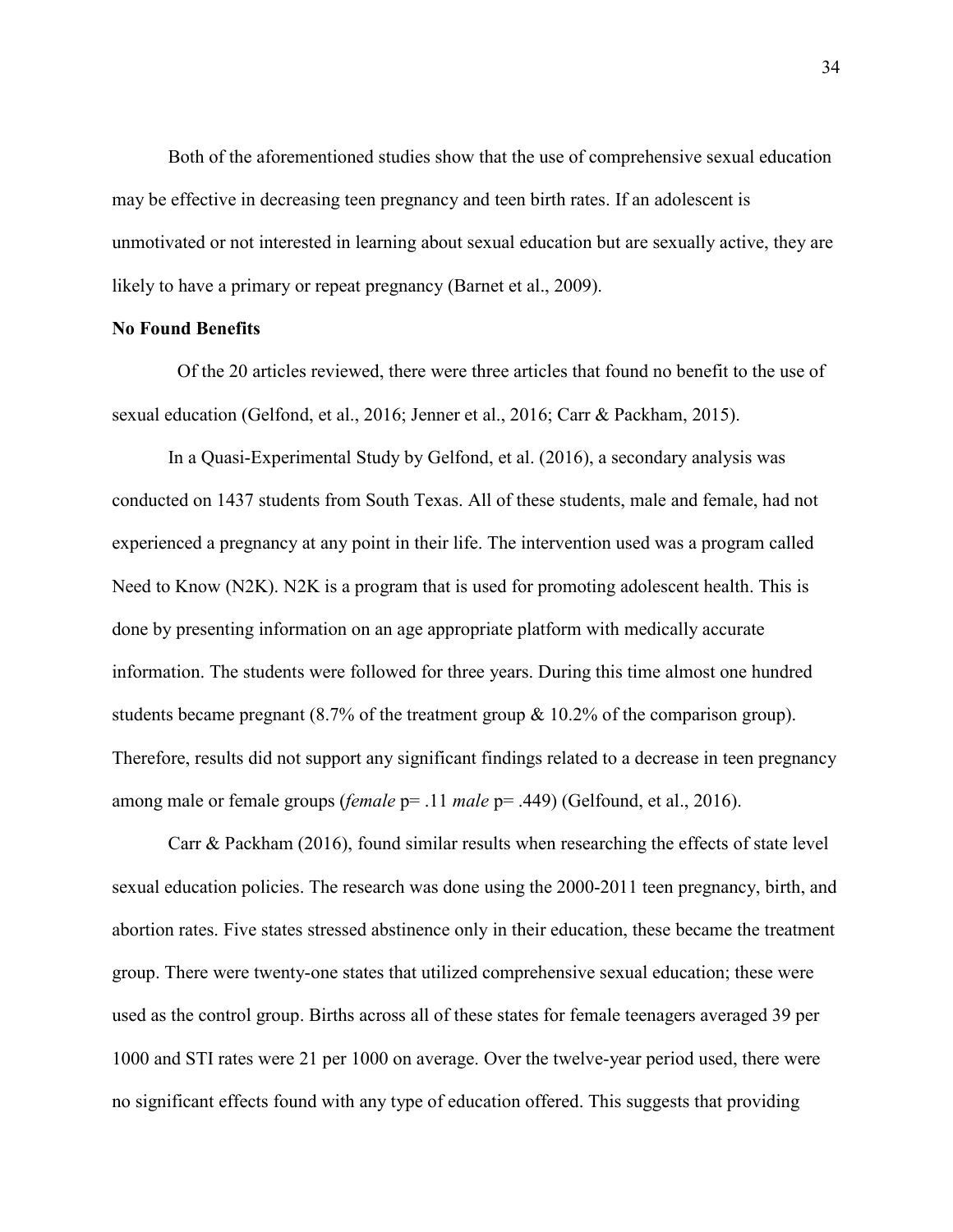Both of the aforementioned studies show that the use of comprehensive sexual education may be effective in decreasing teen pregnancy and teen birth rates. If an adolescent is unmotivated or not interested in learning about sexual education but are sexually active, they are likely to have a primary or repeat pregnancy (Barnet et al., 2009).

**No Found Benefits**

Of the 20 articles reviewed, there were three articles that found no benefit to the use of sexual education (Gelfond, et al., 2016; Jenner et al., 2016; Carr & Packham, 2015).

In a Quasi-Experimental Study by Gelfond, et al. (2016), a secondary analysis was conducted on 1437 students from South Texas. All of these students, male and female, had not experienced a pregnancy at any point in their life. The intervention used was a program called Need to Know (N2K). N2K is a program that is used for promoting adolescent health. This is done by presenting information on an age appropriate platform with medically accurate information. The students were followed for three years. During this time almost one hundred students became pregnant (8.7% of the treatment group & 10.2% of the comparison group). Therefore, results did not support any significant findings related to a decrease in teen pregnancy among male or female groups (*female* p= .11 *male* p= .449) (Gelfound, et al., 2016).

Carr & Packham (2016), found similar results when researching the effects of state level sexual education policies. The research was done using the 2000-2011 teen pregnancy, birth, and abortion rates. Five states stressed abstinence only in their education, these became the treatment group. There were twenty-one states that utilized comprehensive sexual education; these were used as the control group. Births across all of these states for female teenagers averaged 39 per 1000 and STI rates were 21 per 1000 on average. Over the twelve-year period used, there were no significant effects found with any type of education offered. This suggests that providing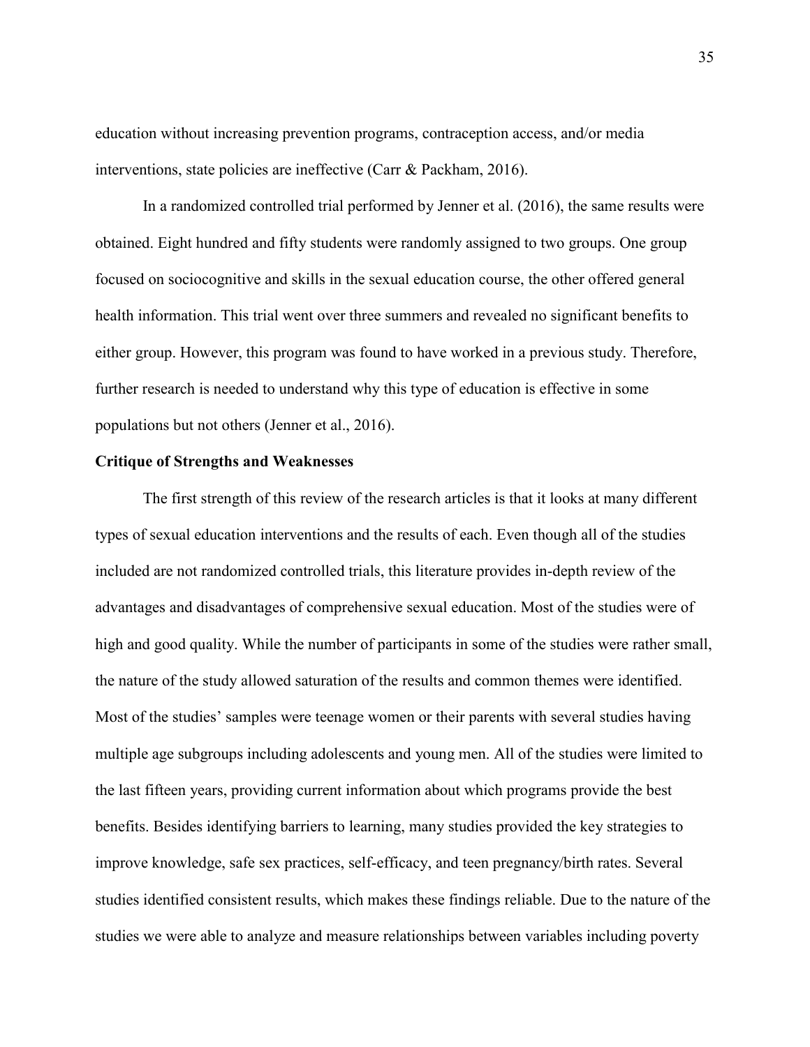education without increasing prevention programs, contraception access, and/or media interventions, state policies are ineffective (Carr & Packham, 2016).

In a randomized controlled trial performed by Jenner et al. (2016), the same results were obtained. Eight hundred and fifty students were randomly assigned to two groups. One group focused on sociocognitive and skills in the sexual education course, the other offered general health information. This trial went over three summers and revealed no significant benefits to either group. However, this program was found to have worked in a previous study. Therefore, further research is needed to understand why this type of education is effective in some populations but not others (Jenner et al., 2016).

**Critique of Strengths and Weaknesses**

The first strength of this review of the research articles is that it looks at many different types of sexual education interventions and the results of each. Even though all of the studies included are not randomized controlled trials, this literature provides in-depth review of the advantages and disadvantages of comprehensive sexual education. Most of the studies were of high and good quality. While the number of participants in some of the studies were rather small, the nature of the study allowed saturation of the results and common themes were identified. Most of the studies' samples were teenage women or their parents with several studies having multiple age subgroups including adolescents and young men. All of the studies were limited to the last fifteen years, providing current information about which programs provide the best benefits. Besides identifying barriers to learning, many studies provided the key strategies to improve knowledge, safe sex practices, self-efficacy, and teen pregnancy/birth rates. Several studies identified consistent results, which makes these findings reliable. Due to the nature of the studies we were able to analyze and measure relationships between variables including poverty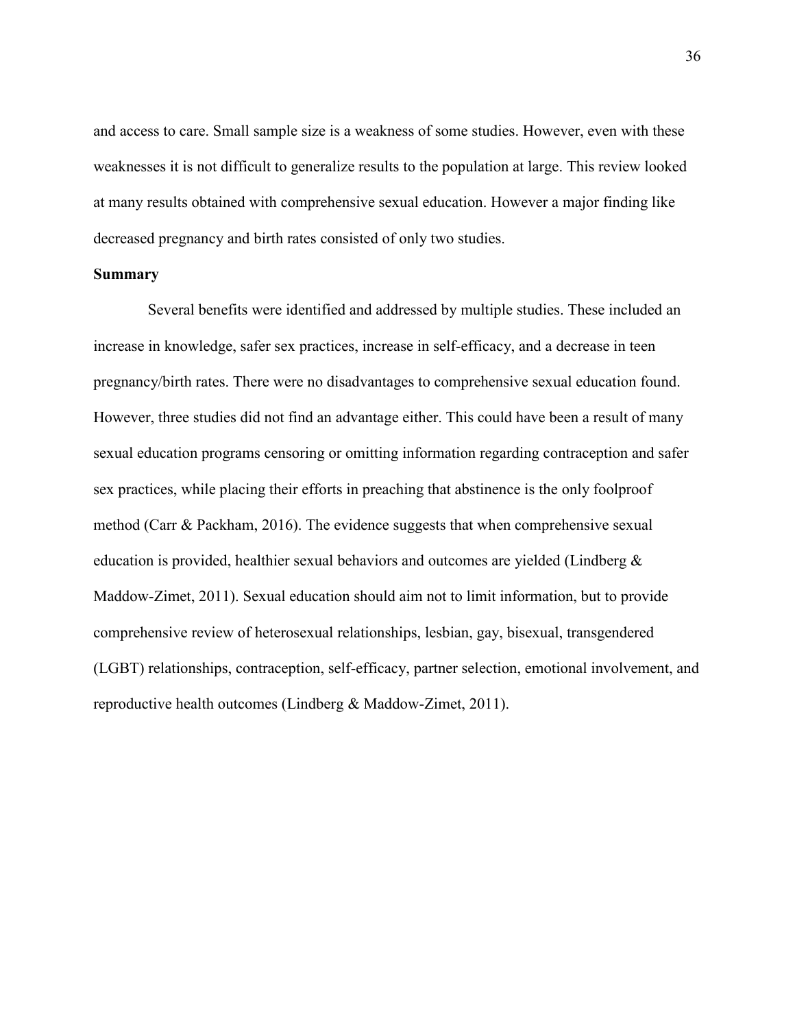and access to care. Small sample size is a weakness of some studies. However, even with these weaknesses it is not difficult to generalize results to the population at large. This review looked at many results obtained with comprehensive sexual education. However a major finding like decreased pregnancy and birth rates consisted of only two studies.

**Summary**

Several benefits were identified and addressed by multiple studies. These included an increase in knowledge, safer sex practices, increase in self-efficacy, and a decrease in teen pregnancy/birth rates. There were no disadvantages to comprehensive sexual education found. However, three studies did not find an advantage either. This could have been a result of many sexual education programs censoring or omitting information regarding contraception and safer sex practices, while placing their efforts in preaching that abstinence is the only foolproof method (Carr & Packham, 2016). The evidence suggests that when comprehensive sexual education is provided, healthier sexual behaviors and outcomes are yielded (Lindberg & Maddow-Zimet, 2011). Sexual education should aim not to limit information, but to provide comprehensive review of heterosexual relationships, lesbian, gay, bisexual, transgendered (LGBT) relationships, contraception, self-efficacy, partner selection, emotional involvement, and reproductive health outcomes (Lindberg & Maddow-Zimet, 2011).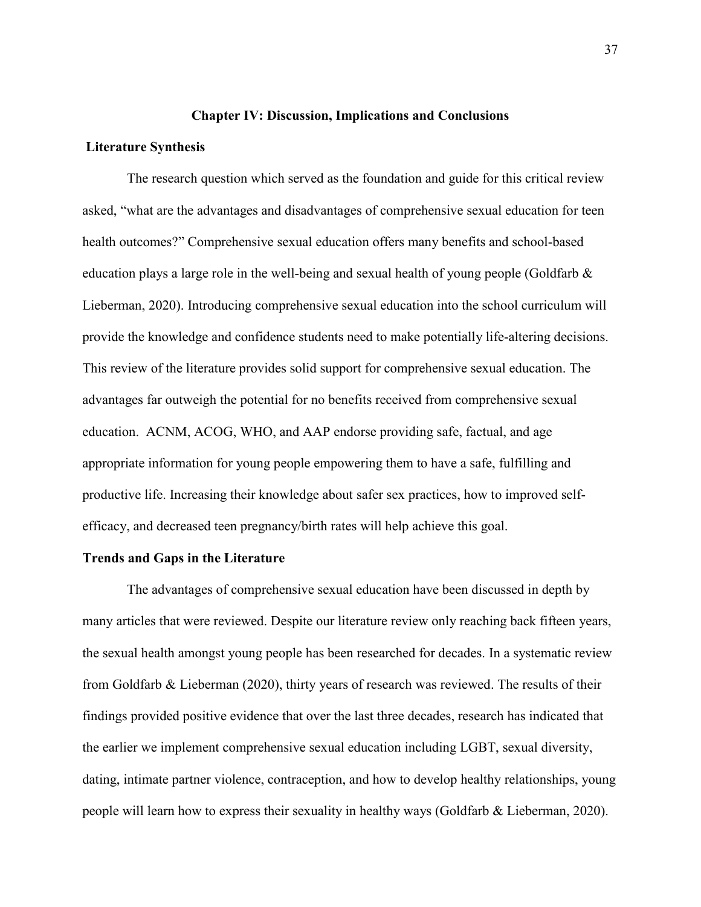# Chapter IV: Discussion, Implications and Conclusions

## Literature Synthesis

The research question which served as the foundation and guide for this critical review asked, "what are the advantages and disadvantages of comprehensive sexual education for teen health outcomes?" Comprehensive sexual education offers many benefits and school-based education plays a large role in the well-being and sexual health of young people (Goldfarb & Lieberman, 2020). Introducing comprehensive sexual education into the school curriculum will provide the knowledge and confidence students need to make potentially life-altering decisions. This review of the literature provides solid support for comprehensive sexual education. The advantages far outweigh the potential for no benefits received from comprehensive sexual education. ACNM, ACOG, WHO, and AAP endorse providing safe, factual, and age appropriate information for young people empowering them to have a safe, fulfilling and productive life. Increasing their knowledge about safer sex practices, how to improved self-efficacy, and decreased teen pregnancy/birth rates will help achieve this goal.

## Trends and Gaps in the Literature

The advantages of comprehensive sexual education have been discussed in depth by many articles that were reviewed. Despite our literature review only reaching back fifteen years, the sexual health amongst young people has been researched for decades. In a systematic review from Goldfarb & Lieberman (2020), thirty years of research was reviewed. The results of their findings provided positive evidence that over the last three decades, research has indicated that the earlier we implement comprehensive sexual education including LGBT, sexual diversity, dating, intimate partner violence, contraception, and how to develop healthy relationships, young people will learn how to express their sexuality in healthy ways (Goldfarb & Lieberman, 2020).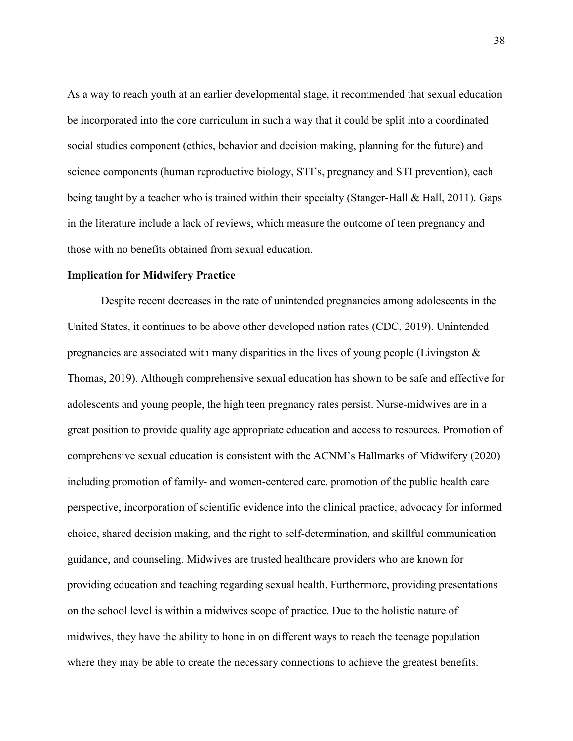As a way to reach youth at an earlier developmental stage, it recommended that sexual education be incorporated into the core curriculum in such a way that it could be split into a coordinated social studies component (ethics, behavior and decision making, planning for the future) and science components (human reproductive biology, STI's, pregnancy and STI prevention), each being taught by a teacher who is trained within their specialty (Stanger-Hall & Hall, 2011). Gaps in the literature include a lack of reviews, which measure the outcome of teen pregnancy and those with no benefits obtained from sexual education.

**Implication for Midwifery Practice**

Despite recent decreases in the rate of unintended pregnancies among adolescents in the United States, it continues to be above other developed nation rates (CDC, 2019). Unintended pregnancies are associated with many disparities in the lives of young people (Livingston & Thomas, 2019). Although comprehensive sexual education has shown to be safe and effective for adolescents and young people, the high teen pregnancy rates persist. Nurse-midwives are in a great position to provide quality age appropriate education and access to resources. Promotion of comprehensive sexual education is consistent with the ACNM's Hallmarks of Midwifery (2020) including promotion of family- and women-centered care, promotion of the public health care perspective, incorporation of scientific evidence into the clinical practice, advocacy for informed choice, shared decision making, and the right to self-determination, and skillful communication guidance, and counseling. Midwives are trusted healthcare providers who are known for providing education and teaching regarding sexual health. Furthermore, providing presentations on the school level is within a midwives scope of practice. Due to the holistic nature of midwives, they have the ability to hone in on different ways to reach the teenage population where they may be able to create the necessary connections to achieve the greatest benefits.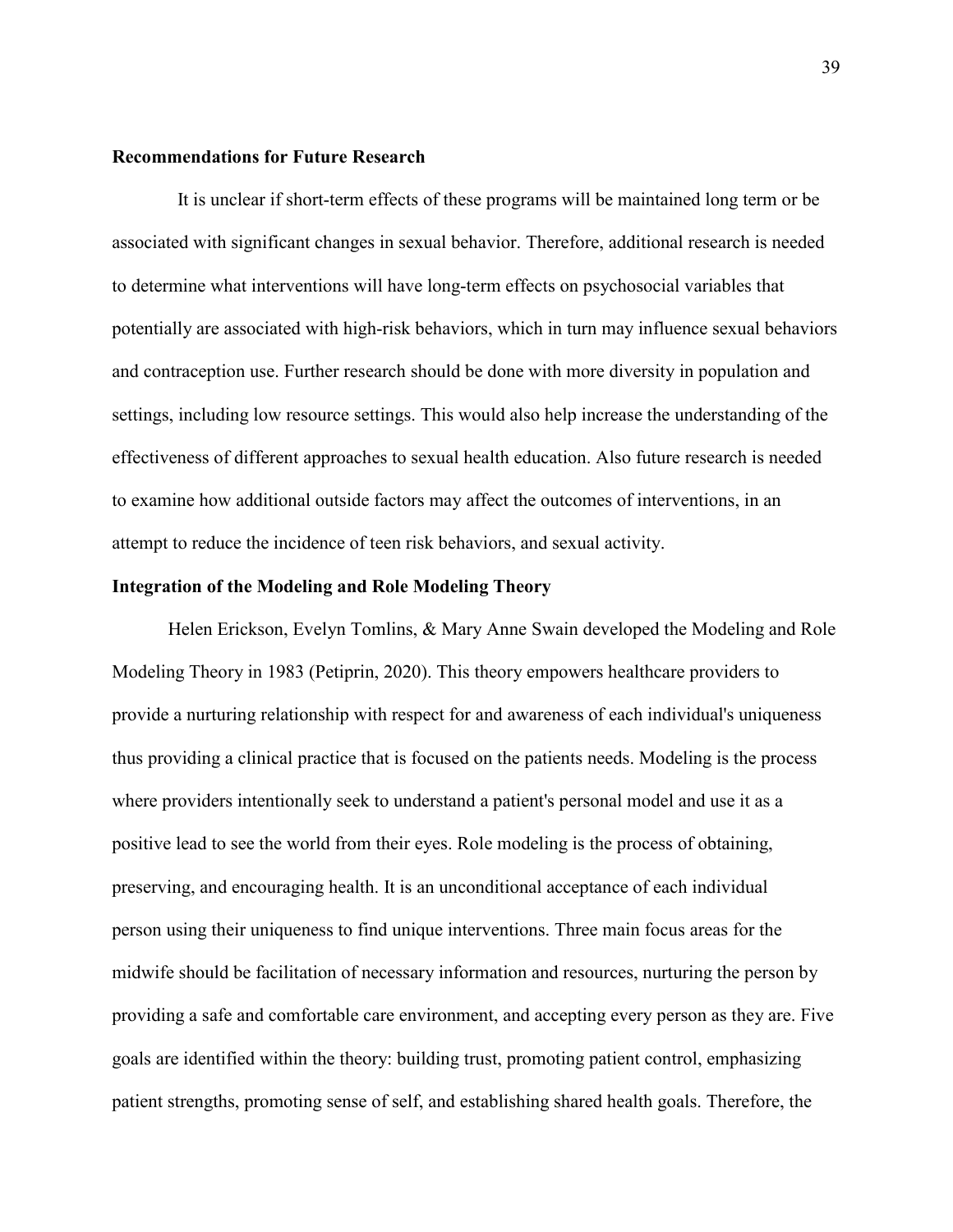**Recommendations for Future Research**

It is unclear if short-term effects of these programs will be maintained long term or be associated with significant changes in sexual behavior. Therefore, additional research is needed to determine what interventions will have long-term effects on psychosocial variables that potentially are associated with high-risk behaviors, which in turn may influence sexual behaviors and contraception use. Further research should be done with more diversity in population and settings, including low resource settings. This would also help increase the understanding of the effectiveness of different approaches to sexual health education. Also future research is needed to examine how additional outside factors may affect the outcomes of interventions, in an attempt to reduce the incidence of teen risk behaviors, and sexual activity.

**Integration of the Modeling and Role Modeling Theory**

Helen Erickson, Evelyn Tomlins, & Mary Anne Swain developed the Modeling and Role Modeling Theory in 1983 (Petiprin, 2020). This theory empowers healthcare providers to provide a nurturing relationship with respect for and awareness of each individual's uniqueness thus providing a clinical practice that is focused on the patients needs. Modeling is the process where providers intentionally seek to understand a patient's personal model and use it as a positive lead to see the world from their eyes. Role modeling is the process of obtaining, preserving, and encouraging health. It is an unconditional acceptance of each individual person using their uniqueness to find unique interventions. Three main focus areas for the midwife should be facilitation of necessary information and resources, nurturing the person by providing a safe and comfortable care environment, and accepting every person as they are. Five goals are identified within the theory: building trust, promoting patient control, emphasizing patient strengths, promoting sense of self, and establishing shared health goals. Therefore, the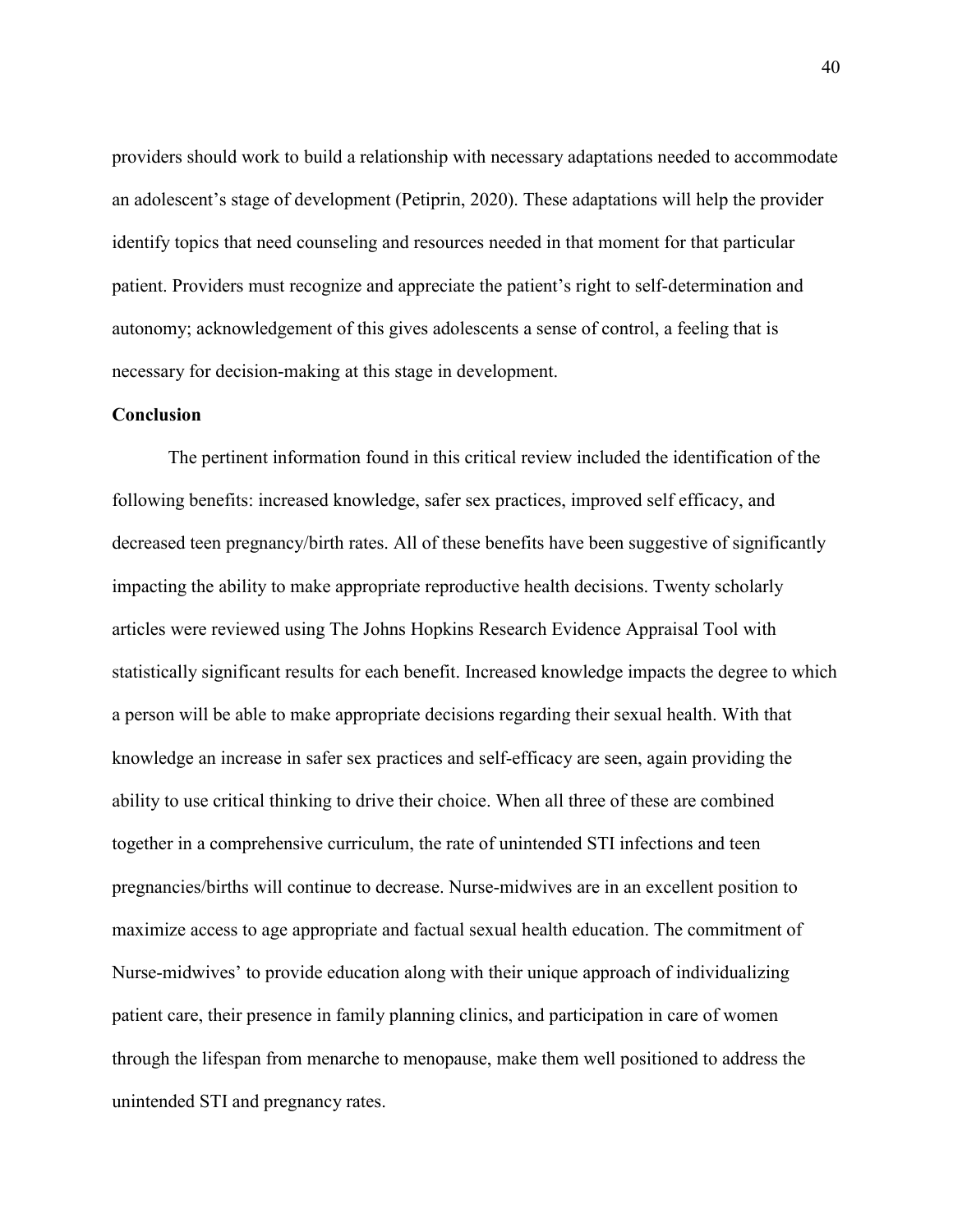providers should work to build a relationship with necessary adaptations needed to accommodate an adolescent's stage of development (Petiprin, 2020). These adaptations will help the provider identify topics that need counseling and resources needed in that moment for that particular patient. Providers must recognize and appreciate the patient's right to self-determination and autonomy; acknowledgement of this gives adolescents a sense of control, a feeling that is necessary for decision-making at this stage in development.

## Conclusion

The pertinent information found in this critical review included the identification of the following benefits: increased knowledge, safer sex practices, improved self efficacy, and decreased teen pregnancy/birth rates. All of these benefits have been suggestive of significantly impacting the ability to make appropriate reproductive health decisions. Twenty scholarly articles were reviewed using The Johns Hopkins Research Evidence Appraisal Tool with statistically significant results for each benefit. Increased knowledge impacts the degree to which a person will be able to make appropriate decisions regarding their sexual health. With that knowledge an increase in safer sex practices and self-efficacy are seen, again providing the ability to use critical thinking to drive their choice. When all three of these are combined together in a comprehensive curriculum, the rate of unintended STI infections and teen pregnancies/births will continue to decrease. Nurse-midwives are in an excellent position to maximize access to age appropriate and factual sexual health education. The commitment of Nurse-midwives' to provide education along with their unique approach of individualizing patient care, their presence in family planning clinics, and participation in care of women through the lifespan from menarche to menopause, make them well positioned to address the unintended STI and pregnancy rates.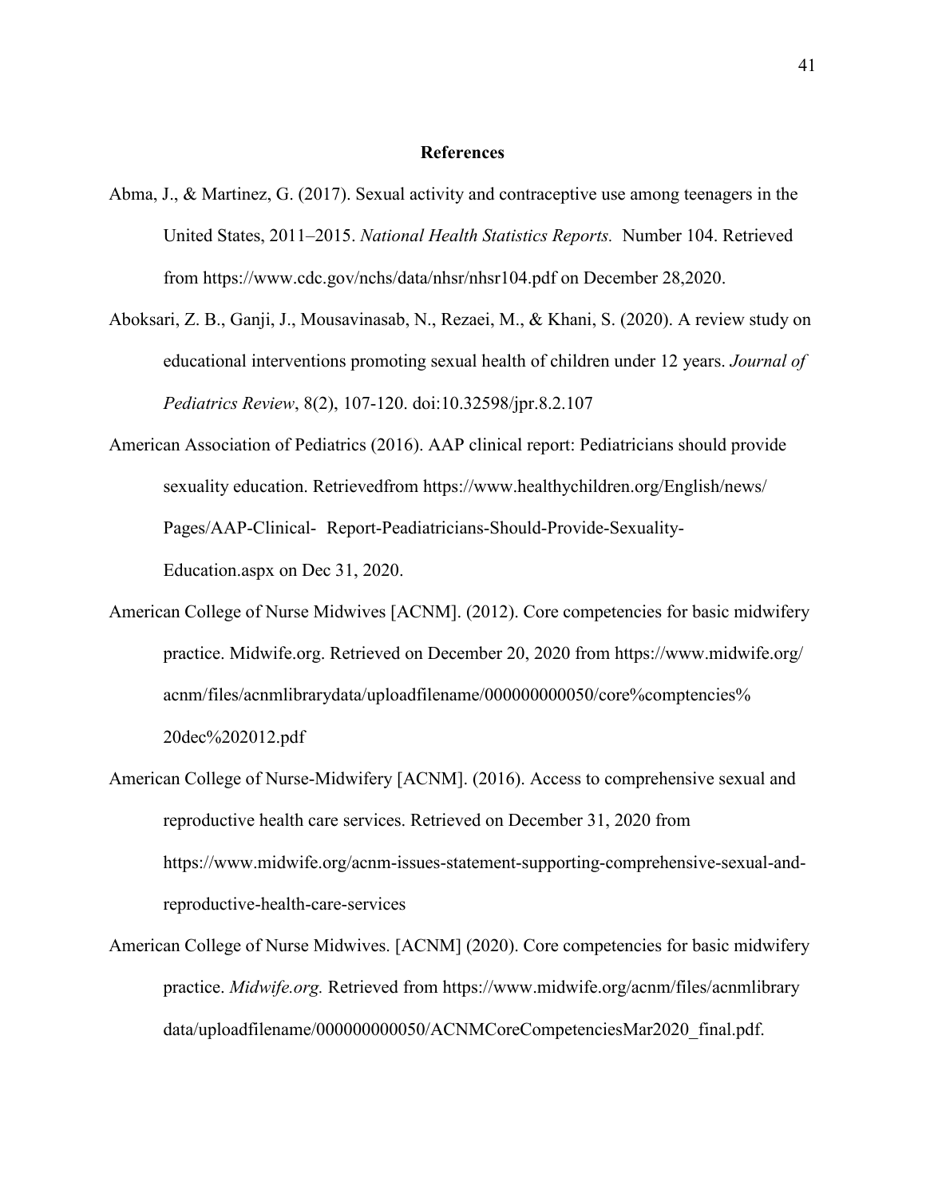## References

Abma, J., & Martinez, G. (2017). Sexual activity and contraceptive use among teenagers in the United States, 2011–2015. *National Health Statistics Reports.* Number 104. Retrieved from https://www.cdc.gov/nchs/data/nhsr/nhsr104.pdf on December 28,2020.

Aboksari, Z. B., Ganji, J., Mousavinasab, N., Rezaei, M., & Khani, S. (2020). A review study on educational interventions promoting sexual health of children under 12 years. *Journal of Pediatrics Review*, 8(2), 107-120. doi:10.32598/jpr.8.2.107

American Association of Pediatrics (2016). AAP clinical report: Pediatricians should provide sexuality education. Retrievedfrom https://www.healthychildren.org/English/news/ Pages/AAP-Clinical- Report-Peadiatricians-Should-Provide-Sexuality-Education.aspx on Dec 31, 2020.

American College of Nurse Midwives [ACNM]. (2012). Core competencies for basic midwifery practice. Midwife.org. Retrieved on December 20, 2020 from https://www.midwife.org/ acnm/files/acnmlibrarydata/uploadfilename/000000000050/core%comptencies% 20dec%202012.pdf

American College of Nurse-Midwifery [ACNM]. (2016). Access to comprehensive sexual and reproductive health care services. Retrieved on December 31, 2020 from https://www.midwife.org/acnm-issues-statement-supporting-comprehensive-sexual-and-reproductive-health-care-services

American College of Nurse Midwives. [ACNM] (2020). Core competencies for basic midwifery practice. *Midwife.org.* Retrieved from https://www.midwife.org/acnm/files/acnmlibrary data/uploadfilename/000000000050/ACNMCoreCompetenciesMar2020_final.pdf.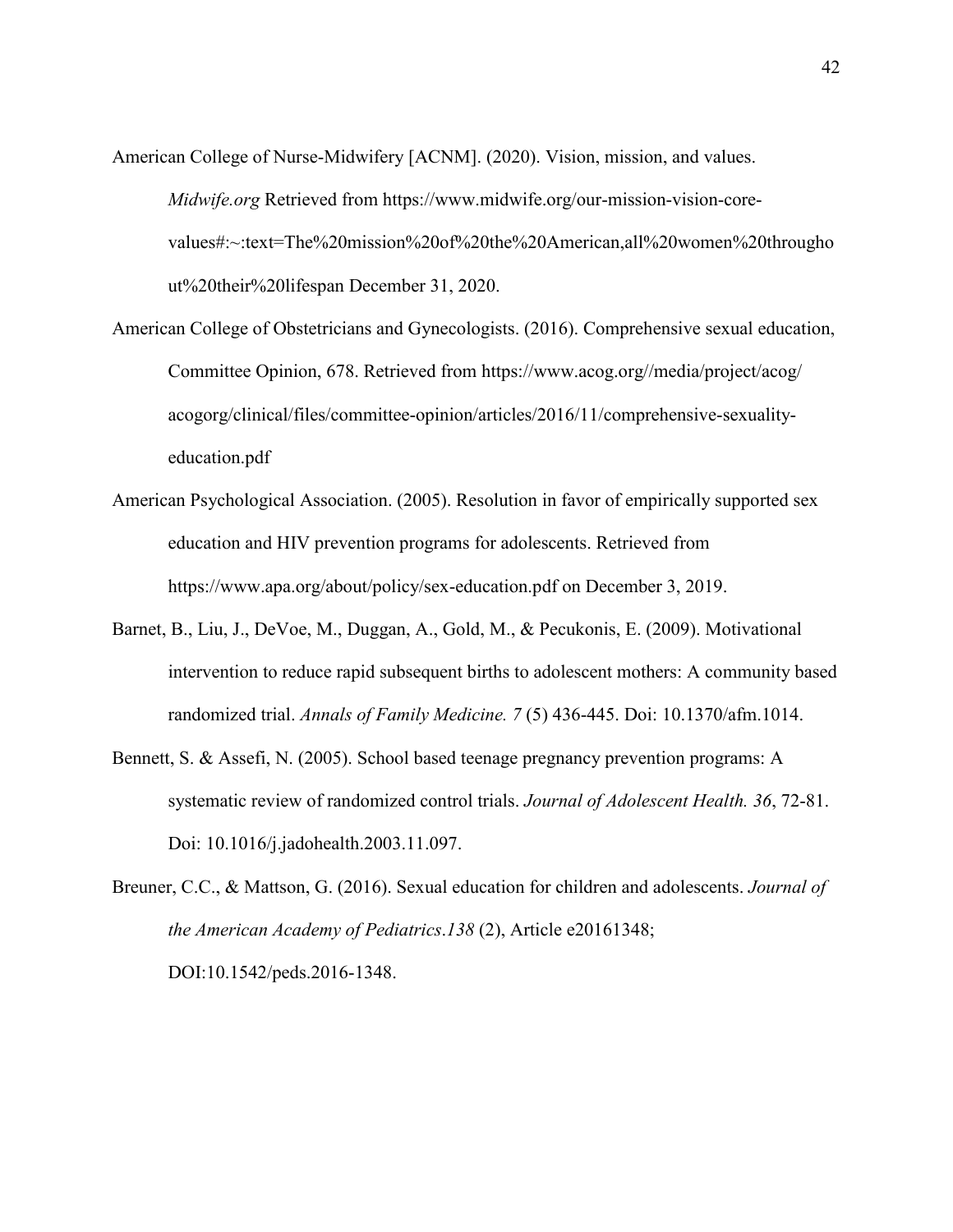American College of Nurse-Midwifery [ACNM]. (2020). Vision, mission, and values. *Midwife.org* Retrieved from https://www.midwife.org/our-mission-vision-core-values#:~:text=The%20mission%20of%20the%20American,all%20women%20throughout%20their%20lifespan December 31, 2020.

American College of Obstetricians and Gynecologists. (2016). Comprehensive sexual education, Committee Opinion, 678. Retrieved from https://www.acog.org//media/project/acog/acogorg/clinical/files/committee-opinion/articles/2016/11/comprehensive-sexuality-education.pdf

American Psychological Association. (2005). Resolution in favor of empirically supported sex education and HIV prevention programs for adolescents. Retrieved from https://www.apa.org/about/policy/sex-education.pdf on December 3, 2019.

Barnet, B., Liu, J., DeVoe, M., Duggan, A., Gold, M., & Pecukonis, E. (2009). Motivational intervention to reduce rapid subsequent births to adolescent mothers: A community based randomized trial. *Annals of Family Medicine. 7* (5) 436-445. Doi: 10.1370/afm.1014.

Bennett, S. & Assefi, N. (2005). School based teenage pregnancy prevention programs: A systematic review of randomized control trials. *Journal of Adolescent Health. 36*, 72-81. Doi: 10.1016/j.jadohealth.2003.11.097.

Breuner, C.C., & Mattson, G. (2016). Sexual education for children and adolescents. *Journal of the American Academy of Pediatrics*.*138* (2), Article e20161348; DOI:10.1542/peds.2016-1348.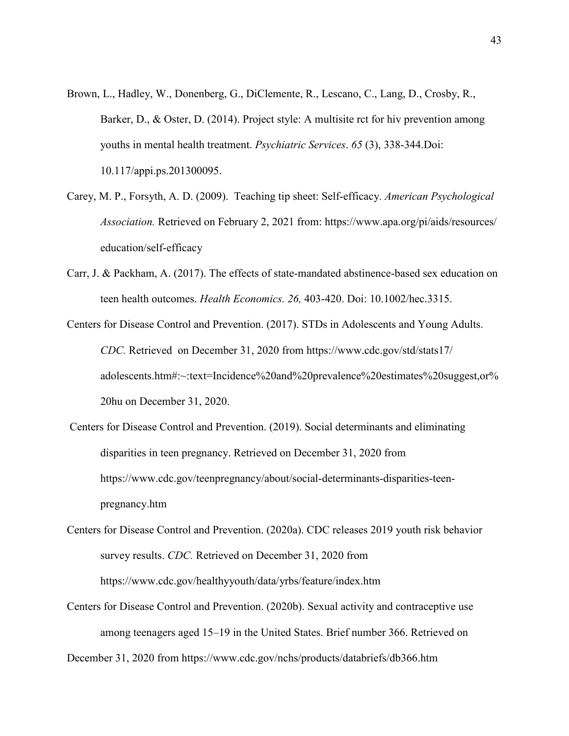Brown, L., Hadley, W., Donenberg, G., DiClemente, R., Lescano, C., Lang, D., Crosby, R., Barker, D., & Oster, D. (2014). Project style: A multisite rct for hiv prevention among youths in mental health treatment. *Psychiatric Services*. *65* (3), 338-344.Doi: 10.117/appi.ps.201300095.

Carey, M. P., Forsyth, A. D. (2009). Teaching tip sheet: Self-efficacy. *American Psychological Association.* Retrieved on February 2, 2021 from: https://www.apa.org/pi/aids/resources/education/self-efficacy

Carr, J. & Packham, A. (2017). The effects of state-mandated abstinence-based sex education on teen health outcomes. *Health Economics. 26,* 403-420. Doi: 10.1002/hec.3315.

Centers for Disease Control and Prevention. (2017). STDs in Adolescents and Young Adults. *CDC.* Retrieved on December 31, 2020 from https://www.cdc.gov/std/stats17/adolescents.htm#:~:text=Incidence%20and%20prevalence%20estimates%20suggest,or%20hu on December 31, 2020.

Centers for Disease Control and Prevention. (2019). Social determinants and eliminating disparities in teen pregnancy. Retrieved on December 31, 2020 from https://www.cdc.gov/teenpregnancy/about/social-determinants-disparities-teen-pregnancy.htm

Centers for Disease Control and Prevention. (2020a). CDC releases 2019 youth risk behavior survey results. *CDC.* Retrieved on December 31, 2020 from https://www.cdc.gov/healthyyouth/data/yrbs/feature/index.htm

Centers for Disease Control and Prevention. (2020b). Sexual activity and contraceptive use among teenagers aged 15–19 in the United States. Brief number 366. Retrieved on December 31, 2020 from https://www.cdc.gov/nchs/products/databriefs/db366.htm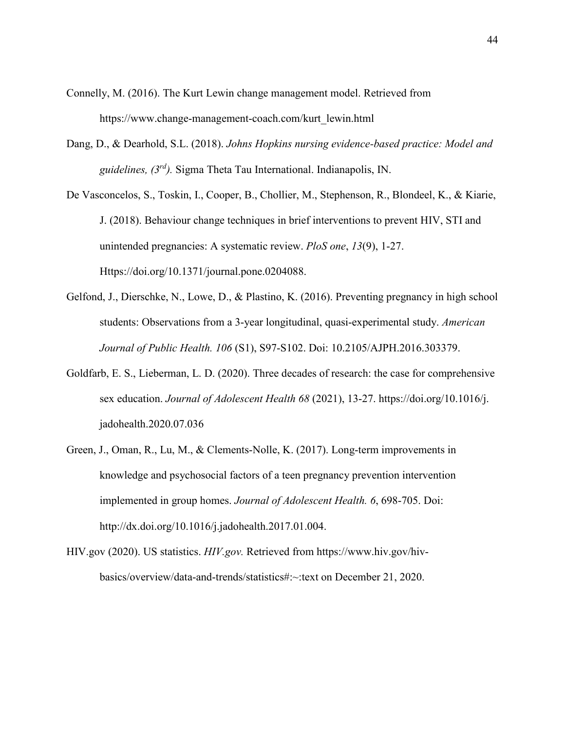Connelly, M. (2016). The Kurt Lewin change management model. Retrieved from https://www.change-management-coach.com/kurt_lewin.html

Dang, D., & Dearhold, S.L. (2018). *Johns Hopkins nursing evidence-based practice: Model and guidelines, (3rd).* Sigma Theta Tau International. Indianapolis, IN.

De Vasconcelos, S., Toskin, I., Cooper, B., Chollier, M., Stephenson, R., Blondeel, K., & Kiarie, J. (2018). Behaviour change techniques in brief interventions to prevent HIV, STI and unintended pregnancies: A systematic review. *PloS one*, *13*(9), 1-27. Https://doi.org/10.1371/journal.pone.0204088.

Gelfond, J., Dierschke, N., Lowe, D., & Plastino, K. (2016). Preventing pregnancy in high school students: Observations from a 3-year longitudinal, quasi-experimental study. *American Journal of Public Health. 106* (S1), S97-S102. Doi: 10.2105/AJPH.2016.303379.

Goldfarb, E. S., Lieberman, L. D. (2020). Three decades of research: the case for comprehensive sex education. *Journal of Adolescent Health 68* (2021), 13-27. https://doi.org/10.1016/j.jadohealth.2020.07.036

Green, J., Oman, R., Lu, M., & Clements-Nolle, K. (2017). Long-term improvements in knowledge and psychosocial factors of a teen pregnancy prevention intervention implemented in group homes. *Journal of Adolescent Health. 6*, 698-705. Doi: http://dx.doi.org/10.1016/j.jadohealth.2017.01.004.

HIV.gov (2020). US statistics. *HIV.gov.* Retrieved from https://www.hiv.gov/hiv-basics/overview/data-and-trends/statistics#:~:text on December 21, 2020.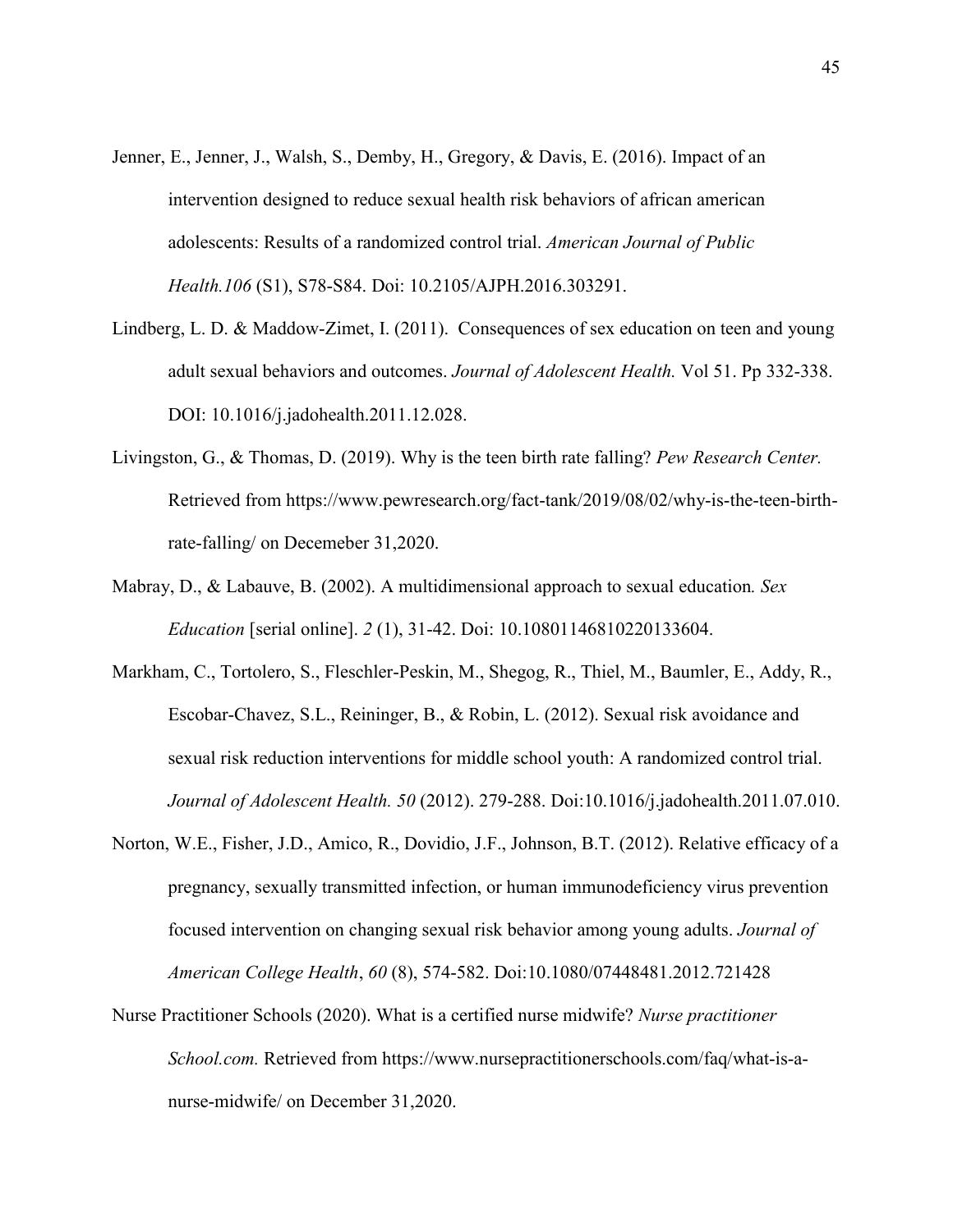Jenner, E., Jenner, J., Walsh, S., Demby, H., Gregory, & Davis, E. (2016). Impact of an intervention designed to reduce sexual health risk behaviors of african american adolescents: Results of a randomized control trial. *American Journal of Public Health.106* (S1), S78-S84. Doi: 10.2105/AJPH.2016.303291.

Lindberg, L. D. & Maddow-Zimet, I. (2011). Consequences of sex education on teen and young adult sexual behaviors and outcomes. *Journal of Adolescent Health.* Vol 51. Pp 332-338. DOI: 10.1016/j.jadohealth.2011.12.028.

Livingston, G., & Thomas, D. (2019). Why is the teen birth rate falling? *Pew Research Center.* Retrieved from https://www.pewresearch.org/fact-tank/2019/08/02/why-is-the-teen-birth-rate-falling/ on Decemeber 31,2020.

Mabray, D., & Labauve, B. (2002). A multidimensional approach to sexual education*. Sex Education* [serial online]. *2* (1), 31-42. Doi: 10.10801146810220133604.

Markham, C., Tortolero, S., Fleschler-Peskin, M., Shegog, R., Thiel, M., Baumler, E., Addy, R., Escobar-Chavez, S.L., Reininger, B., & Robin, L. (2012). Sexual risk avoidance and sexual risk reduction interventions for middle school youth: A randomized control trial. *Journal of Adolescent Health. 50* (2012). 279-288. Doi:10.1016/j.jadohealth.2011.07.010.

Norton, W.E., Fisher, J.D., Amico, R., Dovidio, J.F., Johnson, B.T. (2012). Relative efficacy of a pregnancy, sexually transmitted infection, or human immunodeficiency virus prevention focused intervention on changing sexual risk behavior among young adults. *Journal of American College Health*, *60* (8), 574-582. Doi:10.1080/07448481.2012.721428

Nurse Practitioner Schools (2020). What is a certified nurse midwife? *Nurse practitioner School.com.* Retrieved from https://www.nursepractitionerschools.com/faq/what-is-a-nurse-midwife/ on December 31,2020.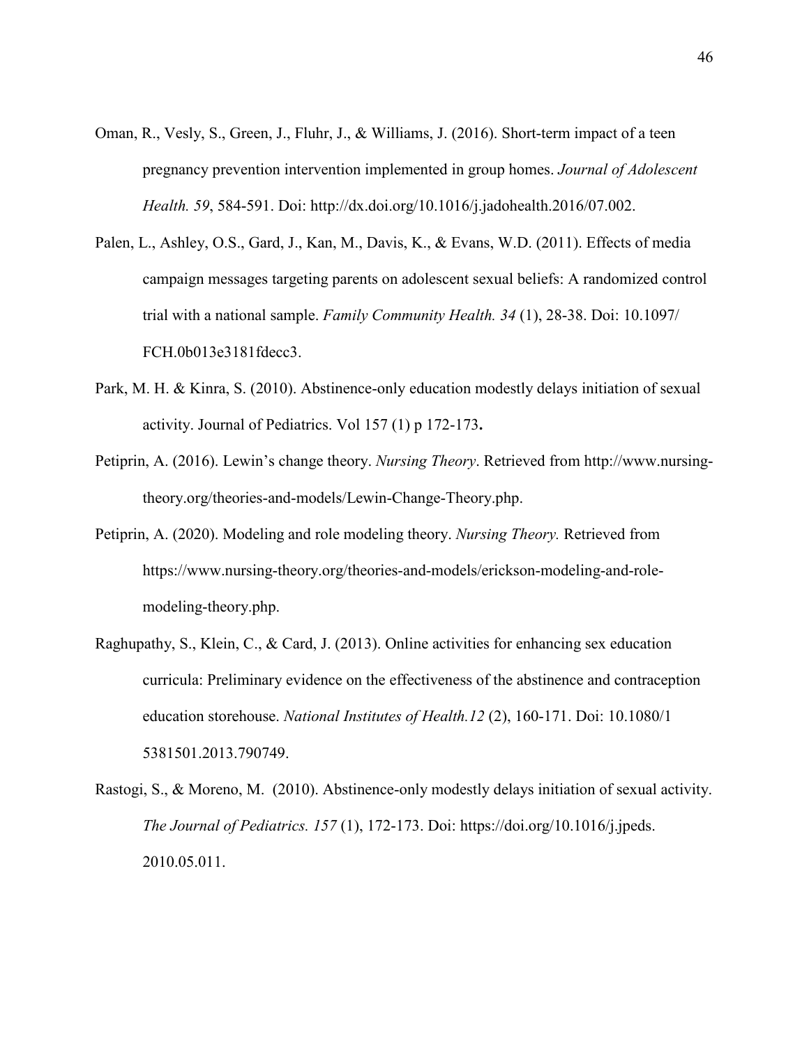Oman, R., Vesly, S., Green, J., Fluhr, J., & Williams, J. (2016). Short-term impact of a teen pregnancy prevention intervention implemented in group homes. *Journal of Adolescent Health. 59*, 584-591. Doi: http://dx.doi.org/10.1016/j.jadohealth.2016/07.002.

Palen, L., Ashley, O.S., Gard, J., Kan, M., Davis, K., & Evans, W.D. (2011). Effects of media campaign messages targeting parents on adolescent sexual beliefs: A randomized control trial with a national sample. *Family Community Health. 34* (1), 28-38. Doi: 10.1097/ FCH.0b013e3181fdecc3.

Park, M. H. & Kinra, S. (2010). Abstinence-only education modestly delays initiation of sexual activity. Journal of Pediatrics. Vol 157 (1) p 172-173**.**

Petiprin, A. (2016). Lewin's change theory. *Nursing Theory*. Retrieved from http://www.nursing-theory.org/theories-and-models/Lewin-Change-Theory.php.

Petiprin, A. (2020). Modeling and role modeling theory. *Nursing Theory.* Retrieved from https://www.nursing-theory.org/theories-and-models/erickson-modeling-and-role-modeling-theory.php.

Raghupathy, S., Klein, C., & Card, J. (2013). Online activities for enhancing sex education curricula: Preliminary evidence on the effectiveness of the abstinence and contraception education storehouse. *National Institutes of Health.12* (2), 160-171. Doi: 10.1080/1 5381501.2013.790749.

Rastogi, S., & Moreno, M. (2010). Abstinence-only modestly delays initiation of sexual activity. *The Journal of Pediatrics. 157* (1), 172-173. Doi: https://doi.org/10.1016/j.jpeds. 2010.05.011.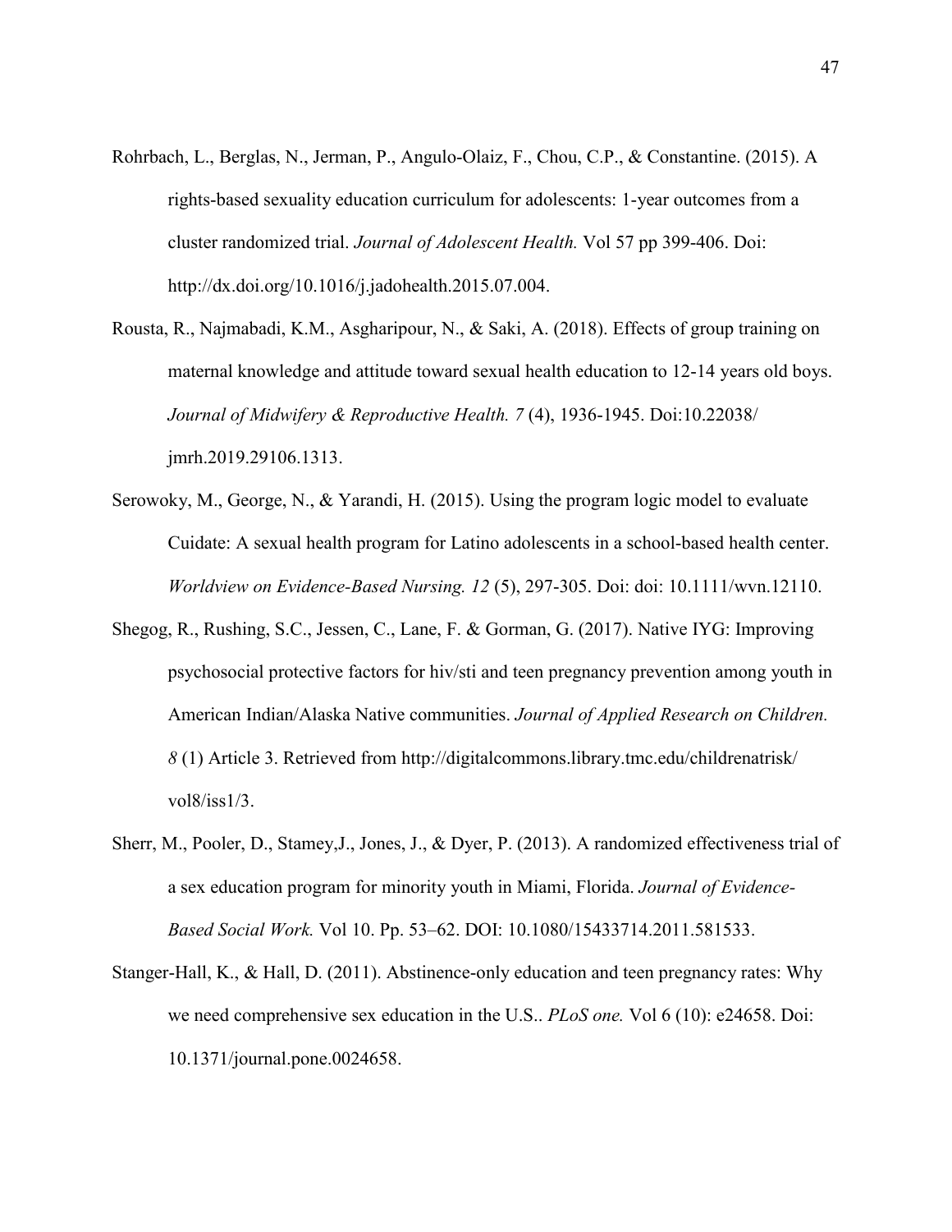Rohrbach, L., Berglas, N., Jerman, P., Angulo-Olaiz, F., Chou, C.P., & Constantine. (2015). A rights-based sexuality education curriculum for adolescents: 1-year outcomes from a cluster randomized trial. *Journal of Adolescent Health.* Vol 57 pp 399-406. Doi: http://dx.doi.org/10.1016/j.jadohealth.2015.07.004.

Rousta, R., Najmabadi, K.M., Asgharipour, N., & Saki, A. (2018). Effects of group training on maternal knowledge and attitude toward sexual health education to 12-14 years old boys. *Journal of Midwifery & Reproductive Health. 7* (4), 1936-1945. Doi:10.22038/ jmrh.2019.29106.1313.

Serowoky, M., George, N., & Yarandi, H. (2015). Using the program logic model to evaluate Cuidate: A sexual health program for Latino adolescents in a school-based health center. *Worldview on Evidence-Based Nursing. 12* (5), 297-305. Doi: doi: 10.1111/wvn.12110.

Shegog, R., Rushing, S.C., Jessen, C., Lane, F. & Gorman, G. (2017). Native IYG: Improving psychosocial protective factors for hiv/sti and teen pregnancy prevention among youth in American Indian/Alaska Native communities. *Journal of Applied Research on Children. 8* (1) Article 3. Retrieved from http://digitalcommons.library.tmc.edu/childrenatrisk/ vol8/iss1/3.

Sherr, M., Pooler, D., Stamey,J., Jones, J., & Dyer, P. (2013). A randomized effectiveness trial of a sex education program for minority youth in Miami, Florida. *Journal of Evidence-Based Social Work.* Vol 10. Pp. 53–62. DOI: 10.1080/15433714.2011.581533.

Stanger-Hall, K., & Hall, D. (2011). Abstinence-only education and teen pregnancy rates: Why we need comprehensive sex education in the U.S.. *PLoS one.* Vol 6 (10): e24658. Doi: 10.1371/journal.pone.0024658.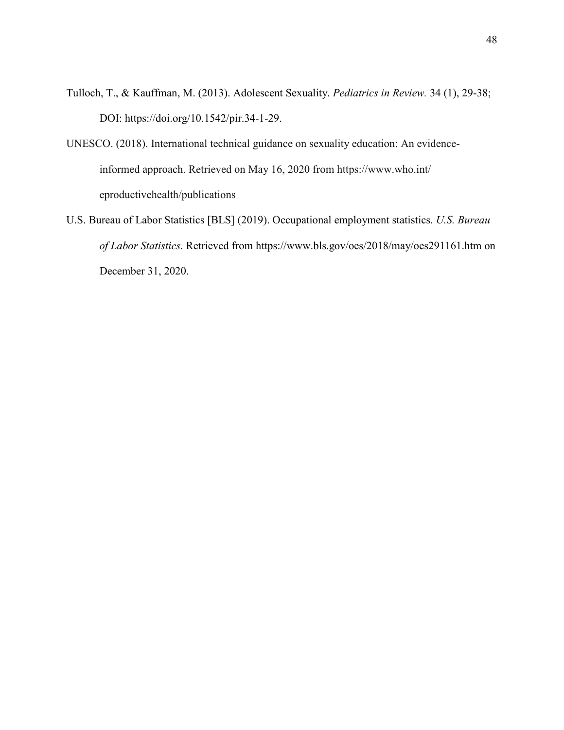Tulloch, T., & Kauffman, M. (2013). Adolescent Sexuality. *Pediatrics in Review.* 34 (1), 29-38; DOI: https://doi.org/10.1542/pir.34-1-29.

UNESCO. (2018). International technical guidance on sexuality education: An evidence-informed approach. Retrieved on May 16, 2020 from https://www.who.int/ eproductivehealth/publications

U.S. Bureau of Labor Statistics [BLS] (2019). Occupational employment statistics. *U.S. Bureau of Labor Statistics.* Retrieved from https://www.bls.gov/oes/2018/may/oes291161.htm on December 31, 2020.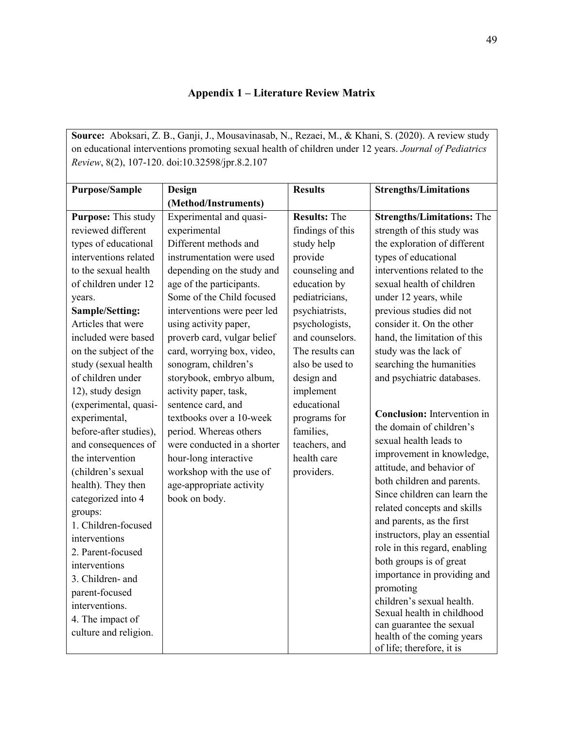## Appendix 1 – Literature Review Matrix

**Source:** Aboksari, Z. B., Ganji, J., Mousavinasab, N., Rezaei, M., & Khani, S. (2020). A review study on educational interventions promoting sexual health of children under 12 years. *Journal of Pediatrics Review*, 8(2), 107-120. doi:10.32598/jpr.8.2.107

| **Purpose/Sample** | **Design (Method/Instruments)** | **Results** | **Strengths/Limitations** |
|---|---|---|---|
| **Purpose:** This study reviewed different types of educational interventions related to the sexual health of children under 12 years.<br>**Sample/Setting:** Articles that were included were based on the subject of the study (sexual health of children under 12), study design (experimental, quasi-experimental, before-after studies), and consequences of the intervention (children's sexual health). They then categorized into 4 groups:<br>1. Children-focused interventions<br>2. Parent-focused interventions<br>3. Children- and parent-focused interventions.<br>4. The impact of culture and religion. | Experimental and quasi-experimental<br>Different methods and instrumentation were used depending on the study and age of the participants. Some of the Child focused interventions were peer led using activity paper, proverb card, vulgar belief card, worrying box, video, sonogram, children's storybook, embryo album, activity paper, task, sentence card, and textbooks over a 10-week period. Whereas others were conducted in a shorter hour-long interactive workshop with the use of age-appropriate activity book on body. | **Results:** The findings of this study help provide counseling and education by pediatricians, psychiatrists, psychologists, and counselors. The results can also be used to design and implement educational programs for families, teachers, and health care providers. | **Strengths/Limitations:** The strength of this study was the exploration of different types of educational interventions related to the sexual health of children under 12 years, while previous studies did not consider it. On the other hand, the limitation of this study was the lack of searching the humanities and psychiatric databases.<br><br>**Conclusion:** Intervention in the domain of children's sexual health leads to improvement in knowledge, attitude, and behavior of both children and parents. Since children can learn the related concepts and skills and parents, as the first instructors, play an essential role in this regard, enabling both groups is of great importance in providing and promoting children's sexual health. Sexual health in childhood can guarantee the sexual health of the coming years of life; therefore, it is |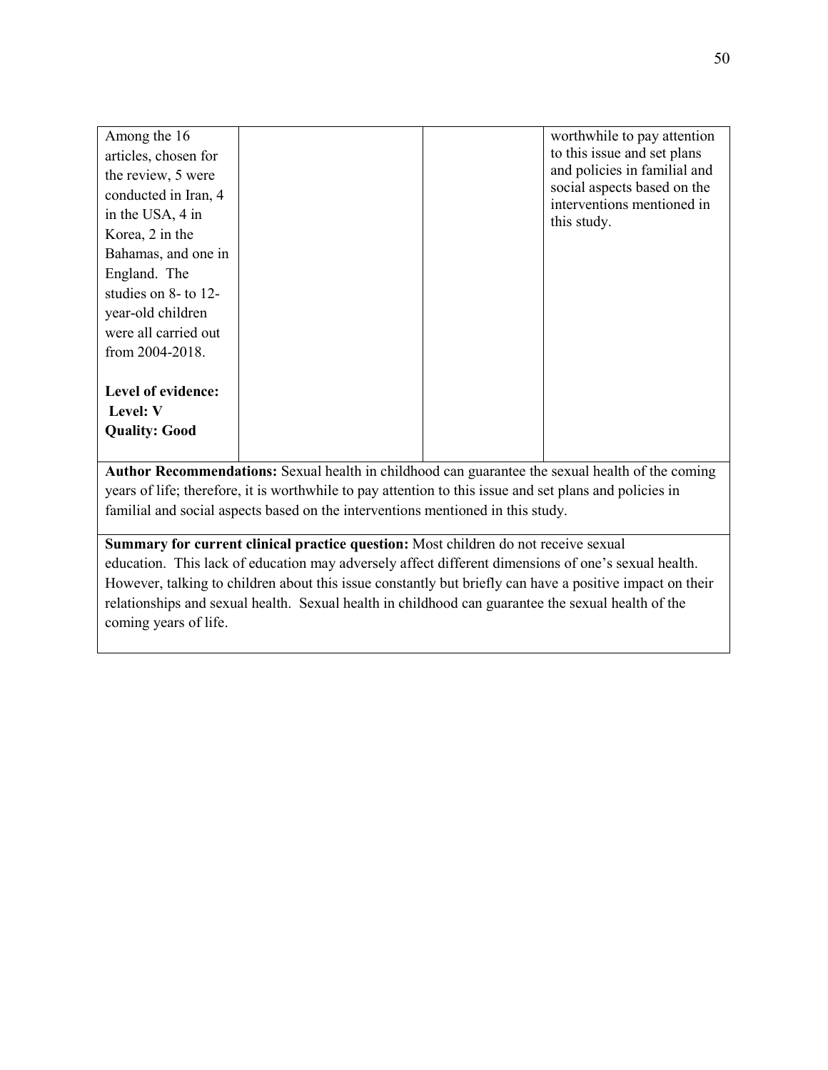| | | | |
|---|---|---|---|
| Among the 16 articles, chosen for the review, 5 were conducted in Iran, 4 in the USA, 4 in Korea, 2 in the Bahamas, and one in England. The studies on 8- to 12-year-old children were all carried out from 2004-2018.<br><br>**Level of evidence:**<br>**Level: V**<br>**Quality: Good** | | | worthwhile to pay attention to this issue and set plans and policies in familial and social aspects based on the interventions mentioned in this study. |
| **Author Recommendations:** Sexual health in childhood can guarantee the sexual health of the coming years of life; therefore, it is worthwhile to pay attention to this issue and set plans and policies in familial and social aspects based on the interventions mentioned in this study. | | | |
| **Summary for current clinical practice question:** Most children do not receive sexual education. This lack of education may adversely affect different dimensions of one's sexual health. However, talking to children about this issue constantly but briefly can have a positive impact on their relationships and sexual health. Sexual health in childhood can guarantee the sexual health of the coming years of life. | | | |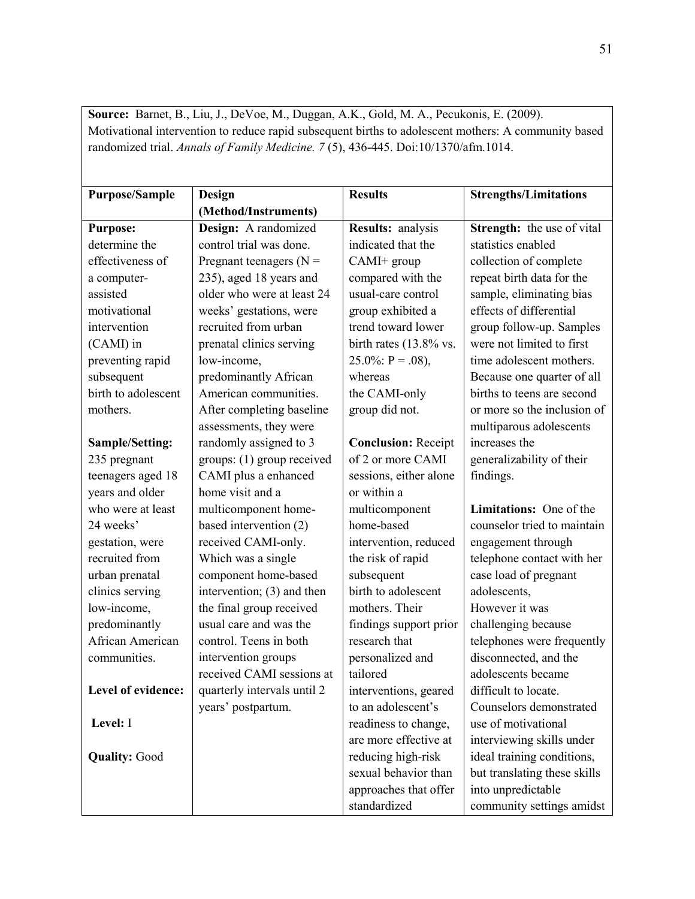**Source:** Barnet, B., Liu, J., DeVoe, M., Duggan, A.K., Gold, M. A., Pecukonis, E. (2009). Motivational intervention to reduce rapid subsequent births to adolescent mothers: A community based randomized trial. *Annals of Family Medicine. 7* (5), 436-445. Doi:10/1370/afm.1014.

| Purpose/Sample | Design (Method/Instruments) | Results | Strengths/Limitations |
|---|---|---|---|
| **Purpose:** determine the effectiveness of a computer-assisted motivational intervention (CAMI) in preventing rapid subsequent birth to adolescent mothers.<br><br>**Sample/Setting:** 235 pregnant teenagers aged 18 years and older who were at least 24 weeks' gestation, were recruited from urban prenatal clinics serving low-income, predominantly African American communities.<br><br>**Level of evidence:**<br><br>**Level:** I<br><br>**Quality:** Good | **Design:** A randomized control trial was done. Pregnant teenagers (N = 235), aged 18 years and older who were at least 24 weeks' gestations, were recruited from urban prenatal clinics serving low-income, predominantly African American communities. After completing baseline assessments, they were randomly assigned to 3 groups: (1) group received CAMI plus a enhanced home visit and a multicomponent home-based intervention (2) received CAMI-only. Which was a single component home-based intervention; (3) and then the final group received usual care and was the control. Teens in both intervention groups received CAMI sessions at quarterly intervals until 2 years' postpartum. | **Results:** analysis indicated that the CAMI+ group compared with the usual-care control group exhibited a trend toward lower birth rates (13.8% vs. 25.0%: P = .08), whereas the CAMI-only group did not.<br><br>**Conclusion:** Receipt of 2 or more CAMI sessions, either alone or within a multicomponent home-based intervention, reduced the risk of rapid subsequent birth to adolescent mothers. Their findings support prior research that personalized and tailored interventions, geared to an adolescent's readiness to change, are more effective at reducing high-risk sexual behavior than approaches that offer standardized | **Strength:** the use of vital statistics enabled collection of complete repeat birth data for the sample, eliminating bias effects of differential group follow-up. Samples were not limited to first time adolescent mothers. Because one quarter of all births to teens are second or more so the inclusion of multiparous adolescents increases the generalizability of their findings.<br><br>**Limitations:** One of the counselor tried to maintain engagement through telephone contact with her case load of pregnant adolescents, However it was challenging because telephones were frequently disconnected, and the adolescents became difficult to locate. Counselors demonstrated use of motivational interviewing skills under ideal training conditions, but translating these skills into unpredictable community settings amidst |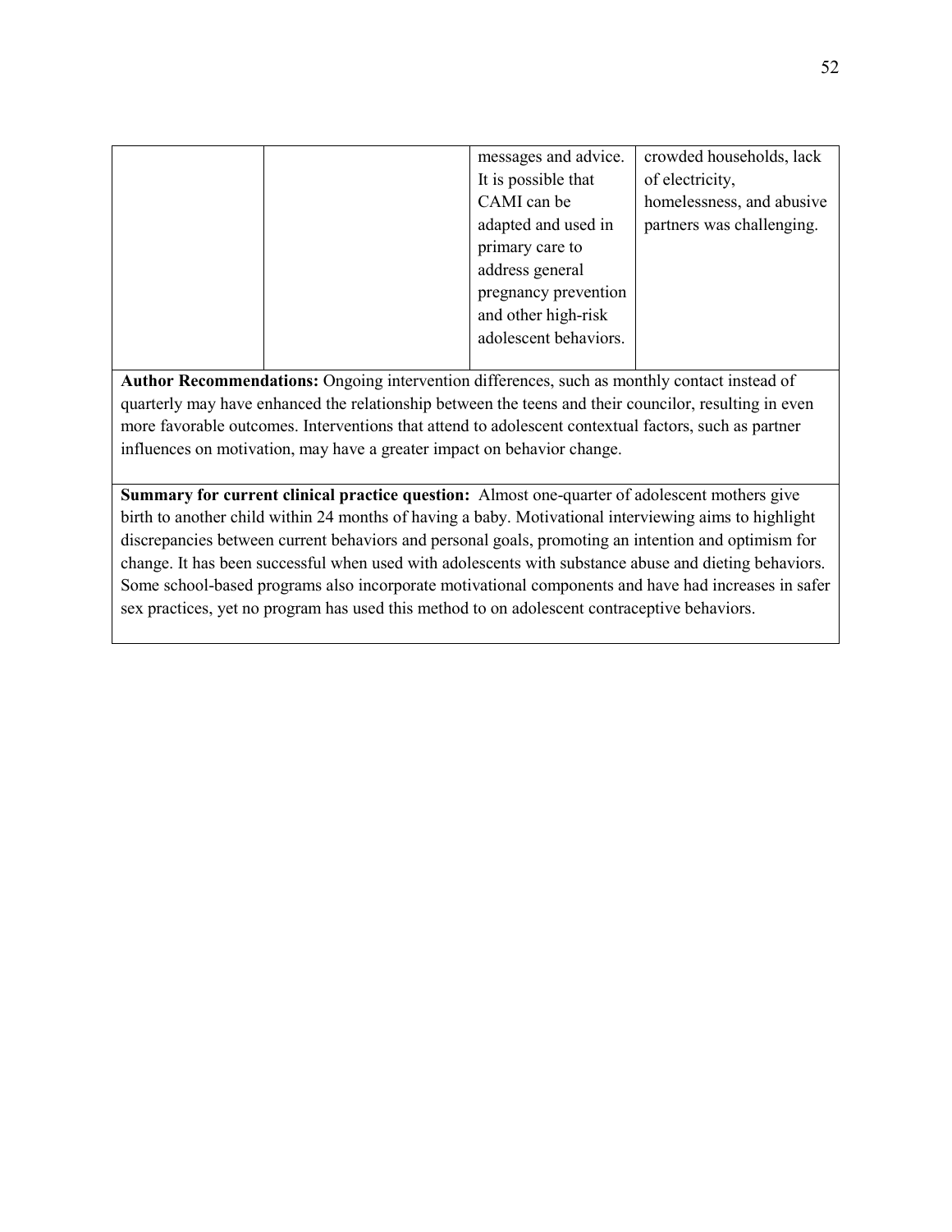| | | | |
|---|---|---|---|
| | | messages and advice. It is possible that CAMI can be adapted and used in primary care to address general pregnancy prevention and other high-risk adolescent behaviors. | crowded households, lack of electricity, homelessness, and abusive partners was challenging. |

**Author Recommendations:** Ongoing intervention differences, such as monthly contact instead of quarterly may have enhanced the relationship between the teens and their councilor, resulting in even more favorable outcomes. Interventions that attend to adolescent contextual factors, such as partner influences on motivation, may have a greater impact on behavior change.

**Summary for current clinical practice question:** Almost one-quarter of adolescent mothers give birth to another child within 24 months of having a baby. Motivational interviewing aims to highlight discrepancies between current behaviors and personal goals, promoting an intention and optimism for change. It has been successful when used with adolescents with substance abuse and dieting behaviors. Some school-based programs also incorporate motivational components and have had increases in safer sex practices, yet no program has used this method to on adolescent contraceptive behaviors.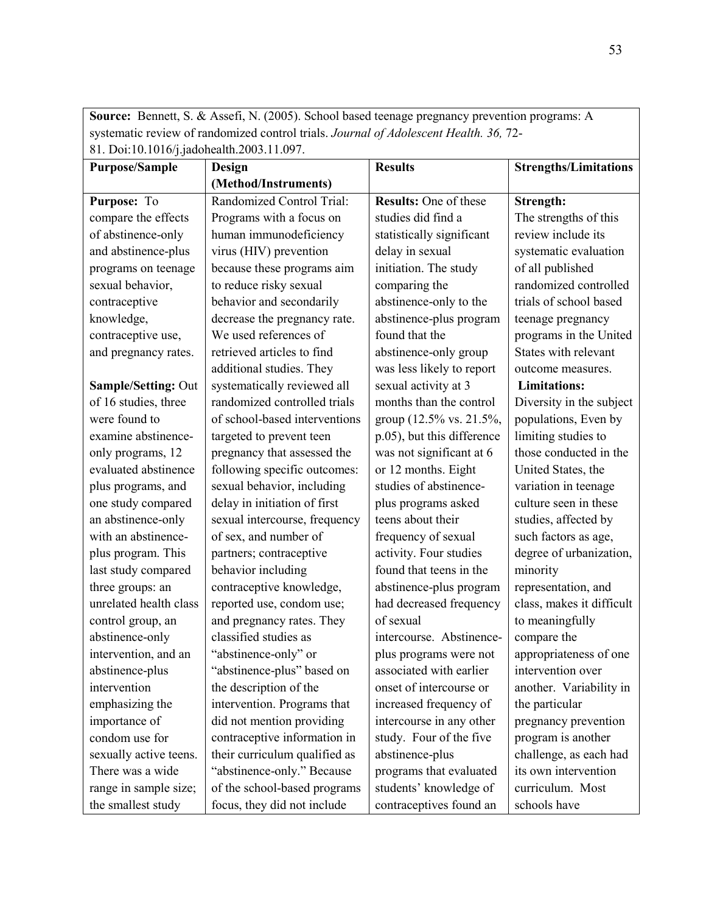| **Source:** Bennett, S. & Assefi, N. (2005). School based teenage pregnancy prevention programs: A systematic review of randomized control trials. *Journal of Adolescent Health. 36,* 72-81. Doi:10.1016/j.jadohealth.2003.11.097. | | | |
|---|---|---|---|
| **Purpose/Sample** | **Design (Method/Instruments)** | **Results** | **Strengths/Limitations** |
| **Purpose:** To compare the effects of abstinence-only and abstinence-plus programs on teenage sexual behavior, contraceptive knowledge, contraceptive use, and pregnancy rates.<br><br>**Sample/Setting:** Out of 16 studies, three were found to examine abstinence-only programs, 12 evaluated abstinence plus programs, and one study compared an abstinence-only with an abstinence-plus program. This last study compared three groups: an unrelated health class control group, an abstinence-only intervention, and an abstinence-plus intervention emphasizing the importance of condom use for sexually active teens. There was a wide range in sample size; the smallest study | Randomized Control Trial: Programs with a focus on human immunodeficiency virus (HIV) prevention because these programs aim to reduce risky sexual behavior and secondarily decrease the pregnancy rate. We used references of retrieved articles to find additional studies. They systematically reviewed all randomized controlled trials of school-based interventions targeted to prevent teen pregnancy that assessed the following specific outcomes: sexual behavior, including delay in initiation of first sexual intercourse, frequency of sex, and number of partners; contraceptive behavior including contraceptive knowledge, reported use, condom use; and pregnancy rates. They classified studies as "abstinence-only" or "abstinence-plus" based on the description of the intervention. Programs that did not mention providing contraceptive information in their curriculum qualified as "abstinence-only." Because of the school-based programs focus, they did not include | **Results:** One of these studies did find a statistically significant delay in sexual initiation. The study comparing the abstinence-only to the abstinence-plus program found that the abstinence-only group was less likely to report sexual activity at 3 months than the control group (12.5% vs. 21.5%, p.05), but this difference was not significant at 6 or 12 months. Eight studies of abstinence-plus programs asked teens about their frequency of sexual activity. Four studies found that teens in the abstinence-plus program had decreased frequency of sexual intercourse. Abstinence-plus programs were not associated with earlier onset of intercourse or increased frequency of intercourse in any other study. Four of the five abstinence-plus programs that evaluated students' knowledge of contraceptives found an | **Strength:** The strengths of this review include its systematic evaluation of all published randomized controlled trials of school based teenage pregnancy programs in the United States with relevant outcome measures.<br>**Limitations:** Diversity in the subject populations, Even by limiting studies to those conducted in the United States, the variation in teenage culture seen in these studies, affected by such factors as age, degree of urbanization, minority representation, and class, makes it difficult to meaningfully compare the appropriateness of one intervention over another. Variability in the particular pregnancy prevention program is another challenge, as each had its own intervention curriculum. Most schools have |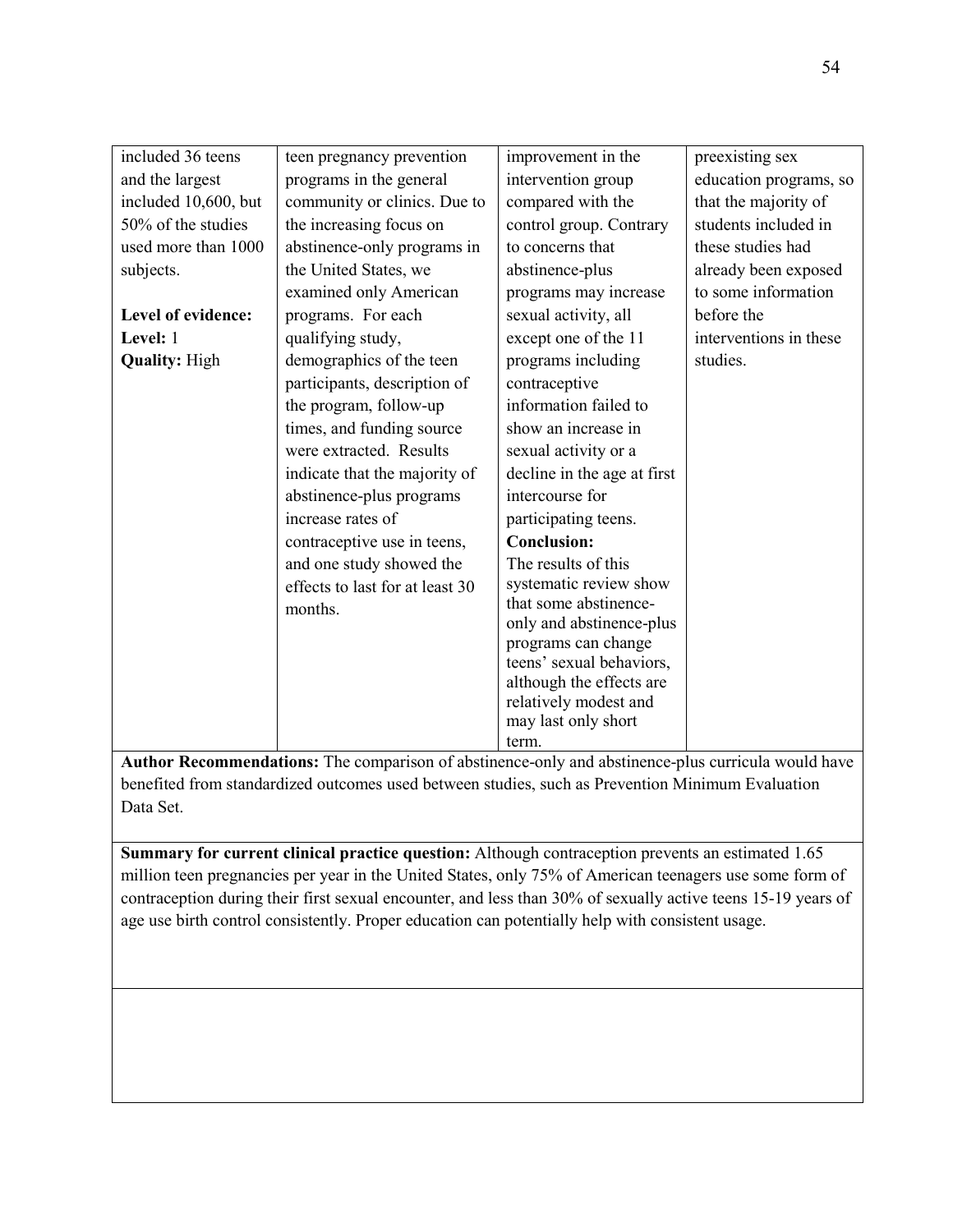| | | | |
|---|---|---|---|
| included 36 teens and the largest included 10,600, but 50% of the studies used more than 1000 subjects.<br><br>**Level of evidence:**<br>**Level:** 1<br>**Quality:** High | teen pregnancy prevention programs in the general community or clinics. Due to the increasing focus on abstinence-only programs in the United States, we examined only American programs. For each qualifying study, demographics of the teen participants, description of the program, follow-up times, and funding source were extracted. Results indicate that the majority of abstinence-plus programs increase rates of contraceptive use in teens, and one study showed the effects to last for at least 30 months. | improvement in the intervention group compared with the control group. Contrary to concerns that abstinence-plus programs may increase sexual activity, all except one of the 11 programs including contraceptive information failed to show an increase in sexual activity or a decline in the age at first intercourse for participating teens.<br>**Conclusion:**<br>The results of this systematic review show that some abstinence-only and abstinence-plus programs can change teens' sexual behaviors, although the effects are relatively modest and may last only short term. | preexisting sex education programs, so that the majority of students included in these studies had already been exposed to some information before the interventions in these studies. |

**Author Recommendations:** The comparison of abstinence-only and abstinence-plus curricula would have benefited from standardized outcomes used between studies, such as Prevention Minimum Evaluation Data Set.

**Summary for current clinical practice question:** Although contraception prevents an estimated 1.65 million teen pregnancies per year in the United States, only 75% of American teenagers use some form of contraception during their first sexual encounter, and less than 30% of sexually active teens 15-19 years of age use birth control consistently. Proper education can potentially help with consistent usage.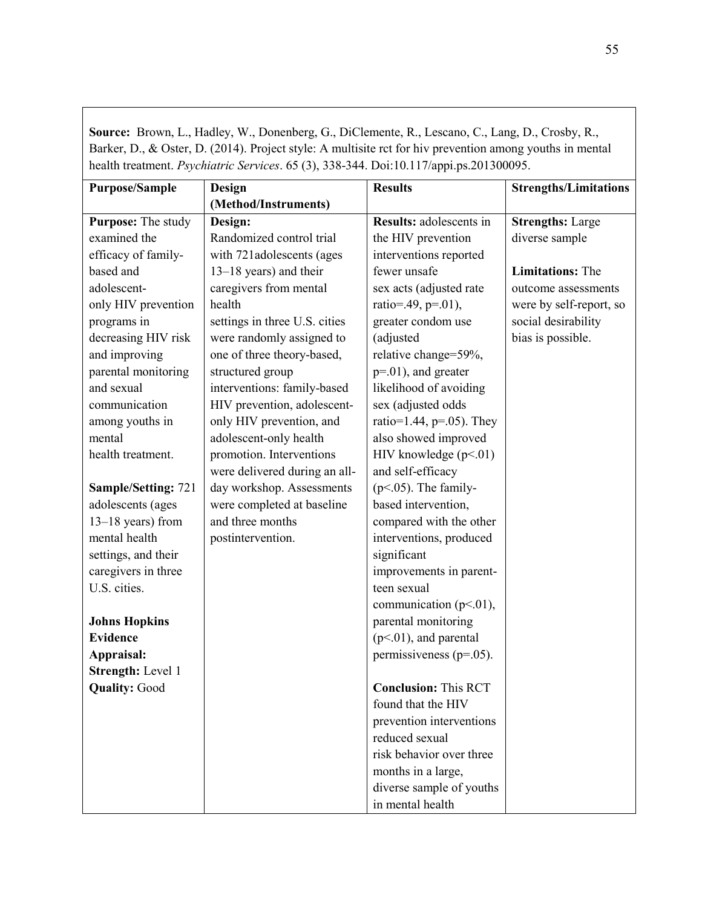**Source:** Brown, L., Hadley, W., Donenberg, G., DiClemente, R., Lescano, C., Lang, D., Crosby, R., Barker, D., & Oster, D. (2014). Project style: A multisite rct for hiv prevention among youths in mental health treatment. *Psychiatric Services*. 65 (3), 338-344. Doi:10.117/appi.ps.201300095.

| Purpose/Sample | Design (Method/Instruments) | Results | Strengths/Limitations |
|---|---|---|---|
| **Purpose:** The study examined the efficacy of family-based and adolescent-only HIV prevention programs in decreasing HIV risk and improving parental monitoring and sexual communication among youths in mental health treatment.<br><br>**Sample/Setting:** 721 adolescents (ages 13–18 years) from mental health settings, and their caregivers in three U.S. cities.<br><br>**Johns Hopkins Evidence Appraisal:**<br>**Strength:** Level 1<br>**Quality:** Good | **Design:**<br>Randomized control trial with 721adolescents (ages 13–18 years) and their caregivers from mental health settings in three U.S. cities were randomly assigned to one of three theory-based, structured group interventions: family-based HIV prevention, adolescent-only HIV prevention, and adolescent-only health promotion. Interventions were delivered during an all-day workshop. Assessments were completed at baseline and three months postintervention. | **Results:** adolescents in the HIV prevention interventions reported fewer unsafe sex acts (adjusted rate ratio=.49, $p=.01$), greater condom use (adjusted relative change=59%, $p=.01$), and greater likelihood of avoiding sex (adjusted odds ratio=1.44, $p=.05$). They also showed improved HIV knowledge ($p<.01$) and self-efficacy ($p<.05$). The family-based intervention, compared with the other interventions, produced significant improvements in parent-teen sexual communication ($p<.01$), parental monitoring ($p<.01$), and parental permissiveness ($p=.05$).<br><br>**Conclusion:** This RCT found that the HIV prevention interventions reduced sexual risk behavior over three months in a large, diverse sample of youths in mental health | **Strengths:** Large diverse sample<br><br>**Limitations:** The outcome assessments were by self-report, so social desirability bias is possible. |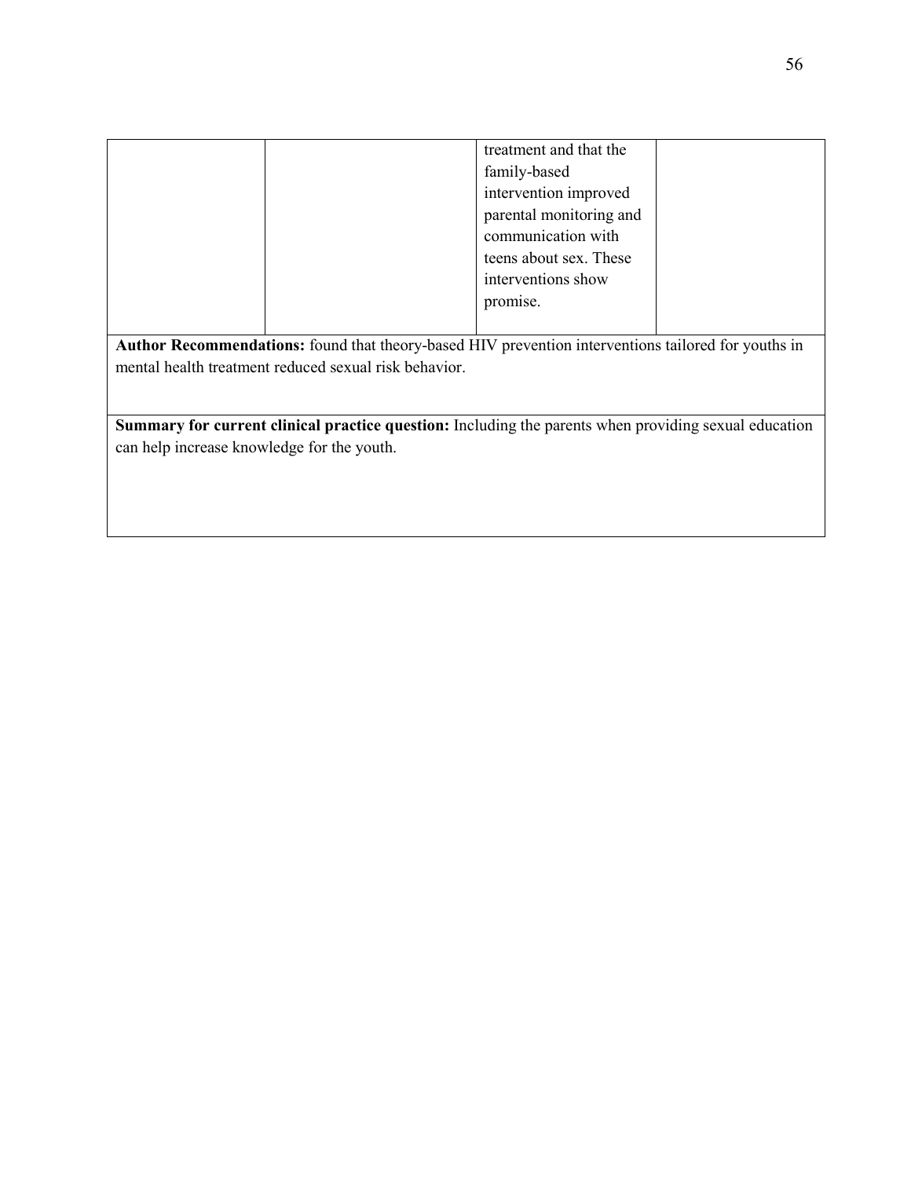|  |  | treatment and that the family-based intervention improved parental monitoring and communication with teens about sex. These interventions show promise. |  |
|---|---|---|---|

**Author Recommendations:** found that theory-based HIV prevention interventions tailored for youths in mental health treatment reduced sexual risk behavior.

**Summary for current clinical practice question:** Including the parents when providing sexual education can help increase knowledge for the youth.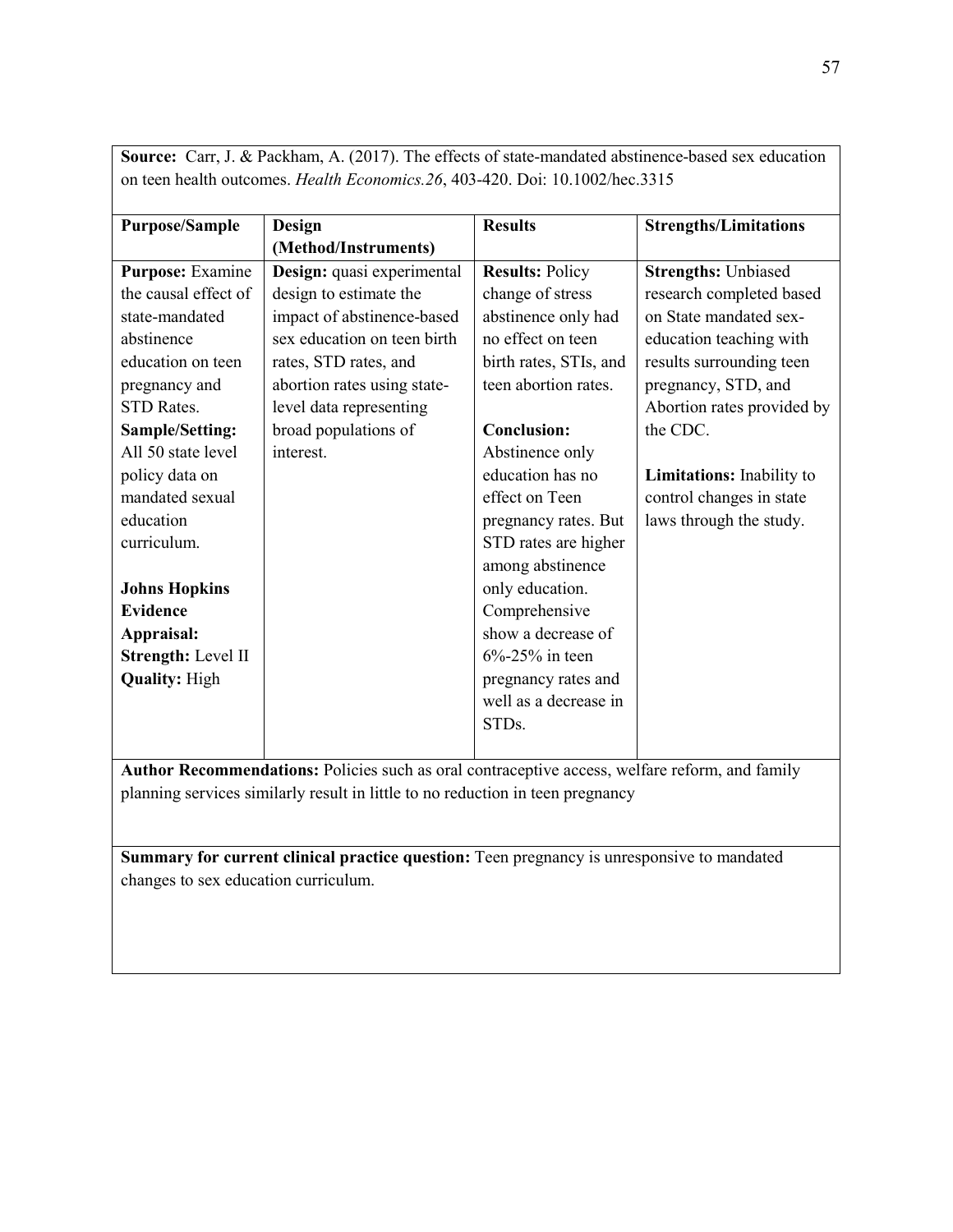**Source:** Carr, J. & Packham, A. (2017). The effects of state-mandated abstinence-based sex education on teen health outcomes. *Health Economics.26*, 403-420. Doi: 10.1002/hec.3315

| **Purpose/Sample** | **Design (Method/Instruments)** | **Results** | **Strengths/Limitations** |
|---|---|---|---|
| **Purpose:** Examine the causal effect of state-mandated abstinence education on teen pregnancy and STD Rates.<br>**Sample/Setting:** All 50 state level policy data on mandated sexual education curriculum.<br><br>**Johns Hopkins Evidence Appraisal:**<br>**Strength:** Level II<br>**Quality:** High | **Design:** quasi experimental design to estimate the impact of abstinence-based sex education on teen birth rates, STD rates, and abortion rates using state-level data representing broad populations of interest. | **Results:** Policy change of stress abstinence only had no effect on teen birth rates, STIs, and teen abortion rates.<br><br>**Conclusion:** Abstinence only education has no effect on Teen pregnancy rates. But STD rates are higher among abstinence only education. Comprehensive show a decrease of 6%-25% in teen pregnancy rates and well as a decrease in STDs. | **Strengths:** Unbiased research completed based on State mandated sex-education teaching with results surrounding teen pregnancy, STD, and Abortion rates provided by the CDC.<br><br>**Limitations:** Inability to control changes in state laws through the study. |

**Author Recommendations:** Policies such as oral contraceptive access, welfare reform, and family planning services similarly result in little to no reduction in teen pregnancy

**Summary for current clinical practice question:** Teen pregnancy is unresponsive to mandated changes to sex education curriculum.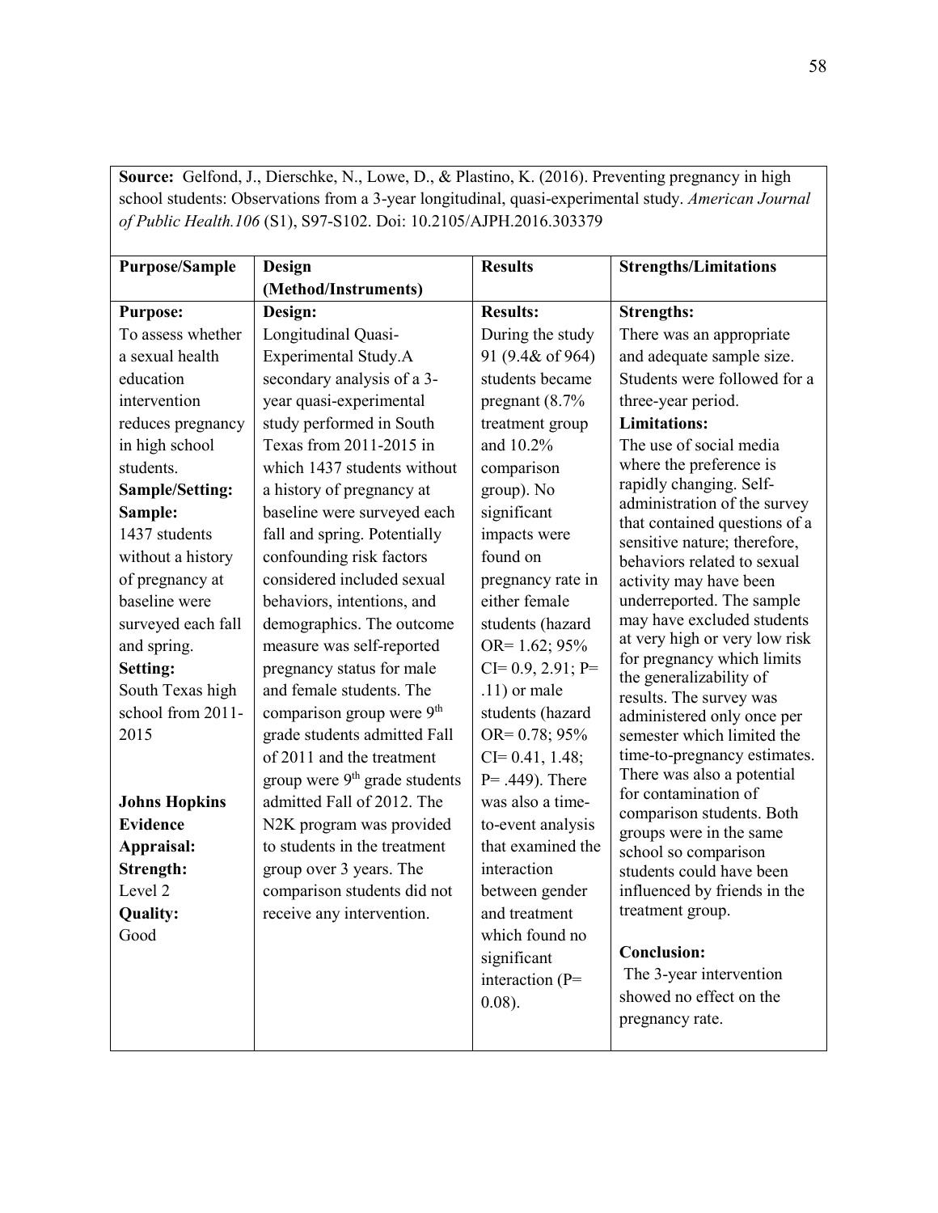**Source:** Gelfond, J., Dierschke, N., Lowe, D., & Plastino, K. (2016). Preventing pregnancy in high school students: Observations from a 3-year longitudinal, quasi-experimental study. *American Journal of Public Health.106* (S1), S97-S102. Doi: 10.2105/AJPH.2016.303379

| Purpose/Sample | Design (Method/Instruments) | Results | Strengths/Limitations |
|---|---|---|---|
| **Purpose:** To assess whether a sexual health education intervention reduces pregnancy in high school students. **Sample/Setting:** **Sample:** 1437 students without a history of pregnancy at baseline were surveyed each fall and spring. **Setting:** South Texas high school from 2011-2015 **Johns Hopkins Evidence Appraisal:** **Strength:** Level 2 **Quality:** Good | **Design:** Longitudinal Quasi-Experimental Study.A secondary analysis of a 3-year quasi-experimental study performed in South Texas from 2011-2015 in which 1437 students without a history of pregnancy at baseline were surveyed each fall and spring. Potentially confounding risk factors considered included sexual behaviors, intentions, and demographics. The outcome measure was self-reported pregnancy status for male and female students. The comparison group were 9th grade students admitted Fall of 2011 and the treatment group were 9th grade students admitted Fall of 2012. The N2K program was provided to students in the treatment group over 3 years. The comparison students did not receive any intervention. | **Results:** During the study 91 (9.4& of 964) students became pregnant (8.7% treatment group and 10.2% comparison group). No significant impacts were found on pregnancy rate in either female students (hazard OR= 1.62; 95% CI= 0.9, 2.91; P= .11) or male students (hazard OR= 0.78; 95% CI= 0.41, 1.48; P= .449). There was also a time-to-event analysis that examined the interaction between gender and treatment which found no significant interaction (P= 0.08). | **Strengths:** There was an appropriate and adequate sample size. Students were followed for a three-year period. **Limitations:** The use of social media where the preference is rapidly changing. Self-administration of the survey that contained questions of a sensitive nature; therefore, behaviors related to sexual activity may have been underreported. The sample may have excluded students at very high or very low risk for pregnancy which limits the generalizability of results. The survey was administered only once per semester which limited the time-to-pregnancy estimates. There was also a potential for contamination of comparison students. Both groups were in the same school so comparison students could have been influenced by friends in the treatment group. **Conclusion:** The 3-year intervention showed no effect on the pregnancy rate. |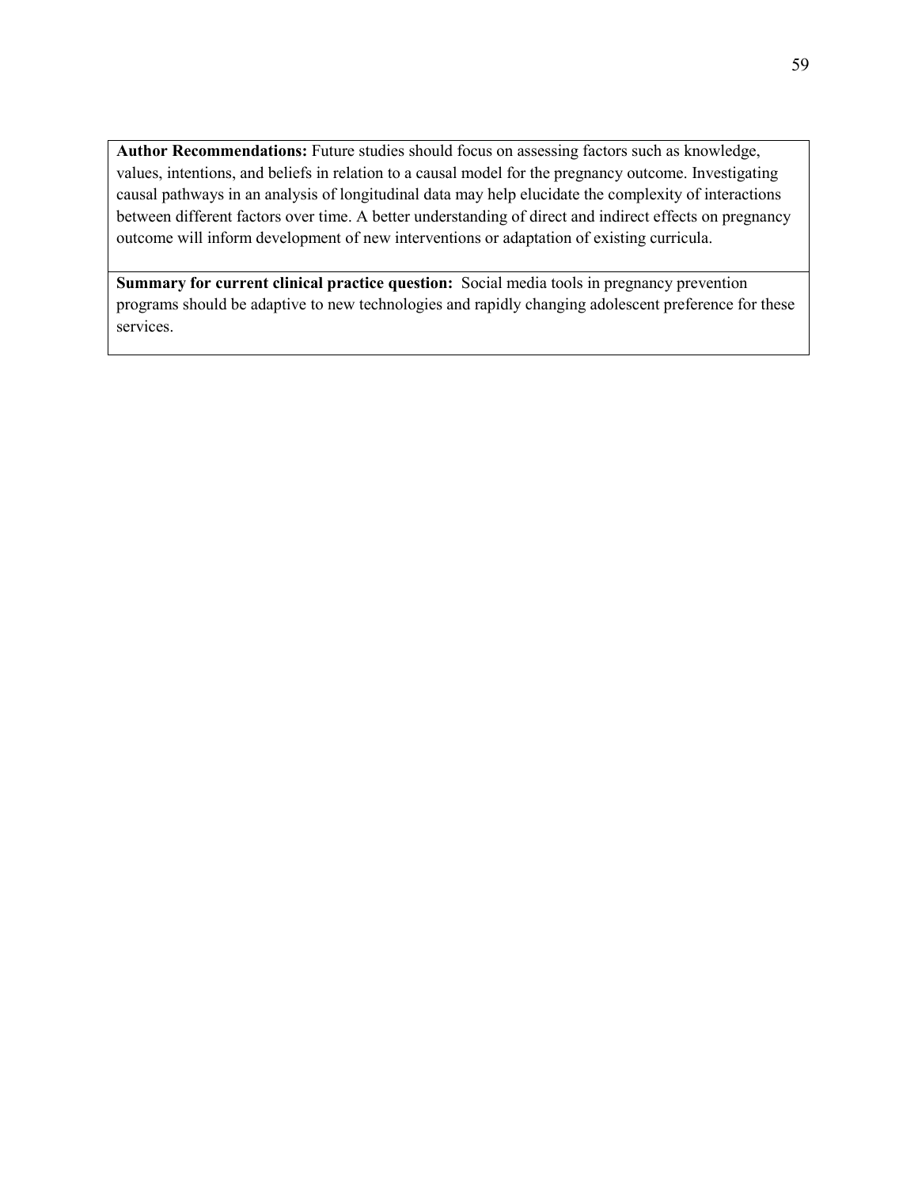**Author Recommendations:** Future studies should focus on assessing factors such as knowledge, values, intentions, and beliefs in relation to a causal model for the pregnancy outcome. Investigating causal pathways in an analysis of longitudinal data may help elucidate the complexity of interactions between different factors over time. A better understanding of direct and indirect effects on pregnancy outcome will inform development of new interventions or adaptation of existing curricula.

**Summary for current clinical practice question:** Social media tools in pregnancy prevention programs should be adaptive to new technologies and rapidly changing adolescent preference for these services.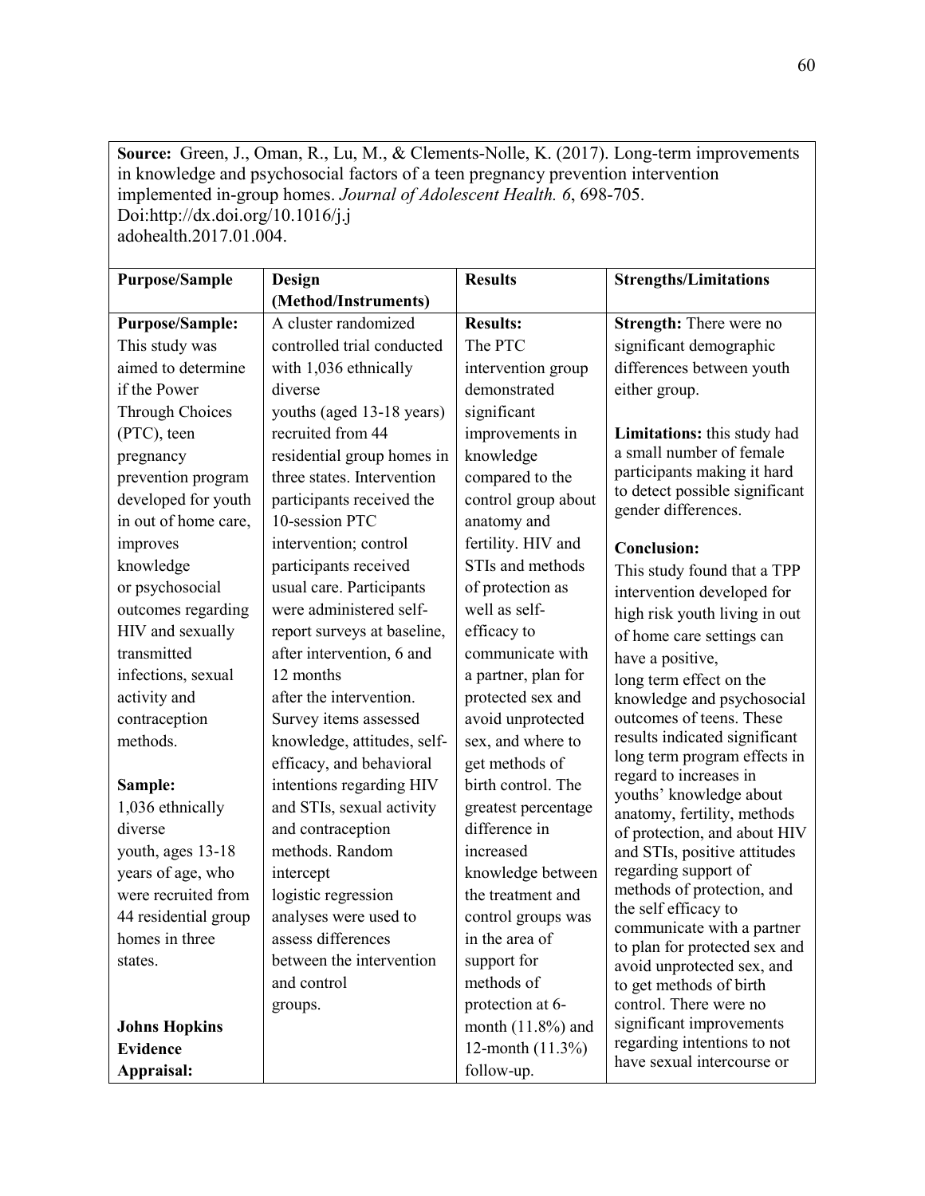**Source:** Green, J., Oman, R., Lu, M., & Clements-Nolle, K. (2017). Long-term improvements in knowledge and psychosocial factors of a teen pregnancy prevention intervention implemented in-group homes. *Journal of Adolescent Health. 6*, 698-705. Doi:http://dx.doi.org/10.1016/j.j adohealth.2017.01.004.

| **Purpose/Sample** | **Design (Method/Instruments)** | **Results** | **Strengths/Limitations** |
|---|---|---|---|
| **Purpose/Sample:** This study was aimed to determine if the Power Through Choices (PTC), teen pregnancy prevention program developed for youth in out of home care, improves knowledge or psychosocial outcomes regarding HIV and sexually transmitted infections, sexual activity and contraception methods.<br><br>**Sample:** 1,036 ethnically diverse youth, ages 13-18 years of age, who were recruited from 44 residential group homes in three states.<br><br>**Johns Hopkins Evidence Appraisal:** | A cluster randomized controlled trial conducted with 1,036 ethnically diverse youths (aged 13-18 years) recruited from 44 residential group homes in three states. Intervention participants received the 10-session PTC intervention; control participants received usual care. Participants were administered self-report surveys at baseline, after intervention, 6 and 12 months after the intervention. Survey items assessed knowledge, attitudes, self-efficacy, and behavioral intentions regarding HIV and STIs, sexual activity and contraception methods. Random intercept logistic regression analyses were used to assess differences between the intervention and control groups. | **Results:** The PTC intervention group demonstrated significant improvements in knowledge compared to the control group about anatomy and fertility. HIV and STIs and methods of protection as well as self-efficacy to communicate with a partner, plan for protected sex and avoid unprotected sex, and where to get methods of birth control. The greatest percentage difference in increased knowledge between the treatment and control groups was in the area of support for methods of protection at 6-month (11.8%) and 12-month (11.3%) follow-up. | **Strength:** There were no significant demographic differences between youth either group.<br><br>**Limitations:** this study had a small number of female participants making it hard to detect possible significant gender differences.<br><br>**Conclusion:** This study found that a TPP intervention developed for high risk youth living in out of home care settings can have a positive, long term effect on the knowledge and psychosocial outcomes of teens. These results indicated significant long term program effects in regard to increases in youths' knowledge about anatomy, fertility, methods of protection, and about HIV and STIs, positive attitudes regarding support of methods of protection, and the self efficacy to communicate with a partner to plan for protected sex and avoid unprotected sex, and to get methods of birth control. There were no significant improvements regarding intentions to not have sexual intercourse or |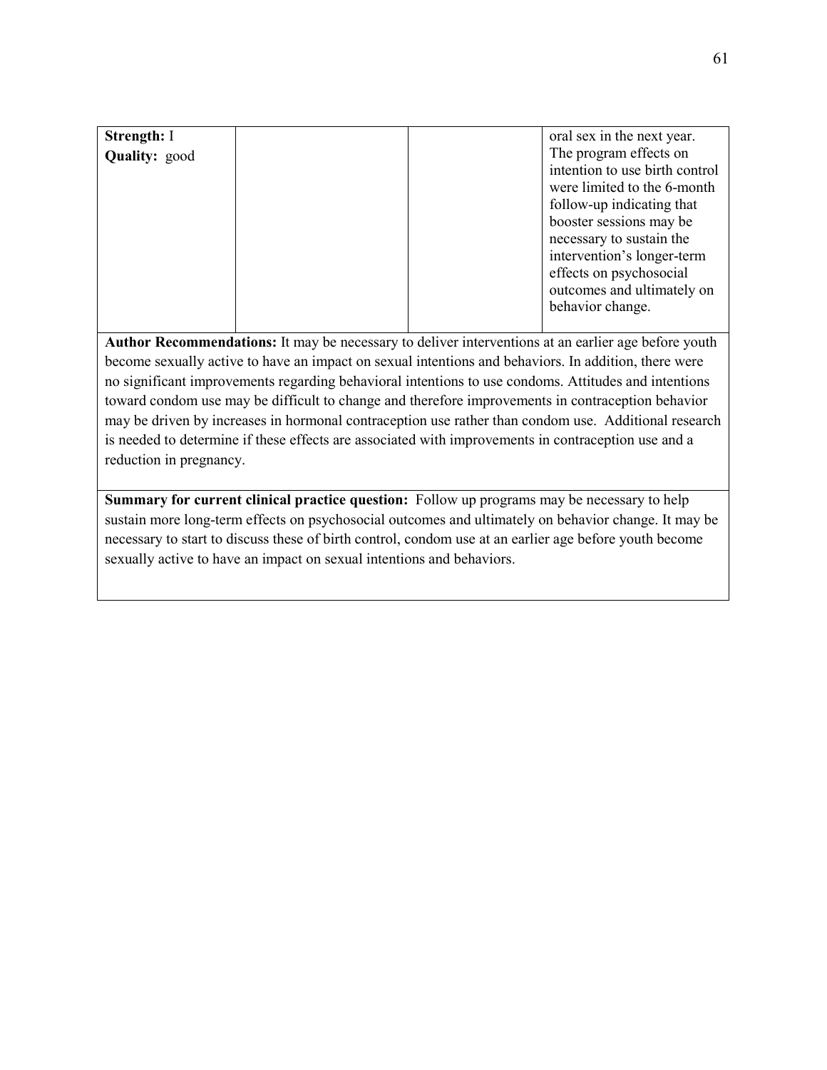| **Strength:** I<br>**Quality:** good | | | oral sex in the next year. The program effects on intention to use birth control were limited to the 6-month follow-up indicating that booster sessions may be necessary to sustain the intervention's longer-term effects on psychosocial outcomes and ultimately on behavior change. |
|---|---|---|---|

**Author Recommendations:** It may be necessary to deliver interventions at an earlier age before youth become sexually active to have an impact on sexual intentions and behaviors. In addition, there were no significant improvements regarding behavioral intentions to use condoms. Attitudes and intentions toward condom use may be difficult to change and therefore improvements in contraception behavior may be driven by increases in hormonal contraception use rather than condom use. Additional research is needed to determine if these effects are associated with improvements in contraception use and a reduction in pregnancy.

**Summary for current clinical practice question:** Follow up programs may be necessary to help sustain more long-term effects on psychosocial outcomes and ultimately on behavior change. It may be necessary to start to discuss these of birth control, condom use at an earlier age before youth become sexually active to have an impact on sexual intentions and behaviors.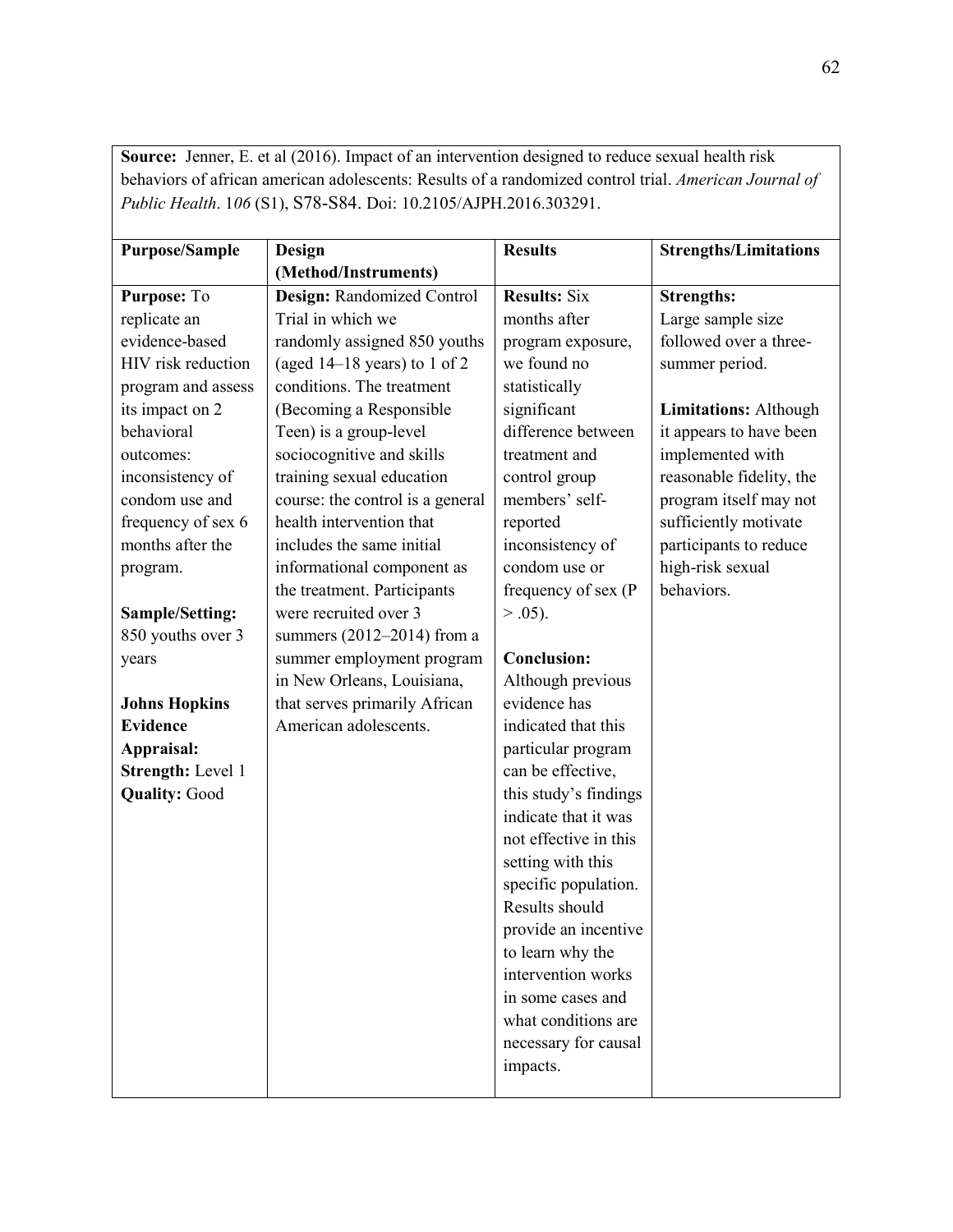**Source:** Jenner, E. et al (2016). Impact of an intervention designed to reduce sexual health risk behaviors of african american adolescents: Results of a randomized control trial. *American Journal of Public Health*. 1*06* (S1), S78-S84. Doi: 10.2105/AJPH.2016.303291.

| Purpose/Sample | Design (Method/Instruments) | Results | Strengths/Limitations |
|---|---|---|---|
| **Purpose:** To replicate an evidence-based HIV risk reduction program and assess its impact on 2 behavioral outcomes: inconsistency of condom use and frequency of sex 6 months after the program.<br><br>**Sample/Setting:** 850 youths over 3 years<br><br>**Johns Hopkins Evidence Appraisal:**<br>**Strength:** Level 1<br>**Quality:** Good | **Design:** Randomized Control Trial in which we randomly assigned 850 youths (aged 14–18 years) to 1 of 2 conditions. The treatment (Becoming a Responsible Teen) is a group-level sociocognitive and skills training sexual education course: the control is a general health intervention that includes the same initial informational component as the treatment. Participants were recruited over 3 summers (2012–2014) from a summer employment program in New Orleans, Louisiana, that serves primarily African American adolescents. | **Results:** Six months after program exposure, we found no statistically significant difference between treatment and control group members' self-reported inconsistency of condom use or frequency of sex ($P > .05$).<br><br>**Conclusion:** Although previous evidence has indicated that this particular program can be effective, this study's findings indicate that it was not effective in this setting with this specific population. Results should provide an incentive to learn why the intervention works in some cases and what conditions are necessary for causal impacts. | **Strengths:** Large sample size followed over a three-summer period.<br><br>**Limitations:** Although it appears to have been implemented with reasonable fidelity, the program itself may not sufficiently motivate participants to reduce high-risk sexual behaviors. |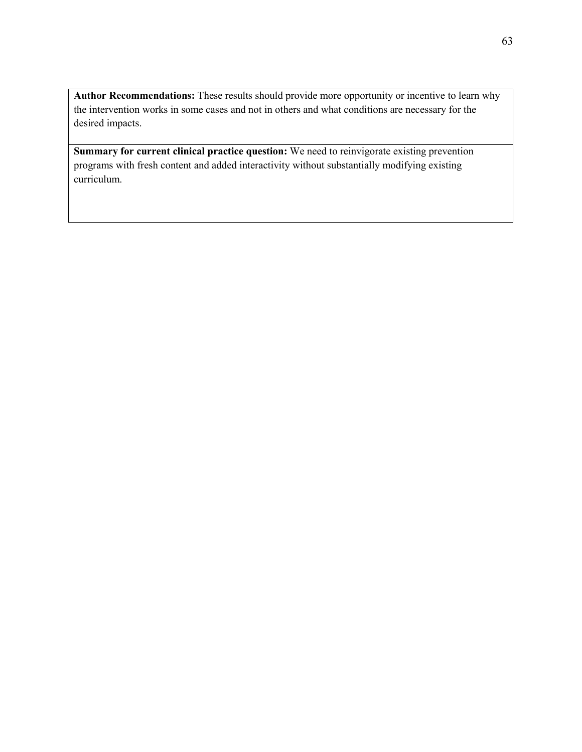**Author Recommendations:** These results should provide more opportunity or incentive to learn why the intervention works in some cases and not in others and what conditions are necessary for the desired impacts.

**Summary for current clinical practice question:** We need to reinvigorate existing prevention programs with fresh content and added interactivity without substantially modifying existing curriculum.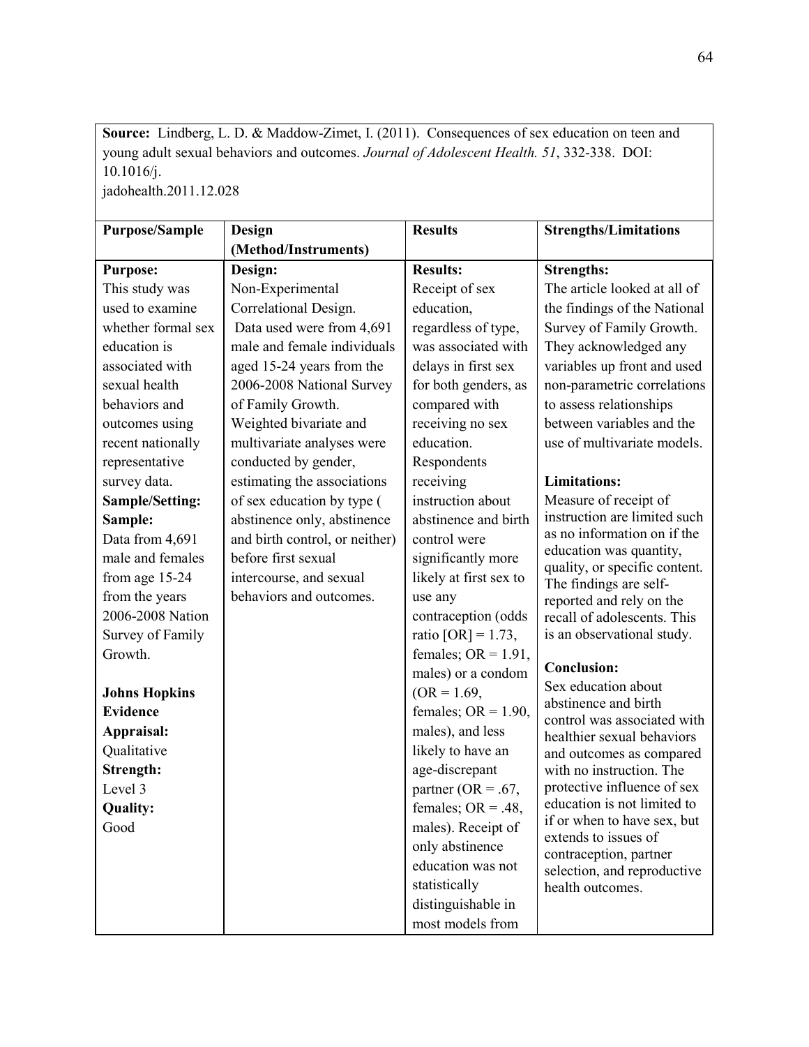**Source:** Lindberg, L. D. & Maddow-Zimet, I. (2011). Consequences of sex education on teen and young adult sexual behaviors and outcomes. *Journal of Adolescent Health. 51*, 332-338. DOI: 10.1016/j.
jadohealth.2011.12.028

| Purpose/Sample | Design (Method/Instruments) | Results | Strengths/Limitations |
|---|---|---|---|
| **Purpose:**<br>This study was used to examine whether formal sex education is associated with sexual health behaviors and outcomes using recent nationally representative survey data.<br>**Sample/Setting:**<br>**Sample:**<br>Data from 4,691 male and females from age 15-24 from the years 2006-2008 Nation Survey of Family Growth.<br><br>**Johns Hopkins Evidence Appraisal:**<br>Qualitative<br>**Strength:**<br>Level 3<br>**Quality:**<br>Good | **Design:**<br>Non-Experimental Correlational Design.<br>Data used were from 4,691 male and female individuals aged 15-24 years from the 2006-2008 National Survey of Family Growth.<br>Weighted bivariate and multivariate analyses were conducted by gender, estimating the associations of sex education by type ( abstinence only, abstinence and birth control, or neither) before first sexual intercourse, and sexual behaviors and outcomes. | **Results:**<br>Receipt of sex education, regardless of type, was associated with delays in first sex for both genders, as compared with receiving no sex education. Respondents receiving instruction about abstinence and birth control were significantly more likely at first sex to use any contraception (odds ratio [OR] = 1.73, females; OR = 1.91, males) or a condom (OR = 1.69, females; OR = 1.90, males), and less likely to have an age-discrepant partner (OR = .67, females; OR = .48, males). Receipt of only abstinence education was not statistically distinguishable in most models from | **Strengths:**<br>The article looked at all of the findings of the National Survey of Family Growth. They acknowledged any variables up front and used non-parametric correlations to assess relationships between variables and the use of multivariate models.<br><br>**Limitations:**<br>Measure of receipt of instruction are limited such as no information on if the education was quantity, quality, or specific content. The findings are self-reported and rely on the recall of adolescents. This is an observational study.<br><br>**Conclusion:**<br>Sex education about abstinence and birth control was associated with healthier sexual behaviors and outcomes as compared with no instruction. The protective influence of sex education is not limited to if or when to have sex, but extends to issues of contraception, partner selection, and reproductive health outcomes. |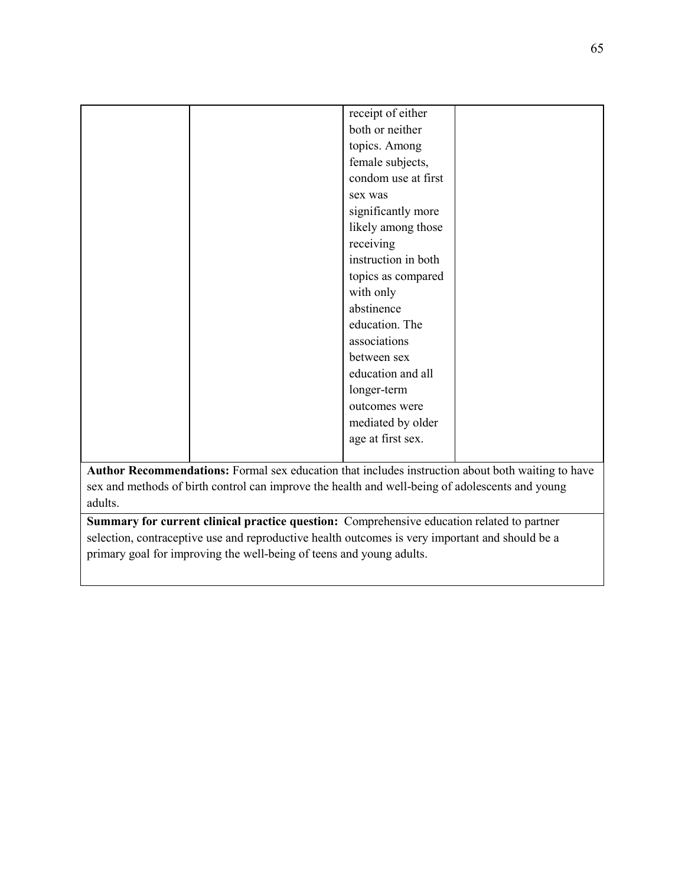|  |  |  |  |
| --- | --- | --- | --- |
|  |  | receipt of either both or neither topics. Among female subjects, condom use at first sex was significantly more likely among those receiving instruction in both topics as compared with only abstinence education. The associations between sex education and all longer-term outcomes were mediated by older age at first sex. |  |

**Author Recommendations:** Formal sex education that includes instruction about both waiting to have sex and methods of birth control can improve the health and well-being of adolescents and young adults.

**Summary for current clinical practice question:** Comprehensive education related to partner selection, contraceptive use and reproductive health outcomes is very important and should be a primary goal for improving the well-being of teens and young adults.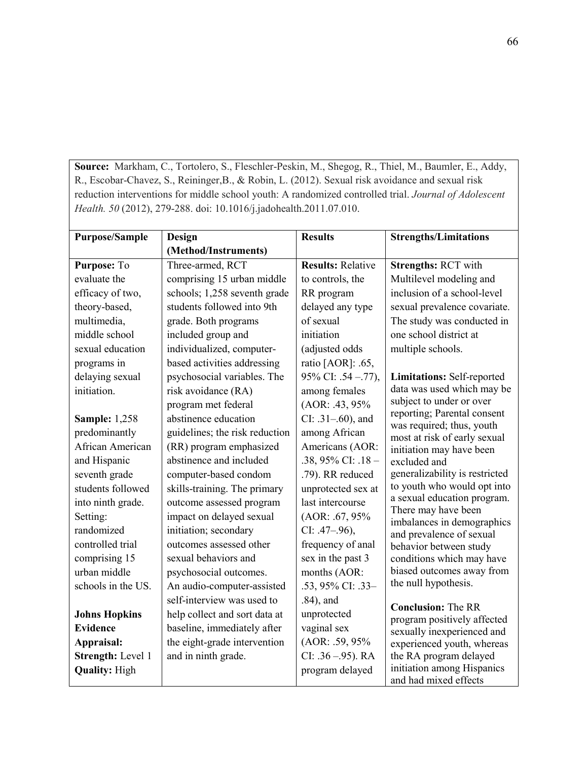**Source:** Markham, C., Tortolero, S., Fleschler-Peskin, M., Shegog, R., Thiel, M., Baumler, E., Addy, R., Escobar-Chavez, S., Reininger,B., & Robin, L. (2012). Sexual risk avoidance and sexual risk reduction interventions for middle school youth: A randomized controlled trial. *Journal of Adolescent Health. 50* (2012), 279-288. doi: 10.1016/j.jadohealth.2011.07.010.

| **Purpose/Sample** | **Design (Method/Instruments)** | **Results** | **Strengths/Limitations** |
|---|---|---|---|
| **Purpose:** To evaluate the efficacy of two, theory-based, multimedia, middle school sexual education programs in delaying sexual initiation.<br><br>**Sample:** 1,258 predominantly African American and Hispanic seventh grade students followed into ninth grade. Setting: randomized controlled trial comprising 15 urban middle schools in the US.<br><br>**Johns Hopkins Evidence Appraisal: Strength:** Level 1 **Quality:** High | Three-armed, RCT comprising 15 urban middle schools; 1,258 seventh grade students followed into 9th grade. Both programs included group and individualized, computer-based activities addressing psychosocial variables. The risk avoidance (RA) program met federal abstinence education guidelines; the risk reduction (RR) program emphasized abstinence and included computer-based condom skills-training. The primary outcome assessed program impact on delayed sexual initiation; secondary outcomes assessed other sexual behaviors and psychosocial outcomes. An audio-computer-assisted self-interview was used to help collect and sort data at baseline, immediately after the eight-grade intervention and in ninth grade. | **Results:** Relative to controls, the RR program delayed any type of sexual initiation (adjusted odds ratio [AOR]: .65, 95% CI: .54 –.77), among females (AOR: .43, 95% CI: .31–.60), and among African Americans (AOR: .38, 95% CI: .18 – .79). RR reduced unprotected sex at last intercourse (AOR: .67, 95% CI: .47–.96), frequency of anal sex in the past 3 months (AOR: .53, 95% CI: .33–.84), and unprotected vaginal sex (AOR: .59, 95% CI: .36 –.95). RA program delayed | **Strengths:** RCT with Multilevel modeling and inclusion of a school-level sexual prevalence covariate. The study was conducted in one school district at multiple schools.<br><br>**Limitations:** Self-reported data was used which may be subject to under or over reporting; Parental consent was required; thus, youth most at risk of early sexual initiation may have been excluded and generalizability is restricted to youth who would opt into a sexual education program. There may have been imbalances in demographics and prevalence of sexual behavior between study conditions which may have biased outcomes away from the null hypothesis.<br><br>**Conclusion:** The RR program positively affected sexually inexperienced and experienced youth, whereas the RA program delayed initiation among Hispanics and had mixed effects |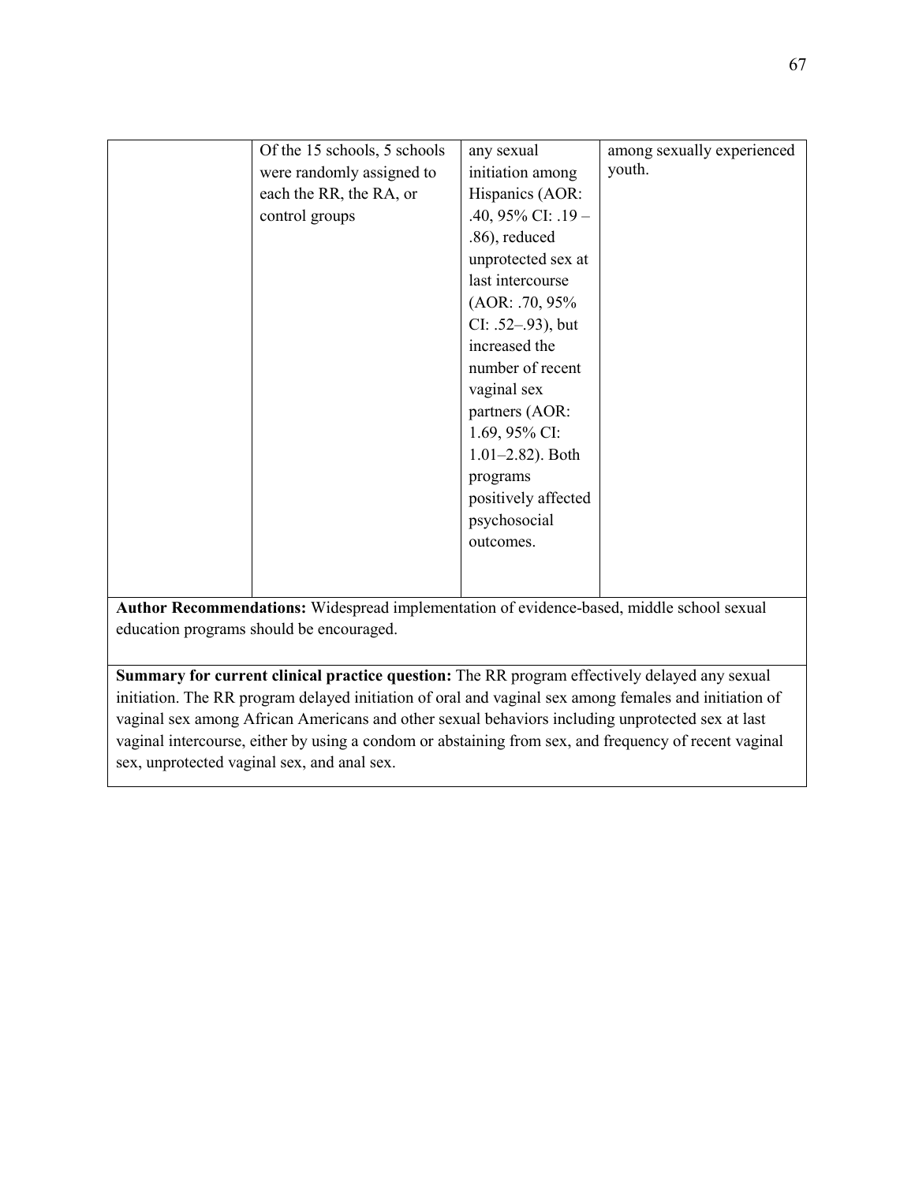|  | Of the 15 schools, 5 schools were randomly assigned to each the RR, the RA, or control groups | any sexual initiation among Hispanics (AOR: .40, 95% CI: .19 – .86), reduced unprotected sex at last intercourse (AOR: .70, 95% CI: .52–.93), but increased the number of recent vaginal sex partners (AOR: 1.69, 95% CI: 1.01–2.82). Both programs positively affected psychosocial outcomes. | among sexually experienced youth. |
| --- | --- | --- | --- |

**Author Recommendations:** Widespread implementation of evidence-based, middle school sexual education programs should be encouraged.

**Summary for current clinical practice question:** The RR program effectively delayed any sexual initiation. The RR program delayed initiation of oral and vaginal sex among females and initiation of vaginal sex among African Americans and other sexual behaviors including unprotected sex at last vaginal intercourse, either by using a condom or abstaining from sex, and frequency of recent vaginal sex, unprotected vaginal sex, and anal sex.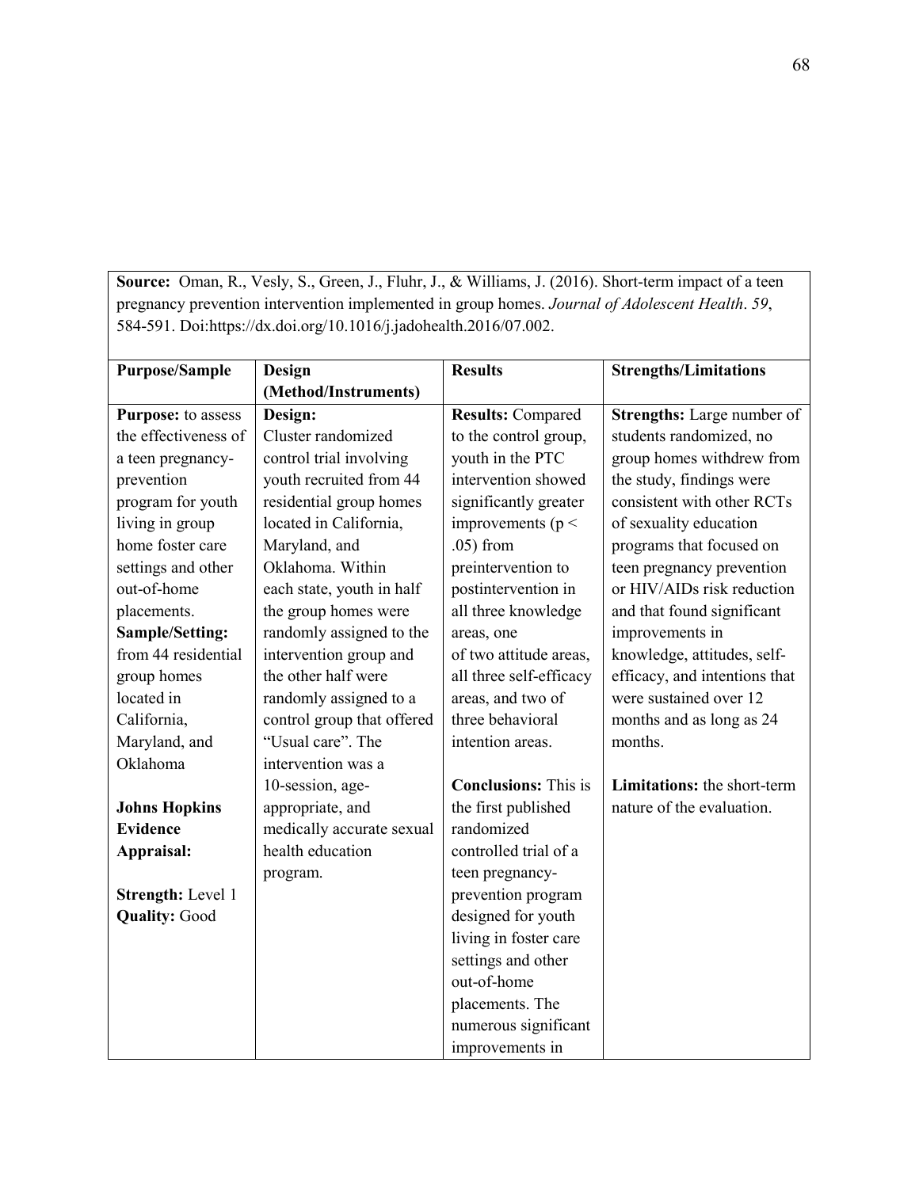**Source:** Oman, R., Vesly, S., Green, J., Fluhr, J., & Williams, J. (2016). Short-term impact of a teen pregnancy prevention intervention implemented in group homes. *Journal of Adolescent Health*. *59*, 584-591. Doi:https://dx.doi.org/10.1016/j.jadohealth.2016/07.002.

| Purpose/Sample | Design (Method/Instruments) | Results | Strengths/Limitations |
|---|---|---|---|
| **Purpose:** to assess the effectiveness of a teen pregnancy-prevention program for youth living in group home foster care settings and other out-of-home placements.<br>**Sample/Setting:** from 44 residential group homes located in California, Maryland, and Oklahoma<br><br>**Johns Hopkins Evidence Appraisal:**<br><br>**Strength:** Level 1<br>**Quality:** Good | **Design:**<br>Cluster randomized control trial involving youth recruited from 44 residential group homes located in California, Maryland, and Oklahoma. Within each state, youth in half the group homes were randomly assigned to the intervention group and the other half were randomly assigned to a control group that offered "Usual care". The intervention was a 10-session, age-appropriate, and medically accurate sexual health education program. | **Results:** Compared to the control group, youth in the PTC intervention showed significantly greater improvements ($p < .05$) from preintervention to postintervention in all three knowledge areas, one of two attitude areas, all three self-efficacy areas, and two of three behavioral intention areas.<br><br>**Conclusions:** This is the first published randomized controlled trial of a teen pregnancy-prevention program designed for youth living in foster care settings and other out-of-home placements. The numerous significant improvements in | **Strengths:** Large number of students randomized, no group homes withdrew from the study, findings were consistent with other RCTs of sexuality education programs that focused on teen pregnancy prevention or HIV/AIDs risk reduction and that found significant improvements in knowledge, attitudes, self-efficacy, and intentions that were sustained over 12 months and as long as 24 months.<br><br>**Limitations:** the short-term nature of the evaluation. |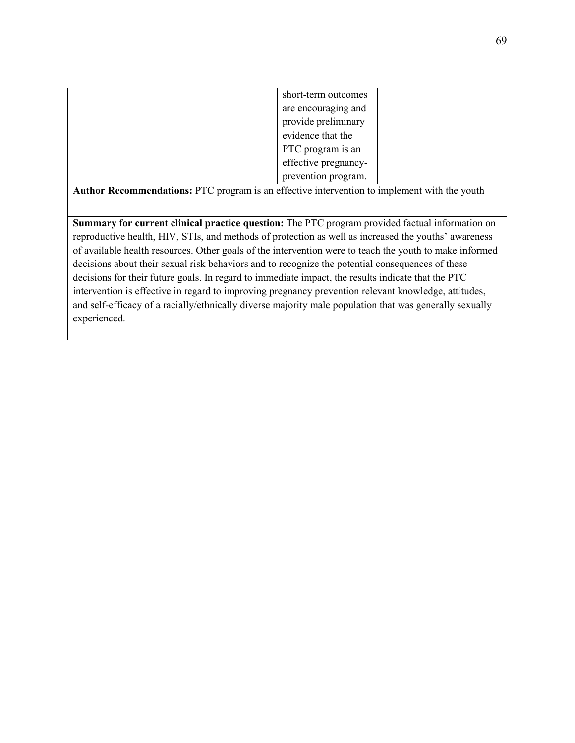| | | | |
|---|---|---|---|
| | | short-term outcomes are encouraging and provide preliminary evidence that the PTC program is an effective pregnancy-prevention program. | |

**Author Recommendations:** PTC program is an effective intervention to implement with the youth

**Summary for current clinical practice question:** The PTC program provided factual information on reproductive health, HIV, STIs, and methods of protection as well as increased the youths' awareness of available health resources. Other goals of the intervention were to teach the youth to make informed decisions about their sexual risk behaviors and to recognize the potential consequences of these decisions for their future goals. In regard to immediate impact, the results indicate that the PTC intervention is effective in regard to improving pregnancy prevention relevant knowledge, attitudes, and self-efficacy of a racially/ethnically diverse majority male population that was generally sexually experienced.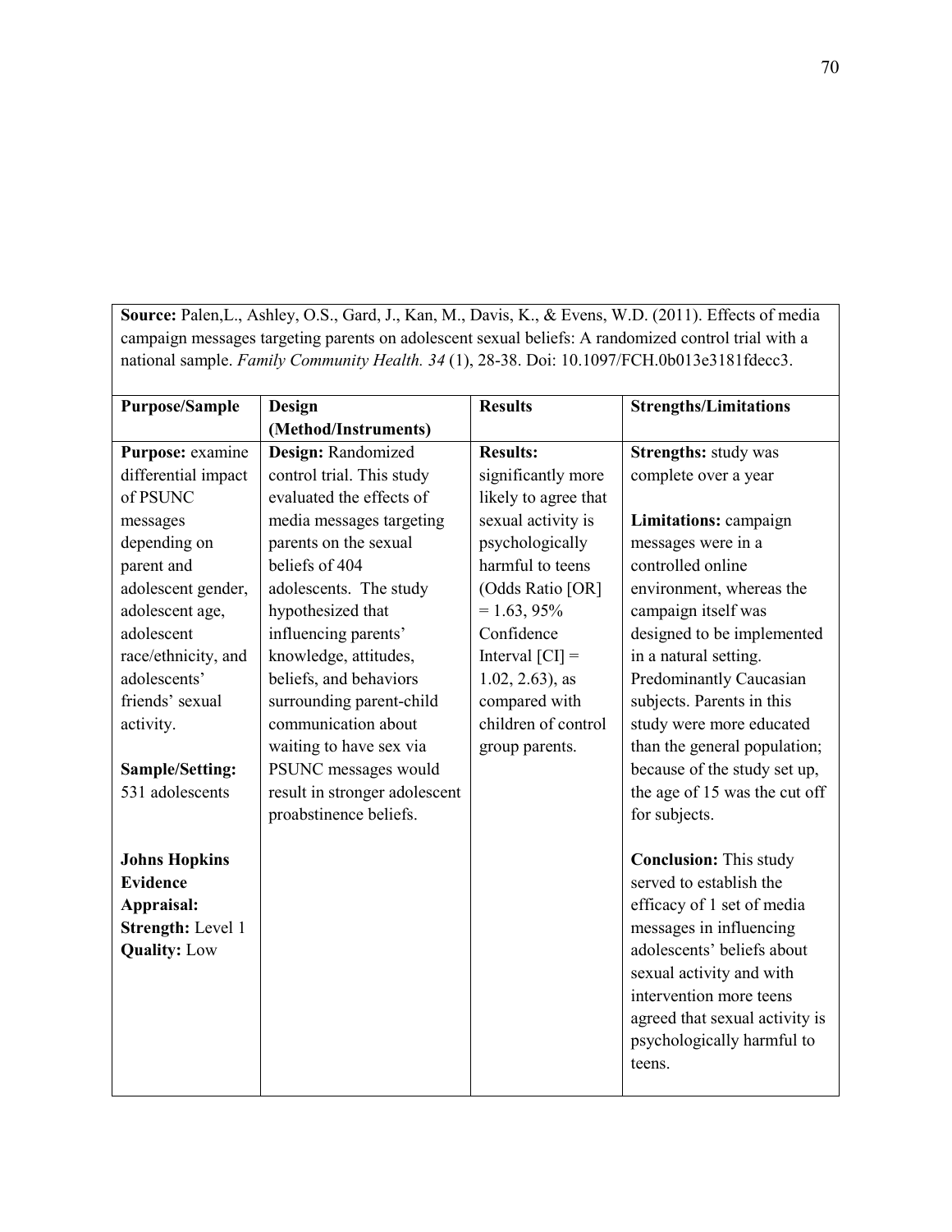**Source:** Palen,L., Ashley, O.S., Gard, J., Kan, M., Davis, K., & Evens, W.D. (2011). Effects of media campaign messages targeting parents on adolescent sexual beliefs: A randomized control trial with a national sample. *Family Community Health. 34* (1), 28-38. Doi: 10.1097/FCH.0b013e3181fdecc3.

| Purpose/Sample | Design (Method/Instruments) | Results | Strengths/Limitations |
|---|---|---|---|
| **Purpose:** examine differential impact of PSUNC messages depending on parent and adolescent gender, adolescent age, adolescent race/ethnicity, and adolescents' friends' sexual activity.<br><br>**Sample/Setting:** 531 adolescents<br><br>**Johns Hopkins Evidence Appraisal:**<br>**Strength:** Level 1<br>**Quality:** Low | **Design:** Randomized control trial. This study evaluated the effects of media messages targeting parents on the sexual beliefs of 404 adolescents. The study hypothesized that influencing parents' knowledge, attitudes, beliefs, and behaviors surrounding parent-child communication about waiting to have sex via PSUNC messages would result in stronger adolescent proabstinence beliefs. | **Results:** significantly more likely to agree that sexual activity is psychologically harmful to teens (Odds Ratio [OR] = 1.63, 95% Confidence Interval [CI] = 1.02, 2.63), as compared with children of control group parents. | **Strengths:** study was complete over a year<br><br>**Limitations:** campaign messages were in a controlled online environment, whereas the campaign itself was designed to be implemented in a natural setting. Predominantly Caucasian subjects. Parents in this study were more educated than the general population; because of the study set up, the age of 15 was the cut off for subjects.<br><br>**Conclusion:** This study served to establish the efficacy of 1 set of media messages in influencing adolescents' beliefs about sexual activity and with intervention more teens agreed that sexual activity is psychologically harmful to teens. |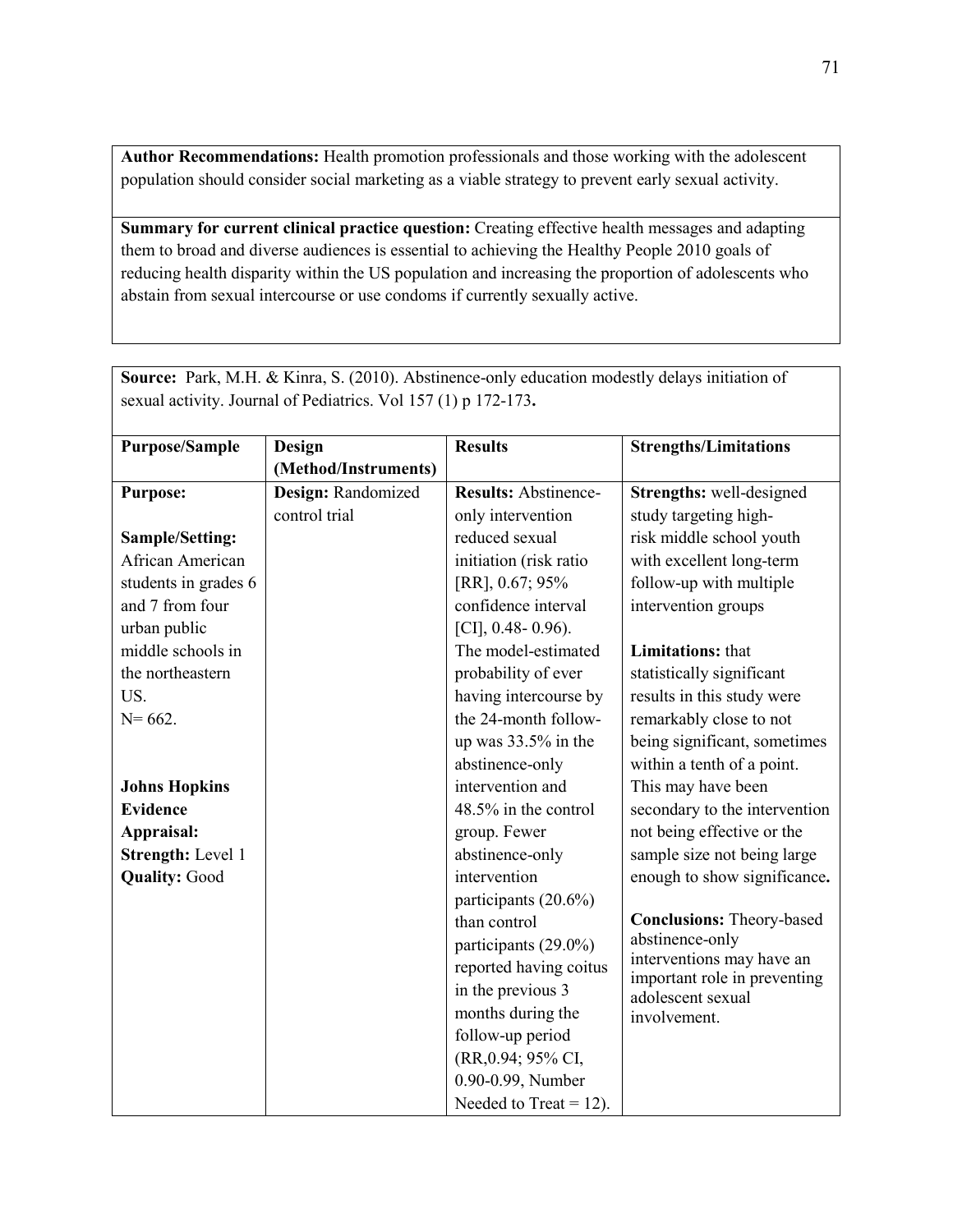**Author Recommendations:** Health promotion professionals and those working with the adolescent population should consider social marketing as a viable strategy to prevent early sexual activity.

**Summary for current clinical practice question:** Creating effective health messages and adapting them to broad and diverse audiences is essential to achieving the Healthy People 2010 goals of reducing health disparity within the US population and increasing the proportion of adolescents who abstain from sexual intercourse or use condoms if currently sexually active.

**Source:** Park, M.H. & Kinra, S. (2010). Abstinence-only education modestly delays initiation of sexual activity. Journal of Pediatrics. Vol 157 (1) p 172-173**.**

| **Purpose/Sample** | **Design (Method/Instruments)** | **Results** | **Strengths/Limitations** |
|---|---|---|---|
| **Purpose:**<br><br>**Sample/Setting:** African American students in grades 6 and 7 from four urban public middle schools in the northeastern US.<br>N= 662.<br><br>**Johns Hopkins Evidence Appraisal:**<br>**Strength:** Level 1<br>**Quality:** Good | **Design:** Randomized control trial | **Results:** Abstinence-only intervention reduced sexual initiation (risk ratio [RR], 0.67; 95% confidence interval [CI], 0.48- 0.96). The model-estimated probability of ever having intercourse by the 24-month follow-up was 33.5% in the abstinence-only intervention and 48.5% in the control group. Fewer abstinence-only intervention participants (20.6%) than control participants (29.0%) reported having coitus in the previous 3 months during the follow-up period (RR,0.94; 95% CI, 0.90-0.99, Number Needed to Treat = 12). | **Strengths:** well-designed study targeting high-risk middle school youth with excellent long-term follow-up with multiple intervention groups<br><br>**Limitations:** that statistically significant results in this study were remarkably close to not being significant, sometimes within a tenth of a point. This may have been secondary to the intervention not being effective or the sample size not being large enough to show significance**.**<br><br>**Conclusions:** Theory-based abstinence-only interventions may have an important role in preventing adolescent sexual involvement. |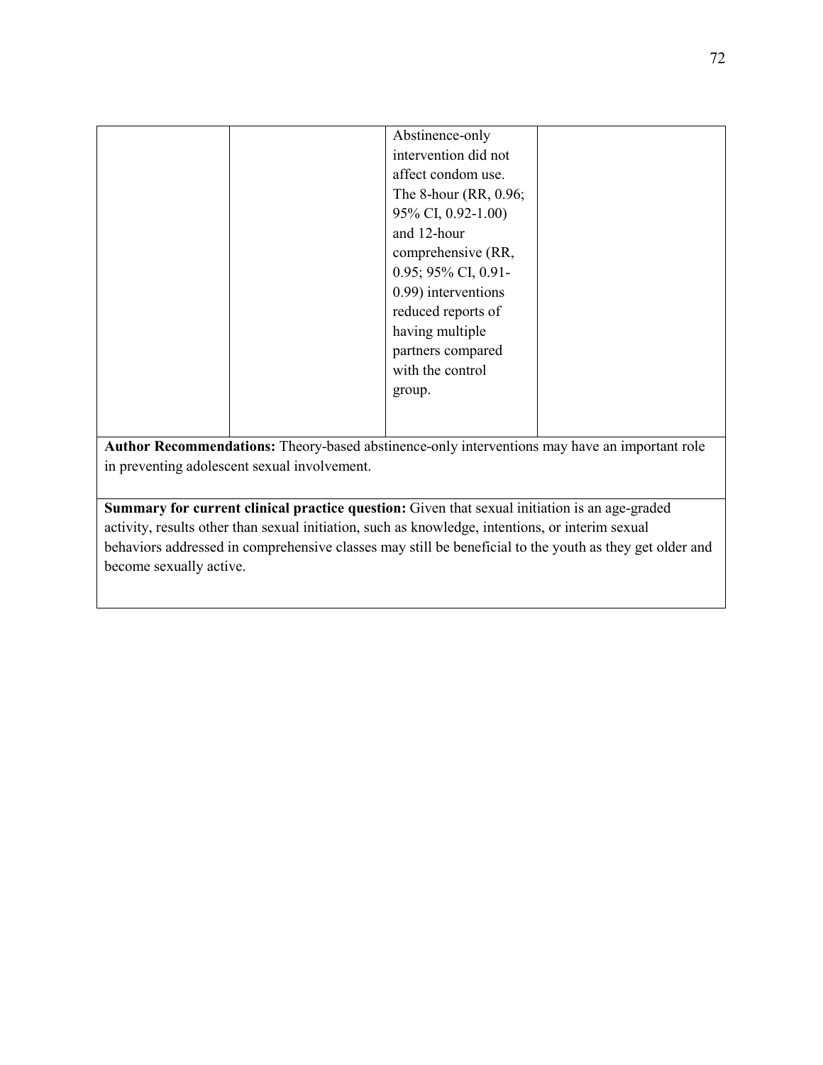| | | | |
|---|---|---|---|
| | | Abstinence-only intervention did not affect condom use. The 8-hour (RR, 0.96; 95% CI, 0.92-1.00) and 12-hour comprehensive (RR, 0.95; 95% CI, 0.91-0.99) interventions reduced reports of having multiple partners compared with the control group. | |

**Author Recommendations:** Theory-based abstinence-only interventions may have an important role in preventing adolescent sexual involvement.

**Summary for current clinical practice question:** Given that sexual initiation is an age-graded activity, results other than sexual initiation, such as knowledge, intentions, or interim sexual behaviors addressed in comprehensive classes may still be beneficial to the youth as they get older and become sexually active.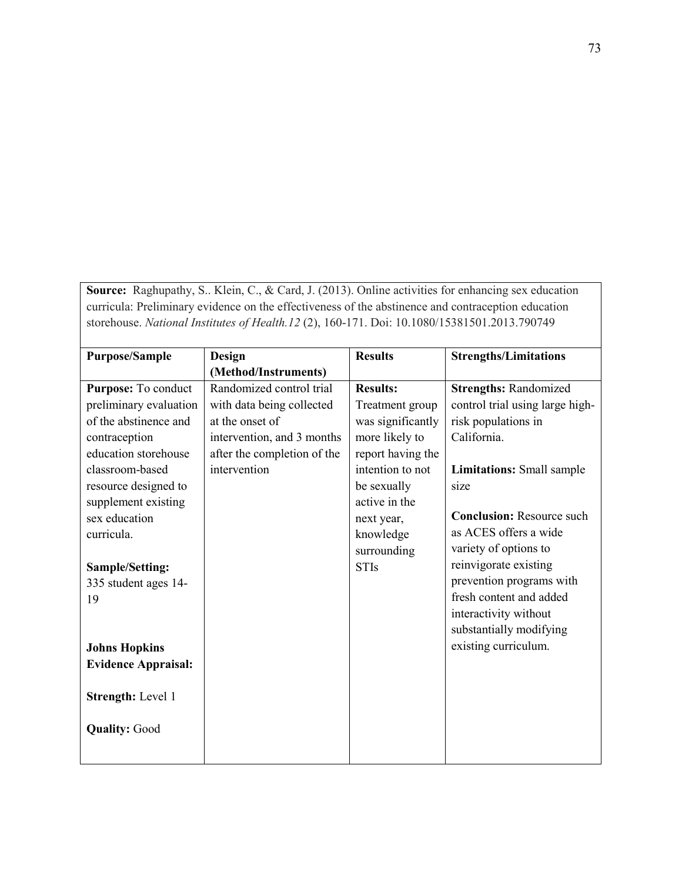**Source:** Raghupathy, S.. Klein, C., & Card, J. (2013). Online activities for enhancing sex education curricula: Preliminary evidence on the effectiveness of the abstinence and contraception education storehouse. *National Institutes of Health.12* (2), 160-171. Doi: 10.1080/15381501.2013.790749

| **Purpose/Sample** | **Design (Method/Instruments)** | **Results** | **Strengths/Limitations** |
|---|---|---|---|
| **Purpose:** To conduct preliminary evaluation of the abstinence and contraception education storehouse classroom-based resource designed to supplement existing sex education curricula.<br><br>**Sample/Setting:** 335 student ages 14-19<br><br>**Johns Hopkins Evidence Appraisal:**<br><br>**Strength:** Level 1<br><br>**Quality:** Good | Randomized control trial with data being collected at the onset of intervention, and 3 months after the completion of the intervention | **Results:** Treatment group was significantly more likely to report having the intention to not be sexually active in the next year, knowledge surrounding STIs | **Strengths:** Randomized control trial using large high-risk populations in California.<br><br>**Limitations:** Small sample size<br><br>**Conclusion:** Resource such as ACES offers a wide variety of options to reinvigorate existing prevention programs with fresh content and added interactivity without substantially modifying existing curriculum. |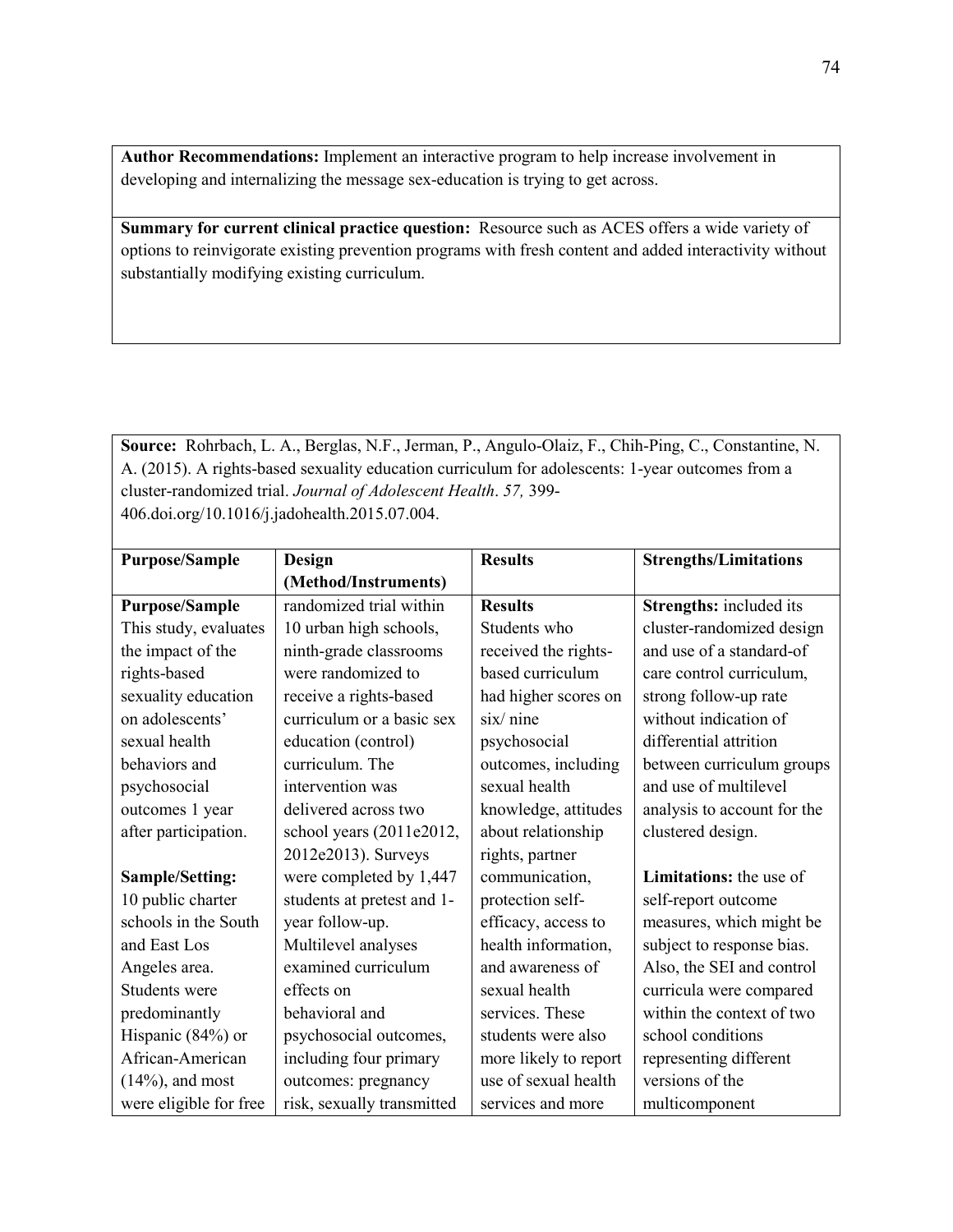**Author Recommendations:** Implement an interactive program to help increase involvement in developing and internalizing the message sex-education is trying to get across.

**Summary for current clinical practice question:** Resource such as ACES offers a wide variety of options to reinvigorate existing prevention programs with fresh content and added interactivity without substantially modifying existing curriculum.

**Source:** Rohrbach, L. A., Berglas, N.F., Jerman, P., Angulo-Olaiz, F., Chih-Ping, C., Constantine, N. A. (2015). A rights-based sexuality education curriculum for adolescents: 1-year outcomes from a cluster-randomized trial. *Journal of Adolescent Health*. *57,* 399-406.doi.org/10.1016/j.jadohealth.2015.07.004.

| **Purpose/Sample** | **Design (Method/Instruments)** | **Results** | **Strengths/Limitations** |
|---|---|---|---|
| **Purpose/Sample** This study, evaluates the impact of the rights-based sexuality education on adolescents' sexual health behaviors and psychosocial outcomes 1 year after participation. **Sample/Setting:** 10 public charter schools in the South and East Los Angeles area. Students were predominantly Hispanic (84%) or African-American (14%), and most were eligible for free | randomized trial within 10 urban high schools, ninth-grade classrooms were randomized to receive a rights-based curriculum or a basic sex education (control) curriculum. The intervention was delivered across two school years (2011e2012, 2012e2013). Surveys were completed by 1,447 students at pretest and 1-year follow-up. Multilevel analyses examined curriculum effects on behavioral and psychosocial outcomes, including four primary outcomes: pregnancy risk, sexually transmitted | **Results** Students who received the rights-based curriculum had higher scores on six/ nine psychosocial outcomes, including sexual health knowledge, attitudes about relationship rights, partner communication, protection self-efficacy, access to health information, and awareness of sexual health services. These students were also more likely to report use of sexual health services and more | **Strengths:** included its cluster-randomized design and use of a standard-of care control curriculum, strong follow-up rate without indication of differential attrition between curriculum groups and use of multilevel analysis to account for the clustered design. **Limitations:** the use of self-report outcome measures, which might be subject to response bias. Also, the SEI and control curricula were compared within the context of two school conditions representing different versions of the multicomponent |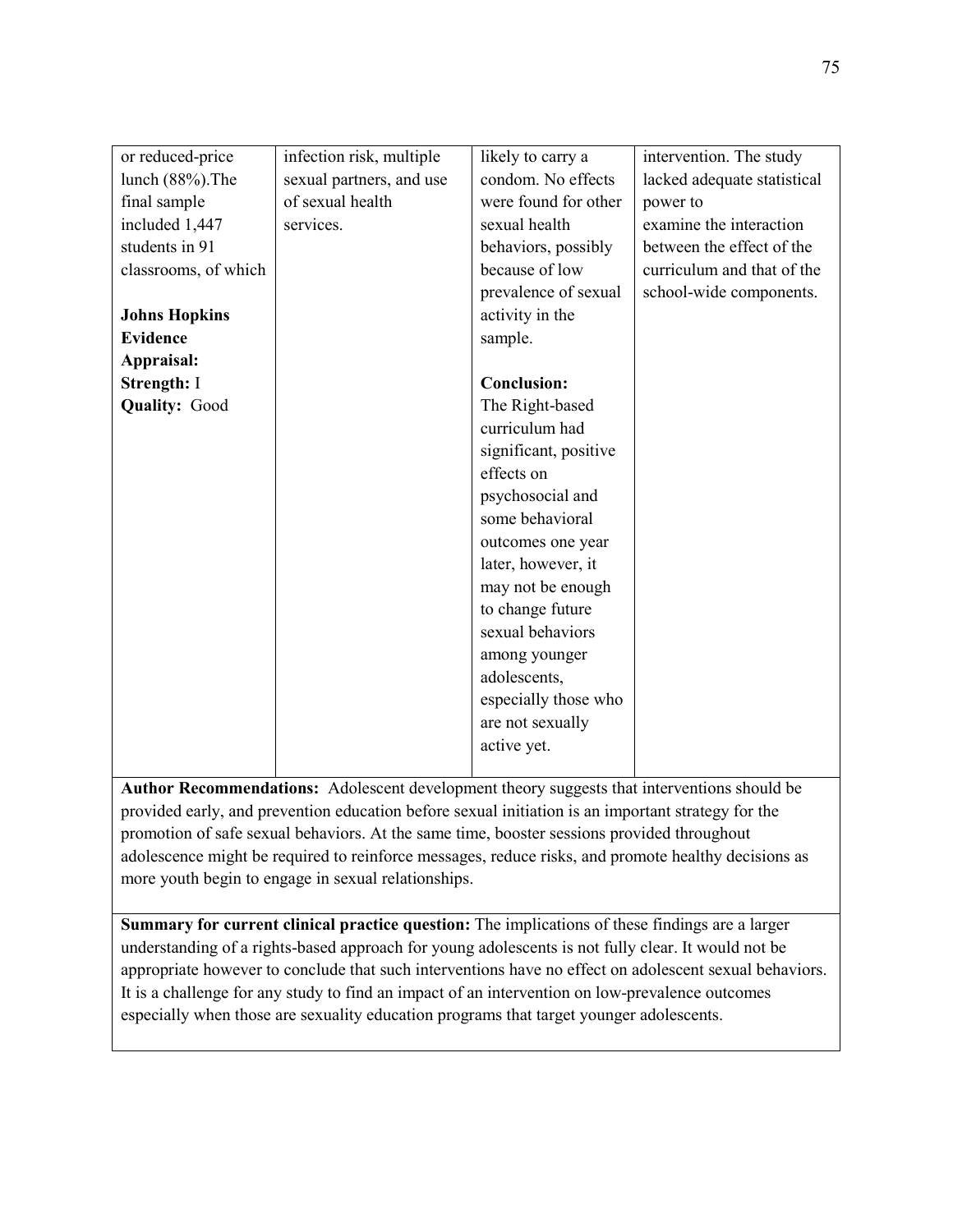| | | | |
|---|---|---|---|
| or reduced-price lunch (88%).The final sample included 1,447 students in 91 classrooms, of which<br><br>**Johns Hopkins Evidence Appraisal:**<br>**Strength:** I<br>**Quality:** Good | infection risk, multiple sexual partners, and use of sexual health services. | likely to carry a condom. No effects were found for other sexual health behaviors, possibly because of low prevalence of sexual activity in the sample.<br><br>**Conclusion:**<br>The Right-based curriculum had significant, positive effects on psychosocial and some behavioral outcomes one year later, however, it may not be enough to change future sexual behaviors among younger adolescents, especially those who are not sexually active yet. | intervention. The study lacked adequate statistical power to examine the interaction between the effect of the curriculum and that of the school-wide components. |

**Author Recommendations:** Adolescent development theory suggests that interventions should be provided early, and prevention education before sexual initiation is an important strategy for the promotion of safe sexual behaviors. At the same time, booster sessions provided throughout adolescence might be required to reinforce messages, reduce risks, and promote healthy decisions as more youth begin to engage in sexual relationships.

**Summary for current clinical practice question:** The implications of these findings are a larger understanding of a rights-based approach for young adolescents is not fully clear. It would not be appropriate however to conclude that such interventions have no effect on adolescent sexual behaviors. It is a challenge for any study to find an impact of an intervention on low-prevalence outcomes especially when those are sexuality education programs that target younger adolescents.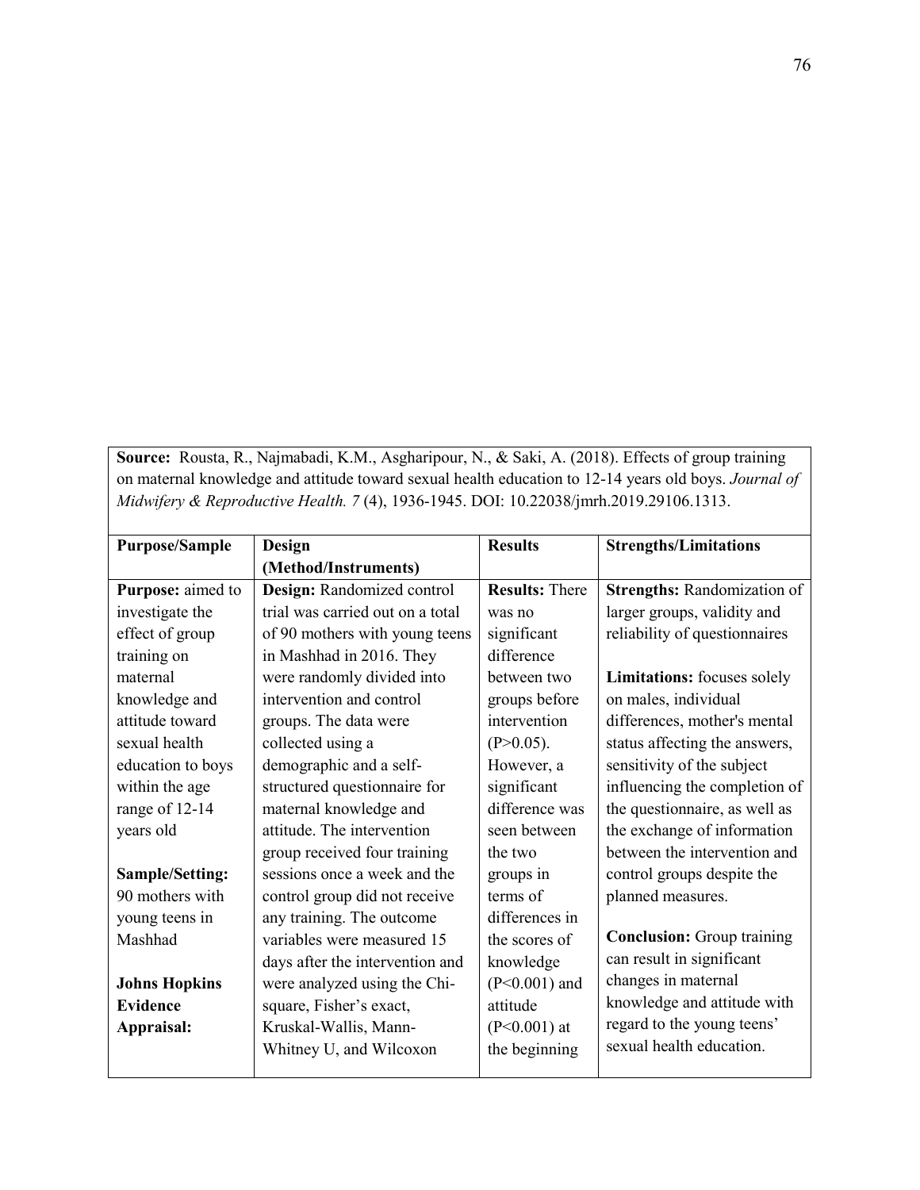**Source:** Rousta, R., Najmabadi, K.M., Asgharipour, N., & Saki, A. (2018). Effects of group training on maternal knowledge and attitude toward sexual health education to 12-14 years old boys. *Journal of Midwifery & Reproductive Health. 7* (4), 1936-1945. DOI: 10.22038/jmrh.2019.29106.1313.

| Purpose/Sample | Design (Method/Instruments) | Results | Strengths/Limitations |
|---|---|---|---|
| **Purpose:** aimed to investigate the effect of group training on maternal knowledge and attitude toward sexual health education to boys within the age range of 12-14 years old<br><br>**Sample/Setting:** 90 mothers with young teens in Mashhad<br><br>**Johns Hopkins Evidence Appraisal:** | **Design:** Randomized control trial was carried out on a total of 90 mothers with young teens in Mashhad in 2016. They were randomly divided into intervention and control groups. The data were collected using a demographic and a self-structured questionnaire for maternal knowledge and attitude. The intervention group received four training sessions once a week and the control group did not receive any training. The outcome variables were measured 15 days after the intervention and were analyzed using the Chi-square, Fisher's exact, Kruskal-Wallis, Mann-Whitney U, and Wilcoxon | **Results:** There was no significant difference between two groups before intervention ($P>0.05$). However, a significant difference was seen between the two groups in terms of differences in the scores of knowledge ($P<0.001$) and attitude ($P<0.001$) at the beginning | **Strengths:** Randomization of larger groups, validity and reliability of questionnaires<br><br>**Limitations:** focuses solely on males, individual differences, mother's mental status affecting the answers, sensitivity of the subject influencing the completion of the questionnaire, as well as the exchange of information between the intervention and control groups despite the planned measures.<br><br>**Conclusion:** Group training can result in significant changes in maternal knowledge and attitude with regard to the young teens' sexual health education. |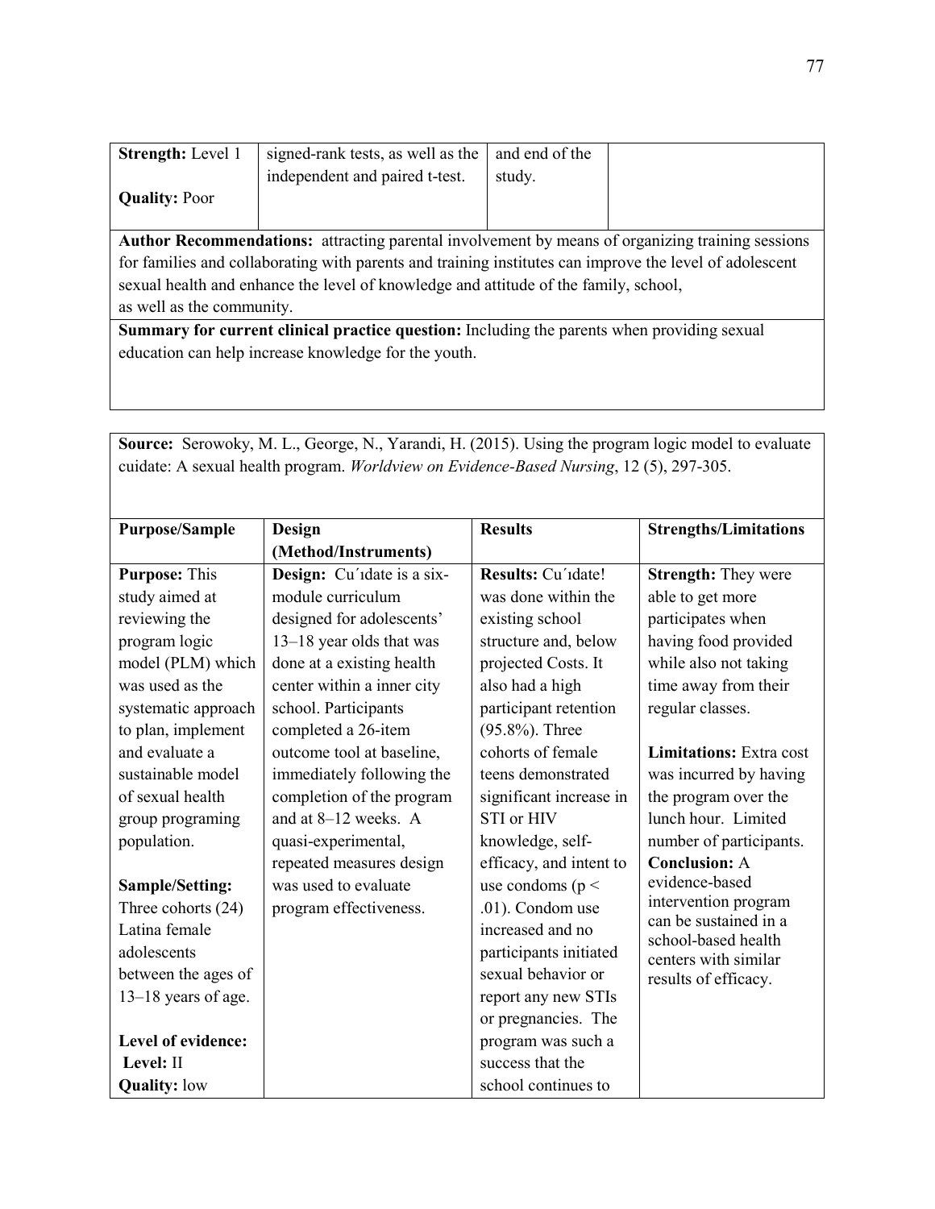| **Strength:** Level 1<br><br>**Quality:** Poor | signed-rank tests, as well as the independent and paired t-test. | and end of the study. | |
|---|---|---|---|

**Author Recommendations:** attracting parental involvement by means of organizing training sessions for families and collaborating with parents and training institutes can improve the level of adolescent sexual health and enhance the level of knowledge and attitude of the family, school, as well as the community.

**Summary for current clinical practice question:** Including the parents when providing sexual education can help increase knowledge for the youth.

**Source:** Serowoky, M. L., George, N., Yarandi, H. (2015). Using the program logic model to evaluate cuidate: A sexual health program. *Worldview on Evidence-Based Nursing*, 12 (5), 297-305.

| **Purpose/Sample** | **Design (Method/Instruments)** | **Results** | **Strengths/Limitations** |
|---|---|---|---|
| **Purpose:** This study aimed at reviewing the program logic model (PLM) which was used as the systematic approach to plan, implement and evaluate a sustainable model of sexual health group programing population.<br><br>**Sample/Setting:** Three cohorts (24) Latina female adolescents between the ages of 13–18 years of age.<br><br>**Level of evidence:** **Level:** II **Quality:** low | **Design:** Cu´ıdate is a six-module curriculum designed for adolescents' 13–18 year olds that was done at a existing health center within a inner city school. Participants completed a 26-item outcome tool at baseline, immediately following the completion of the program and at 8–12 weeks. A quasi-experimental, repeated measures design was used to evaluate program effectiveness. | **Results:** Cu´ıdate! was done within the existing school structure and, below projected Costs. It also had a high participant retention (95.8%). Three cohorts of female teens demonstrated significant increase in STI or HIV knowledge, self-efficacy, and intent to use condoms ($p < .01$). Condom use increased and no participants initiated sexual behavior or report any new STIs or pregnancies. The program was such a success that the school continues to | **Strength:** They were able to get more participants when having food provided while also not taking time away from their regular classes.<br><br>**Limitations:** Extra cost was incurred by having the program over the lunch hour. Limited number of participants.<br>**Conclusion:** A evidence-based intervention program can be sustained in a school-based health centers with similar results of efficacy. |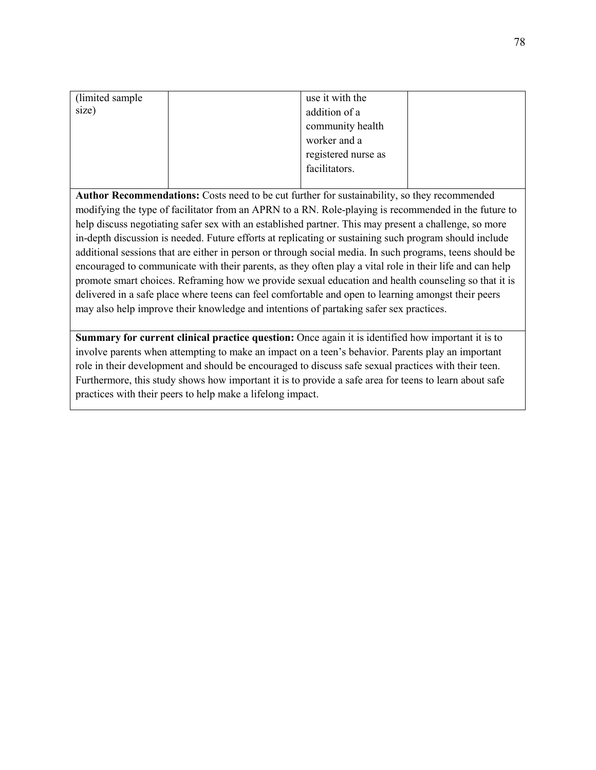| | | | |
|---|---|---|---|
| (limited sample size) | | use it with the addition of a community health worker and a registered nurse as facilitators. | |

**Author Recommendations:** Costs need to be cut further for sustainability, so they recommended modifying the type of facilitator from an APRN to a RN. Role-playing is recommended in the future to help discuss negotiating safer sex with an established partner. This may present a challenge, so more in-depth discussion is needed. Future efforts at replicating or sustaining such program should include additional sessions that are either in person or through social media. In such programs, teens should be encouraged to communicate with their parents, as they often play a vital role in their life and can help promote smart choices. Reframing how we provide sexual education and health counseling so that it is delivered in a safe place where teens can feel comfortable and open to learning amongst their peers may also help improve their knowledge and intentions of partaking safer sex practices.

**Summary for current clinical practice question:** Once again it is identified how important it is to involve parents when attempting to make an impact on a teen's behavior. Parents play an important role in their development and should be encouraged to discuss safe sexual practices with their teen. Furthermore, this study shows how important it is to provide a safe area for teens to learn about safe practices with their peers to help make a lifelong impact.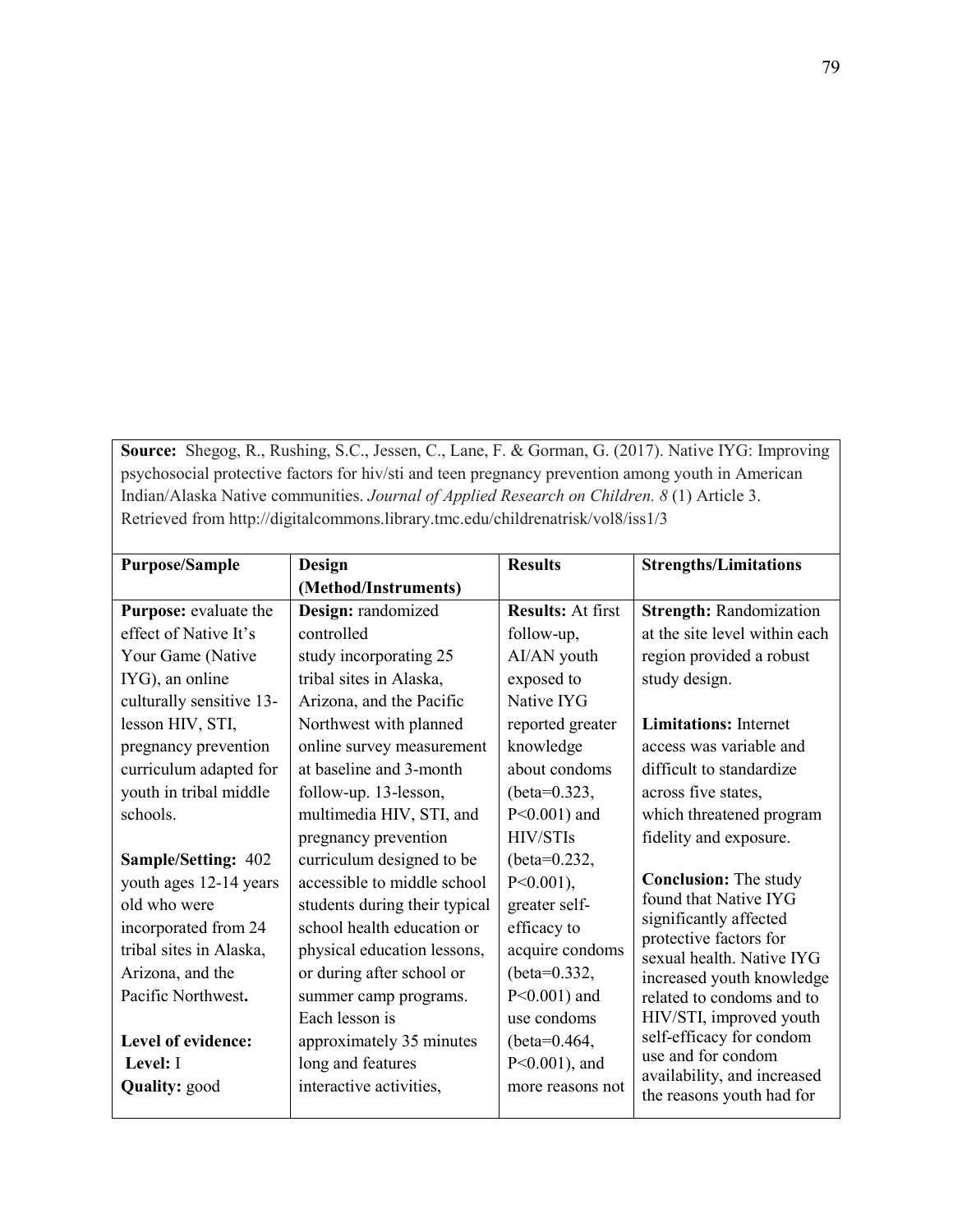**Source:** Shegog, R., Rushing, S.C., Jessen, C., Lane, F. & Gorman, G. (2017). Native IYG: Improving psychosocial protective factors for hiv/sti and teen pregnancy prevention among youth in American Indian/Alaska Native communities. *Journal of Applied Research on Children. 8* (1) Article 3. Retrieved from http://digitalcommons.library.tmc.edu/childrenatrisk/vol8/iss1/3

| **Purpose/Sample** | **Design (Method/Instruments)** | **Results** | **Strengths/Limitations** |
|---|---|---|---|
| **Purpose:** evaluate the effect of Native It's Your Game (Native IYG), an online culturally sensitive 13-lesson HIV, STI, pregnancy prevention curriculum adapted for youth in tribal middle schools.<br><br>**Sample/Setting:** 402 youth ages 12-14 years old who were incorporated from 24 tribal sites in Alaska, Arizona, and the Pacific Northwest**.**<br><br>**Level of evidence:**<br>**Level:** I<br>**Quality:** good | **Design:** randomized controlled study incorporating 25 tribal sites in Alaska, Arizona, and the Pacific Northwest with planned online survey measurement at baseline and 3-month follow-up. 13-lesson, multimedia HIV, STI, and pregnancy prevention curriculum designed to be accessible to middle school students during their typical school health education or physical education lessons, or during after school or summer camp programs. Each lesson is approximately 35 minutes long and features interactive activities, | **Results:** At first follow-up, AI/AN youth exposed to Native IYG reported greater knowledge about condoms (beta=0.323, $P<0.001$) and HIV/STIs (beta=0.232, $P<0.001$), greater self-efficacy to acquire condoms (beta=0.332, $P<0.001$) and use condoms (beta=0.464, $P<0.001$), and more reasons not | **Strength:** Randomization at the site level within each region provided a robust study design.<br><br>**Limitations:** Internet access was variable and difficult to standardize across five states, which threatened program fidelity and exposure.<br><br>**Conclusion:** The study found that Native IYG significantly affected protective factors for sexual health. Native IYG increased youth knowledge related to condoms and to HIV/STI, improved youth self-efficacy for condom use and for condom availability, and increased the reasons youth had for |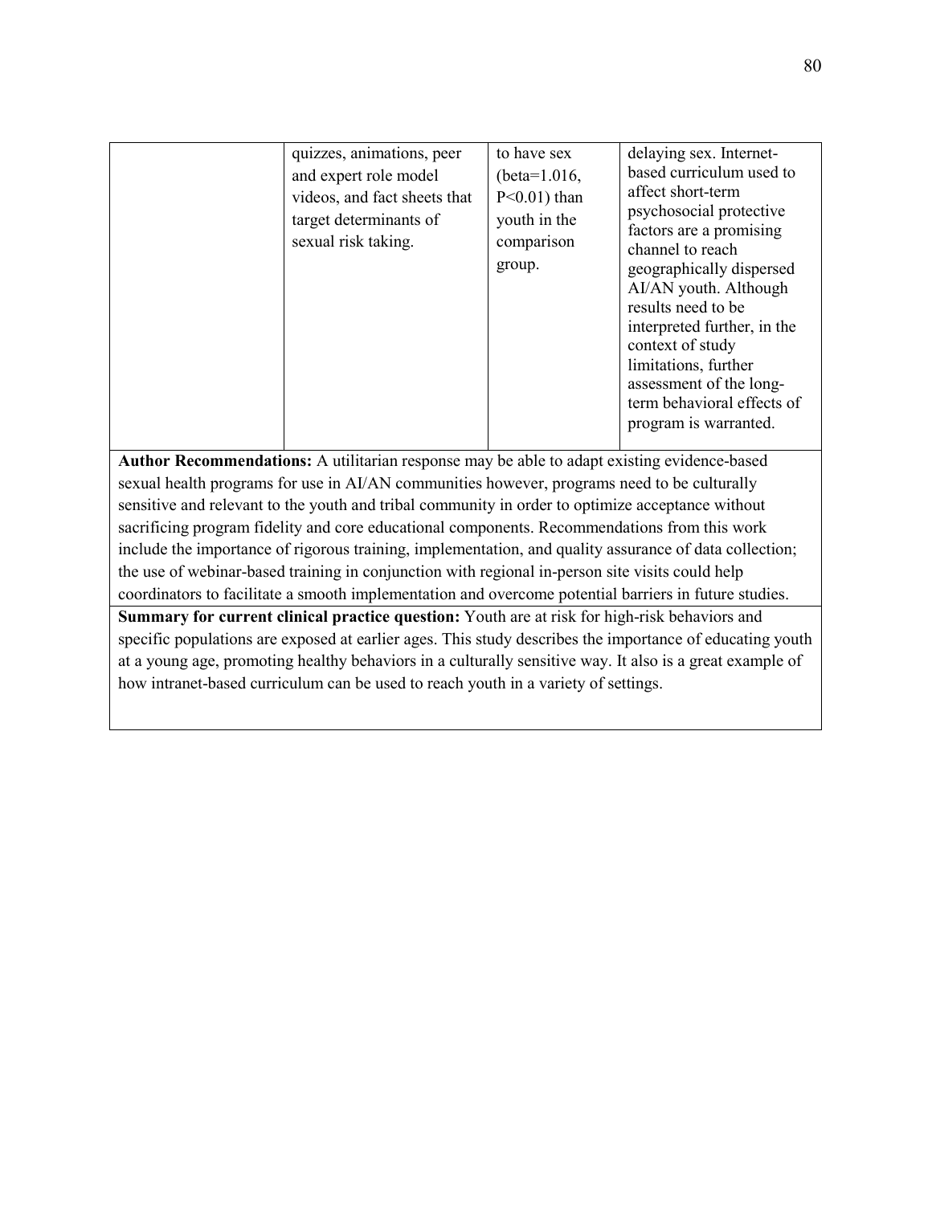| | | | |
|---|---|---|---|
| | quizzes, animations, peer and expert role model videos, and fact sheets that target determinants of sexual risk taking. | to have sex (beta=1.016, P<0.01) than youth in the comparison group. | delaying sex. Internet-based curriculum used to affect short-term psychosocial protective factors are a promising channel to reach geographically dispersed AI/AN youth. Although results need to be interpreted further, in the context of study limitations, further assessment of the long-term behavioral effects of program is warranted. |

**Author Recommendations:** A utilitarian response may be able to adapt existing evidence-based sexual health programs for use in AI/AN communities however, programs need to be culturally sensitive and relevant to the youth and tribal community in order to optimize acceptance without sacrificing program fidelity and core educational components. Recommendations from this work include the importance of rigorous training, implementation, and quality assurance of data collection; the use of webinar-based training in conjunction with regional in-person site visits could help coordinators to facilitate a smooth implementation and overcome potential barriers in future studies.

**Summary for current clinical practice question:** Youth are at risk for high-risk behaviors and specific populations are exposed at earlier ages. This study describes the importance of educating youth at a young age, promoting healthy behaviors in a culturally sensitive way. It also is a great example of how intranet-based curriculum can be used to reach youth in a variety of settings.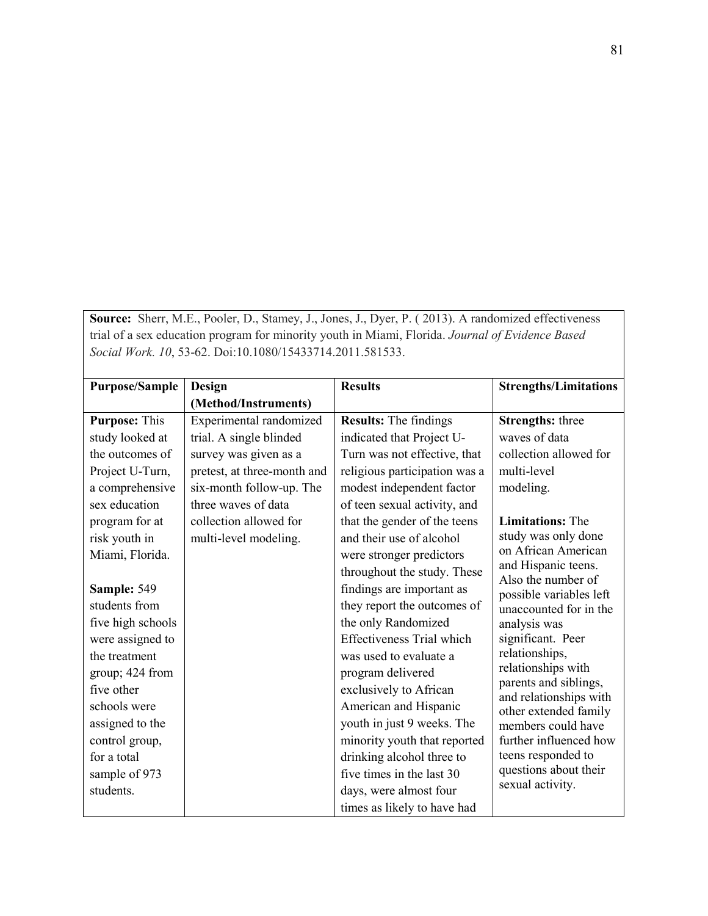**Source:** Sherr, M.E., Pooler, D., Stamey, J., Jones, J., Dyer, P. ( 2013). A randomized effectiveness trial of a sex education program for minority youth in Miami, Florida. *Journal of Evidence Based Social Work. 10*, 53-62. Doi:10.1080/15433714.2011.581533.

| Purpose/Sample | Design (Method/Instruments) | Results | Strengths/Limitations |
|---|---|---|---|
| **Purpose:** This study looked at the outcomes of Project U-Turn, a comprehensive sex education program for at risk youth in Miami, Florida.<br><br>**Sample:** 549 students from five high schools were assigned to the treatment group; 424 from five other schools were assigned to the control group, for a total sample of 973 students. | Experimental randomized trial. A single blinded survey was given as a pretest, at three-month and six-month follow-up. The three waves of data collection allowed for multi-level modeling. | **Results:** The findings indicated that Project U-Turn was not effective, that religious participation was a modest independent factor of teen sexual activity, and that the gender of the teens and their use of alcohol were stronger predictors throughout the study. These findings are important as they report the outcomes of the only Randomized Effectiveness Trial which was used to evaluate a program delivered exclusively to African American and Hispanic youth in just 9 weeks. The minority youth that reported drinking alcohol three to five times in the last 30 days, were almost four times as likely to have had | **Strengths:** three waves of data collection allowed for multi-level modeling.<br><br>**Limitations:** The study was only done on African American and Hispanic teens. Also the number of possible variables left unaccounted for in the analysis was significant. Peer relationships, relationships with parents and siblings, and relationships with other extended family members could have further influenced how teens responded to questions about their sexual activity. |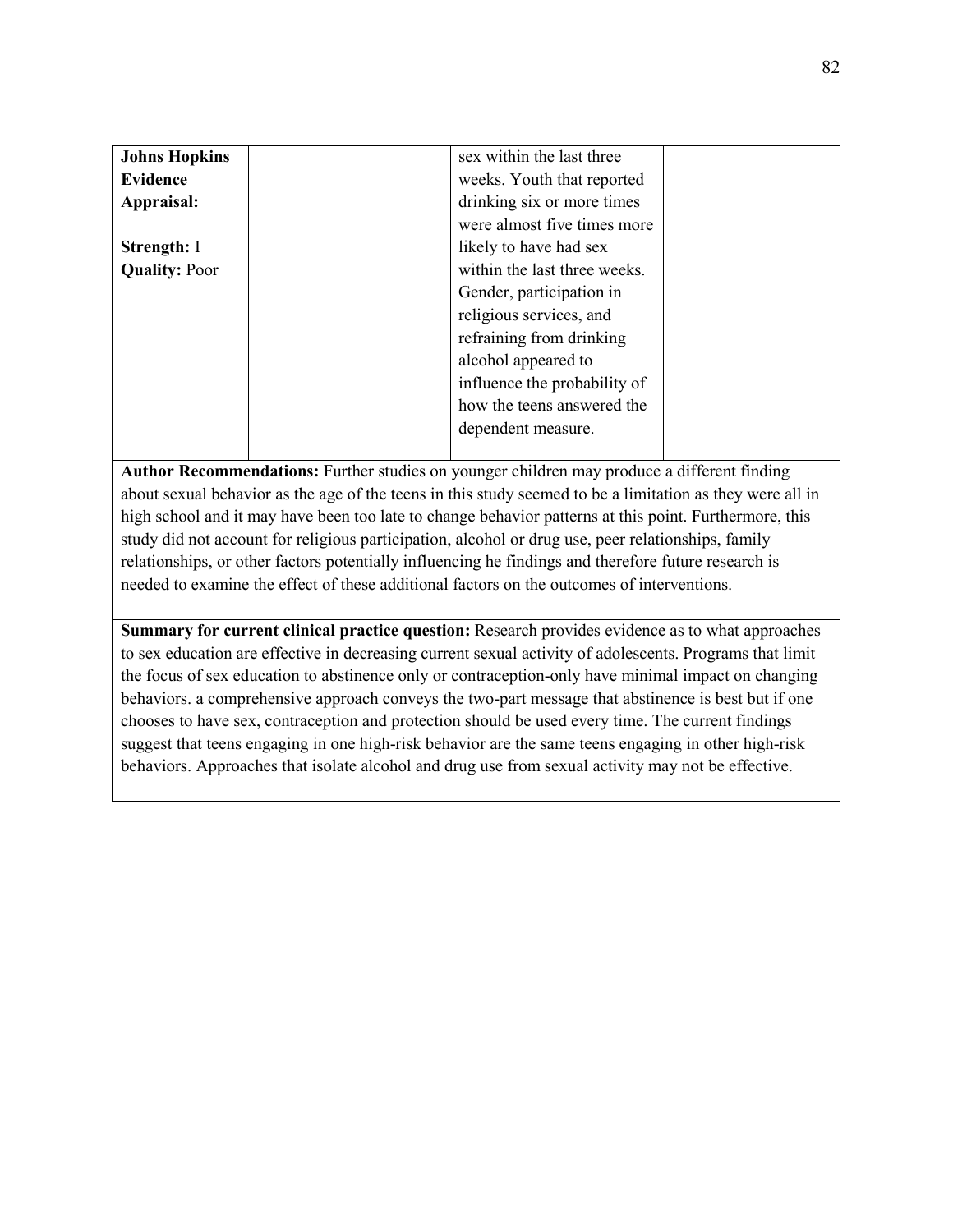| **Johns Hopkins Evidence Appraisal:**<br><br>**Strength:** I<br>**Quality:** Poor | | sex within the last three weeks. Youth that reported drinking six or more times were almost five times more likely to have had sex within the last three weeks. Gender, participation in religious services, and refraining from drinking alcohol appeared to influence the probability of how the teens answered the dependent measure. | |
|---|---|---|---|

**Author Recommendations:** Further studies on younger children may produce a different finding about sexual behavior as the age of the teens in this study seemed to be a limitation as they were all in high school and it may have been too late to change behavior patterns at this point. Furthermore, this study did not account for religious participation, alcohol or drug use, peer relationships, family relationships, or other factors potentially influencing he findings and therefore future research is needed to examine the effect of these additional factors on the outcomes of interventions.

**Summary for current clinical practice question:** Research provides evidence as to what approaches to sex education are effective in decreasing current sexual activity of adolescents. Programs that limit the focus of sex education to abstinence only or contraception-only have minimal impact on changing behaviors. a comprehensive approach conveys the two-part message that abstinence is best but if one chooses to have sex, contraception and protection should be used every time. The current findings suggest that teens engaging in one high-risk behavior are the same teens engaging in other high-risk behaviors. Approaches that isolate alcohol and drug use from sexual activity may not be effective.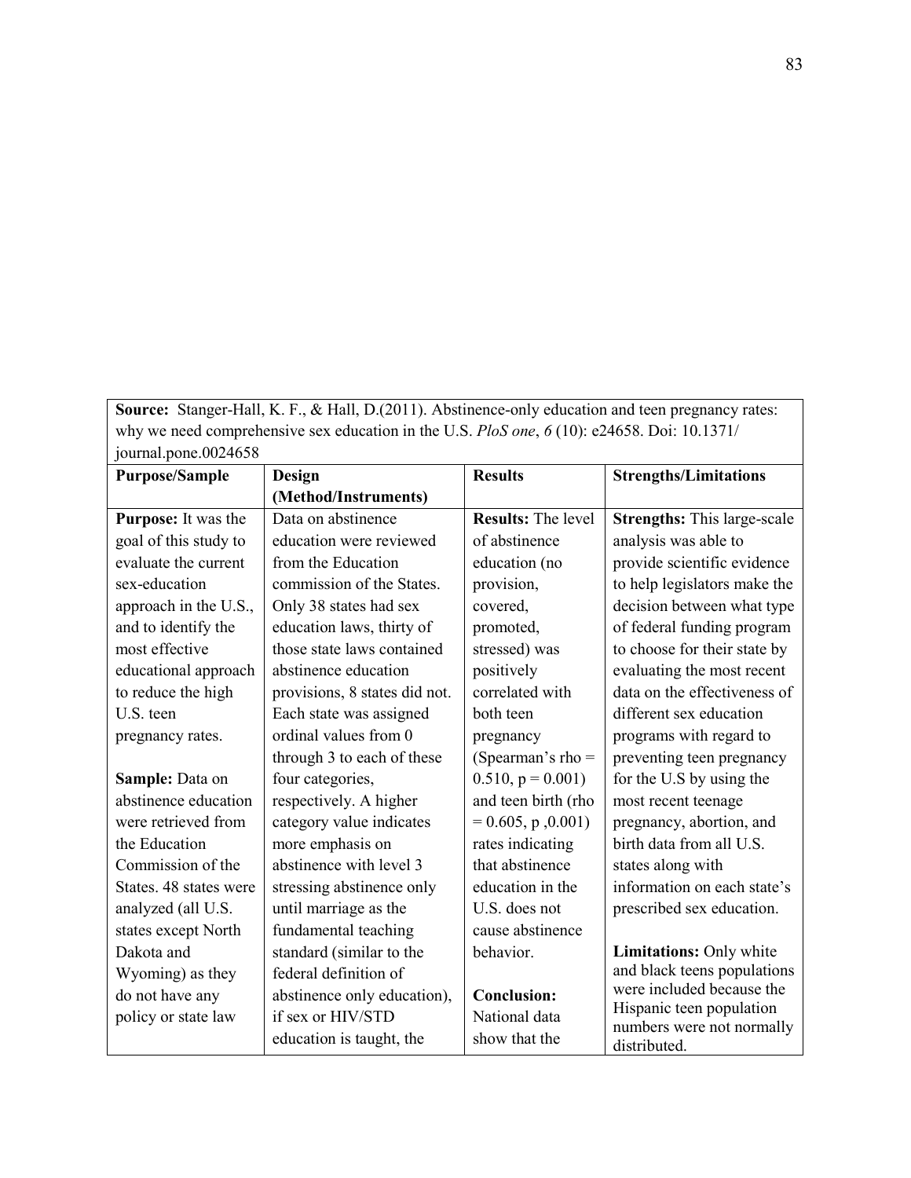| **Source:** Stanger-Hall, K. F., & Hall, D.(2011). Abstinence-only education and teen pregnancy rates: why we need comprehensive sex education in the U.S. *PloS one*, *6* (10): e24658. Doi: 10.1371/ journal.pone.0024658 | | | |
|---|---|---|---|
| **Purpose/Sample** | **Design (Method/Instruments)** | **Results** | **Strengths/Limitations** |
| **Purpose:** It was the goal of this study to evaluate the current sex-education approach in the U.S., and to identify the most effective educational approach to reduce the high U.S. teen pregnancy rates.<br><br>**Sample:** Data on abstinence education were retrieved from the Education Commission of the States. 48 states were analyzed (all U.S. states except North Dakota and Wyoming) as they do not have any policy or state law | Data on abstinence education were reviewed from the Education commission of the States. Only 38 states had sex education laws, thirty of those state laws contained abstinence education provisions, 8 states did not. Each state was assigned ordinal values from 0 through 3 to each of these four categories, respectively. A higher category value indicates more emphasis on abstinence with level 3 stressing abstinence only until marriage as the fundamental teaching standard (similar to the federal definition of abstinence only education), if sex or HIV/STD education is taught, the | **Results:** The level of abstinence education (no provision, covered, promoted, stressed) was positively correlated with both teen pregnancy (Spearman's rho = 0.510, p = 0.001) and teen birth (rho = 0.605, p ,0.001) rates indicating that abstinence education in the U.S. does not cause abstinence behavior.<br><br>**Conclusion:** National data show that the | **Strengths:** This large-scale analysis was able to provide scientific evidence to help legislators make the decision between what type of federal funding program to choose for their state by evaluating the most recent data on the effectiveness of different sex education programs with regard to preventing teen pregnancy for the U.S by using the most recent teenage pregnancy, abortion, and birth data from all U.S. states along with information on each state's prescribed sex education.<br><br>**Limitations:** Only white and black teens populations were included because the Hispanic teen population numbers were not normally distributed. |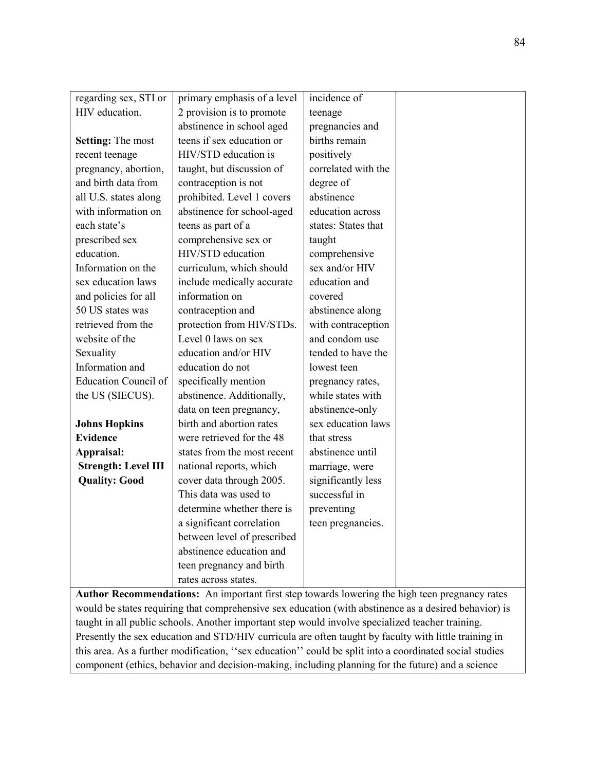| regarding sex, STI or HIV education.<br><br>**Setting:** The most recent teenage pregnancy, abortion, and birth data from all U.S. states along with information on each state's prescribed sex education. Information on the sex education laws and policies for all 50 US states was retrieved from the website of the Sexuality Information and Education Council of the US (SIECUS).<br><br>**Johns Hopkins Evidence Appraisal:**<br>**Strength: Level III**<br>**Quality: Good** | primary emphasis of a level 2 provision is to promote abstinence in school aged teens if sex education or HIV/STD education is taught, but discussion of contraception is not prohibited. Level 1 covers abstinence for school-aged teens as part of a comprehensive sex or HIV/STD education curriculum, which should include medically accurate information on contraception and protection from HIV/STDs. Level 0 laws on sex education and/or HIV education do not specifically mention abstinence. Additionally, data on teen pregnancy, birth and abortion rates were retrieved for the 48 states from the most recent national reports, which cover data through 2005. This data was used to determine whether there is a significant correlation between level of prescribed abstinence education and teen pregnancy and birth rates across states. | incidence of teenage pregnancies and births remain positively correlated with the degree of abstinence education across states: States that taught comprehensive sex and/or HIV education and covered abstinence along with contraception and condom use tended to have the lowest teen pregnancy rates, while states with abstinence-only sex education laws that stress abstinence until marriage, were significantly less successful in preventing teen pregnancies. | |
|---|---|---|---|
| **Author Recommendations:** An important first step towards lowering the high teen pregnancy rates would be states requiring that comprehensive sex education (with abstinence as a desired behavior) is taught in all public schools. Another important step would involve specialized teacher training. Presently the sex education and STD/HIV curricula are often taught by faculty with little training in this area. As a further modification, ''sex education'' could be split into a coordinated social studies component (ethics, behavior and decision-making, including planning for the future) and a science | | | |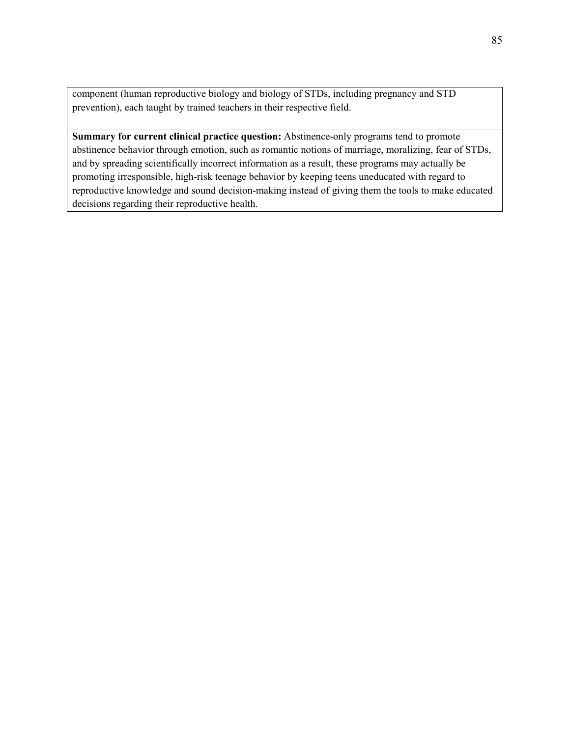| |
|---|
| component (human reproductive biology and biology of STDs, including pregnancy and STD prevention), each taught by trained teachers in their respective field. |
| **Summary for current clinical practice question:** Abstinence-only programs tend to promote abstinence behavior through emotion, such as romantic notions of marriage, moralizing, fear of STDs, and by spreading scientifically incorrect information as a result, these programs may actually be promoting irresponsible, high-risk teenage behavior by keeping teens uneducated with regard to reproductive knowledge and sound decision-making instead of giving them the tools to make educated decisions regarding their reproductive health. |